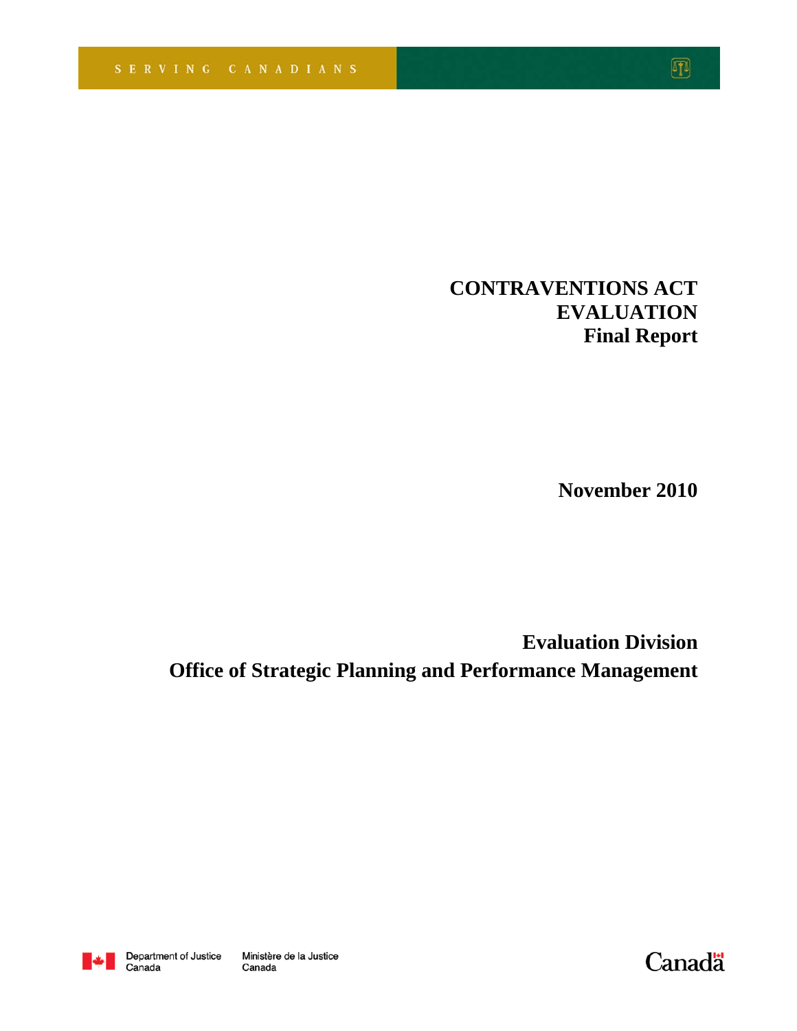SERVING CANADIANS

# CONTRAVENTIONS ACT EVALUATION
## Final Report

**November 2010**

**Evaluation Division**
**Office of Strategic Planning and Performance Management**

Department of Justice Canada | Ministère de la Justice Canada

Canada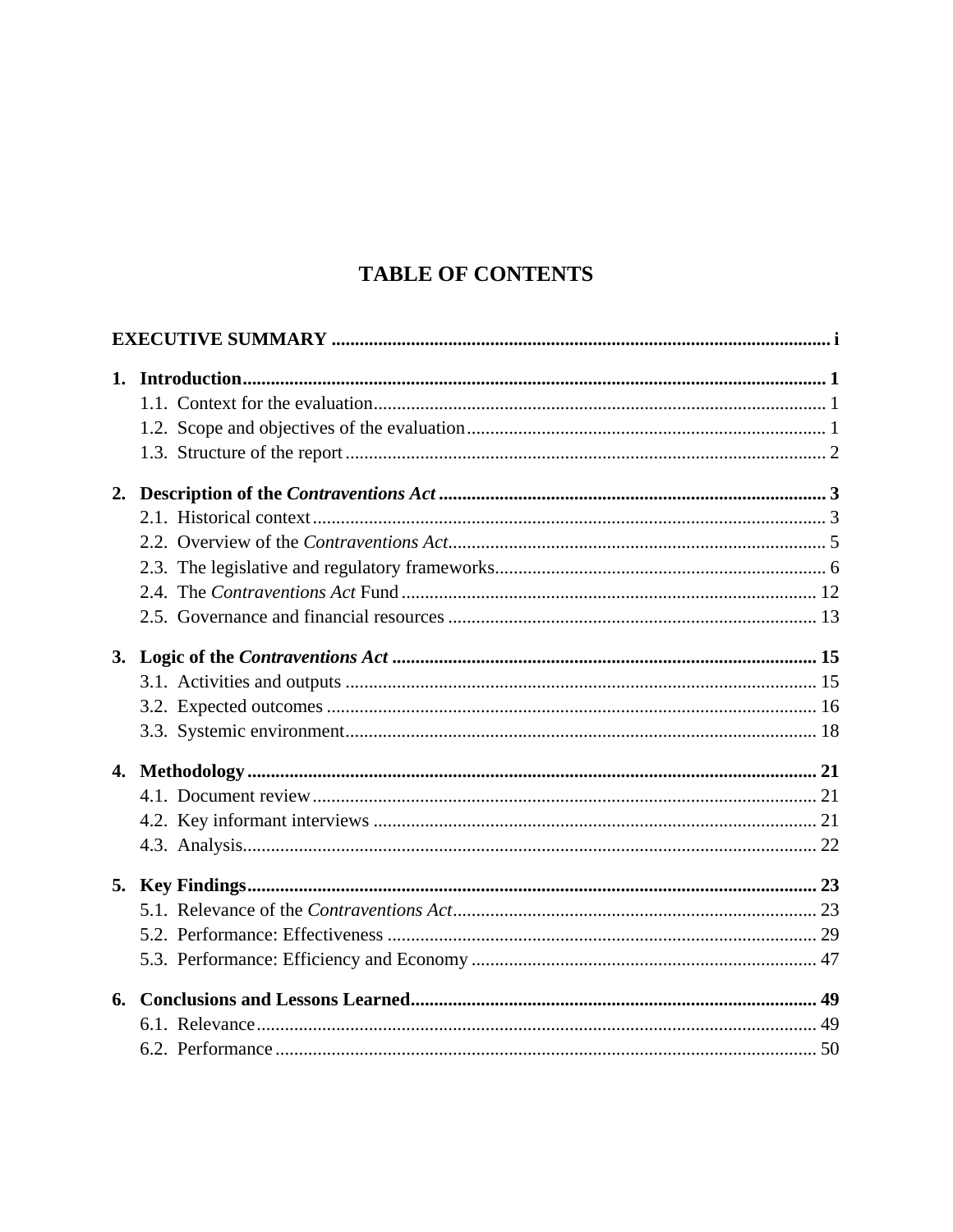# TABLE OF CONTENTS

**EXECUTIVE SUMMARY** .......... **i**

**1. Introduction** .......... **1**

- 1.1. Context for the evaluation .......... 1
- 1.2. Scope and objectives of the evaluation .......... 1
- 1.3. Structure of the report .......... 2

**2. Description of the *Contraventions Act*** .......... **3**

- 2.1. Historical context .......... 3
- 2.2. Overview of the *Contraventions Act* .......... 5
- 2.3. The legislative and regulatory frameworks .......... 6
- 2.4. The *Contraventions Act* Fund .......... 12
- 2.5. Governance and financial resources .......... 13

**3. Logic of the *Contraventions Act*** .......... **15**

- 3.1. Activities and outputs .......... 15
- 3.2. Expected outcomes .......... 16
- 3.3. Systemic environment .......... 18

**4. Methodology** .......... **21**

- 4.1. Document review .......... 21
- 4.2. Key informant interviews .......... 21
- 4.3. Analysis .......... 22

**5. Key Findings** .......... **23**

- 5.1. Relevance of the *Contraventions Act* .......... 23
- 5.2. Performance: Effectiveness .......... 29
- 5.3. Performance: Efficiency and Economy .......... 47

**6. Conclusions and Lessons Learned** .......... **49**

- 6.1. Relevance .......... 49
- 6.2. Performance .......... 50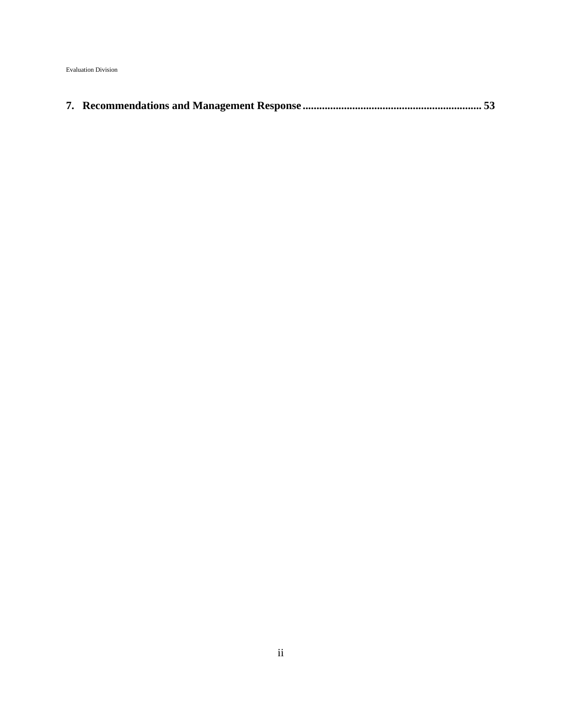**7. Recommendations and Management Response ................................................................ 53**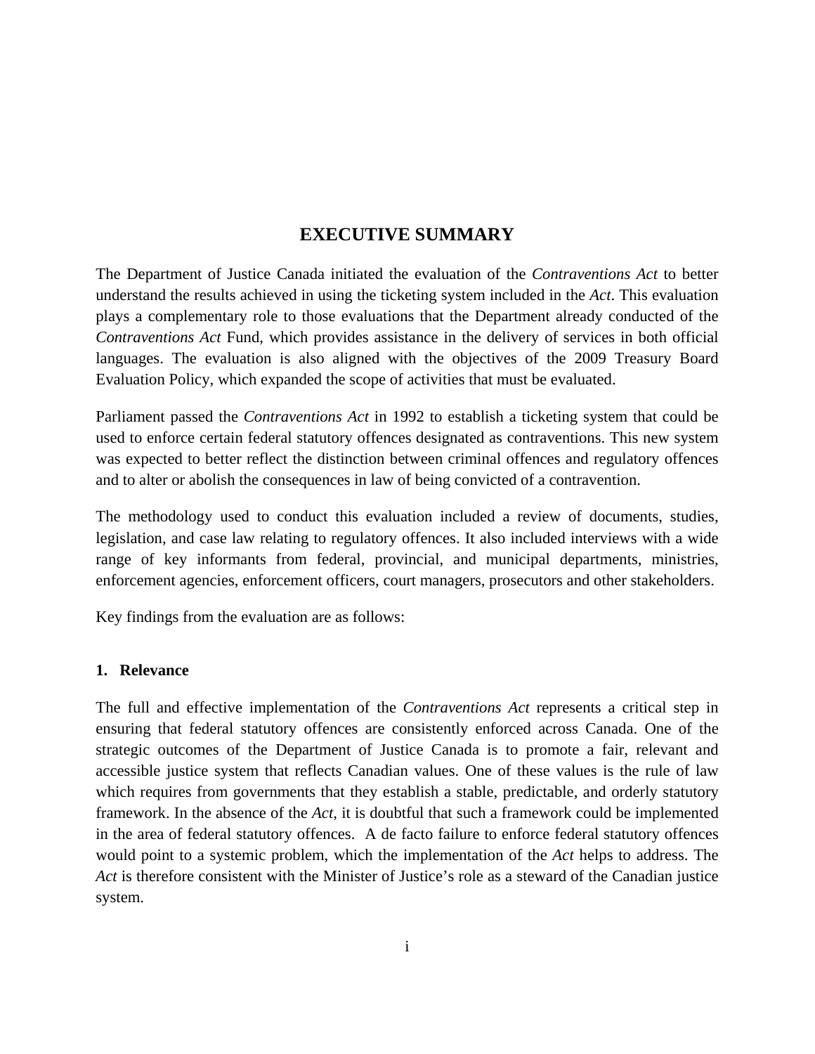# EXECUTIVE SUMMARY

The Department of Justice Canada initiated the evaluation of the *Contraventions Act* to better understand the results achieved in using the ticketing system included in the *Act*. This evaluation plays a complementary role to those evaluations that the Department already conducted of the *Contraventions Act* Fund, which provides assistance in the delivery of services in both official languages. The evaluation is also aligned with the objectives of the 2009 Treasury Board Evaluation Policy, which expanded the scope of activities that must be evaluated.

Parliament passed the *Contraventions Act* in 1992 to establish a ticketing system that could be used to enforce certain federal statutory offences designated as contraventions. This new system was expected to better reflect the distinction between criminal offences and regulatory offences and to alter or abolish the consequences in law of being convicted of a contravention.

The methodology used to conduct this evaluation included a review of documents, studies, legislation, and case law relating to regulatory offences. It also included interviews with a wide range of key informants from federal, provincial, and municipal departments, ministries, enforcement agencies, enforcement officers, court managers, prosecutors and other stakeholders.

Key findings from the evaluation are as follows:

## 1. Relevance

The full and effective implementation of the *Contraventions Act* represents a critical step in ensuring that federal statutory offences are consistently enforced across Canada. One of the strategic outcomes of the Department of Justice Canada is to promote a fair, relevant and accessible justice system that reflects Canadian values. One of these values is the rule of law which requires from governments that they establish a stable, predictable, and orderly statutory framework. In the absence of the *Act*, it is doubtful that such a framework could be implemented in the area of federal statutory offences. A de facto failure to enforce federal statutory offences would point to a systemic problem, which the implementation of the *Act* helps to address. The *Act* is therefore consistent with the Minister of Justice's role as a steward of the Canadian justice system.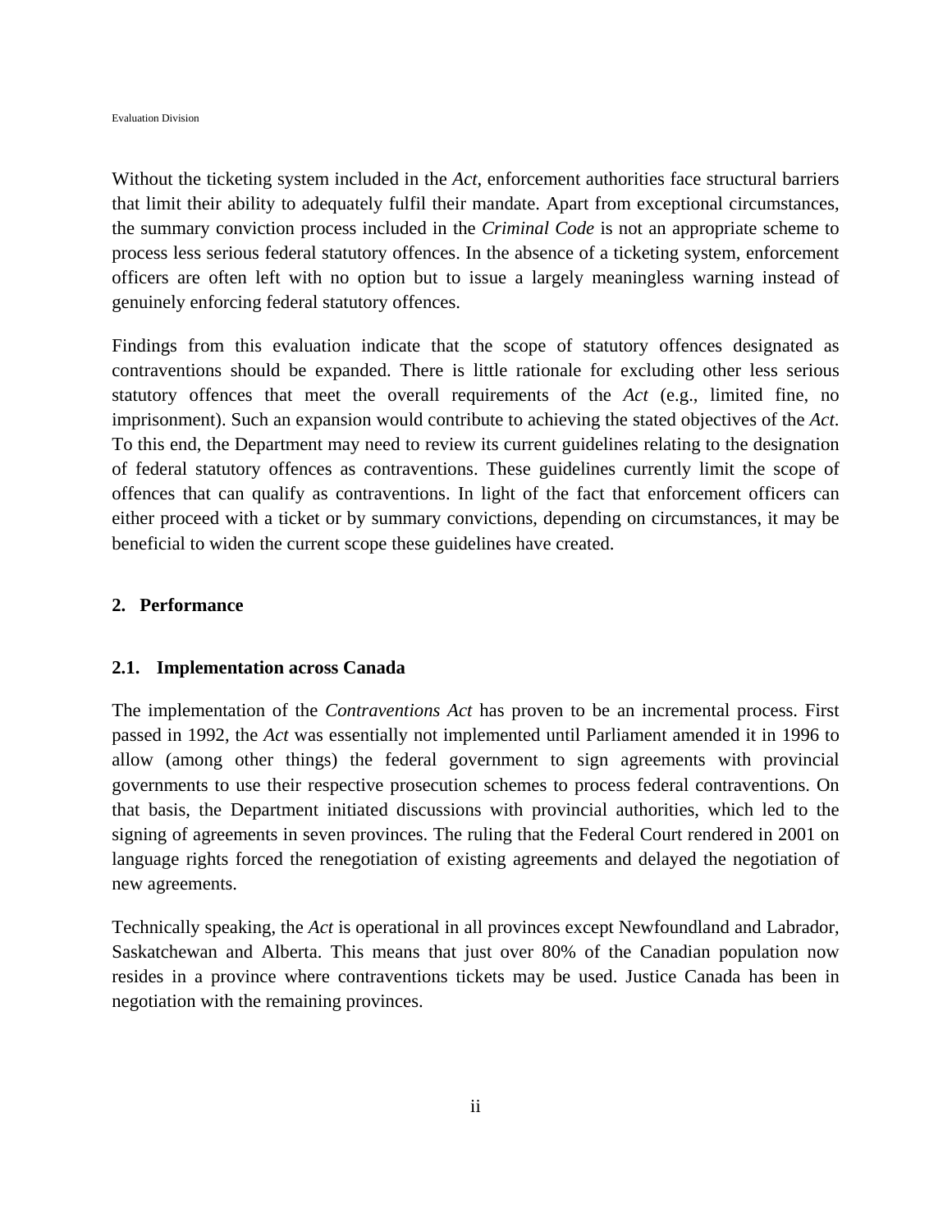Without the ticketing system included in the *Act*, enforcement authorities face structural barriers that limit their ability to adequately fulfil their mandate. Apart from exceptional circumstances, the summary conviction process included in the *Criminal Code* is not an appropriate scheme to process less serious federal statutory offences. In the absence of a ticketing system, enforcement officers are often left with no option but to issue a largely meaningless warning instead of genuinely enforcing federal statutory offences.

Findings from this evaluation indicate that the scope of statutory offences designated as contraventions should be expanded. There is little rationale for excluding other less serious statutory offences that meet the overall requirements of the *Act* (e.g., limited fine, no imprisonment). Such an expansion would contribute to achieving the stated objectives of the *Act*. To this end, the Department may need to review its current guidelines relating to the designation of federal statutory offences as contraventions. These guidelines currently limit the scope of offences that can qualify as contraventions. In light of the fact that enforcement officers can either proceed with a ticket or by summary convictions, depending on circumstances, it may be beneficial to widen the current scope these guidelines have created.

## 2. Performance

### 2.1. Implementation across Canada

The implementation of the *Contraventions Act* has proven to be an incremental process. First passed in 1992, the *Act* was essentially not implemented until Parliament amended it in 1996 to allow (among other things) the federal government to sign agreements with provincial governments to use their respective prosecution schemes to process federal contraventions. On that basis, the Department initiated discussions with provincial authorities, which led to the signing of agreements in seven provinces. The ruling that the Federal Court rendered in 2001 on language rights forced the renegotiation of existing agreements and delayed the negotiation of new agreements.

Technically speaking, the *Act* is operational in all provinces except Newfoundland and Labrador, Saskatchewan and Alberta. This means that just over 80% of the Canadian population now resides in a province where contraventions tickets may be used. Justice Canada has been in negotiation with the remaining provinces.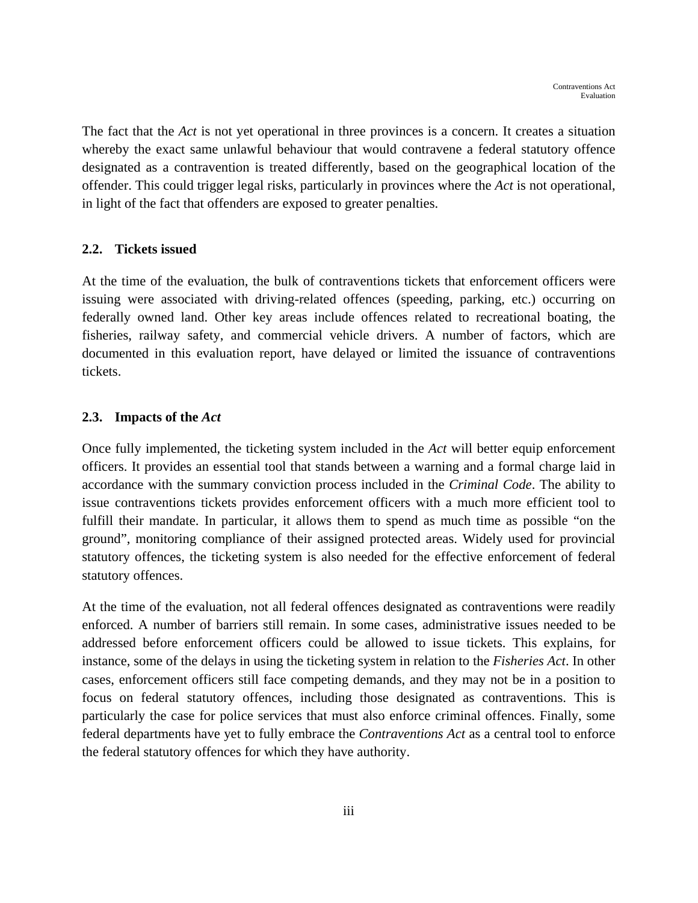The fact that the *Act* is not yet operational in three provinces is a concern. It creates a situation whereby the exact same unlawful behaviour that would contravene a federal statutory offence designated as a contravention is treated differently, based on the geographical location of the offender. This could trigger legal risks, particularly in provinces where the *Act* is not operational, in light of the fact that offenders are exposed to greater penalties.

### 2.2. Tickets issued

At the time of the evaluation, the bulk of contraventions tickets that enforcement officers were issuing were associated with driving-related offences (speeding, parking, etc.) occurring on federally owned land. Other key areas include offences related to recreational boating, the fisheries, railway safety, and commercial vehicle drivers. A number of factors, which are documented in this evaluation report, have delayed or limited the issuance of contraventions tickets.

### 2.3. Impacts of the *Act*

Once fully implemented, the ticketing system included in the *Act* will better equip enforcement officers. It provides an essential tool that stands between a warning and a formal charge laid in accordance with the summary conviction process included in the *Criminal Code*. The ability to issue contraventions tickets provides enforcement officers with a much more efficient tool to fulfill their mandate. In particular, it allows them to spend as much time as possible "on the ground", monitoring compliance of their assigned protected areas. Widely used for provincial statutory offences, the ticketing system is also needed for the effective enforcement of federal statutory offences.

At the time of the evaluation, not all federal offences designated as contraventions were readily enforced. A number of barriers still remain. In some cases, administrative issues needed to be addressed before enforcement officers could be allowed to issue tickets. This explains, for instance, some of the delays in using the ticketing system in relation to the *Fisheries Act*. In other cases, enforcement officers still face competing demands, and they may not be in a position to focus on federal statutory offences, including those designated as contraventions. This is particularly the case for police services that must also enforce criminal offences. Finally, some federal departments have yet to fully embrace the *Contraventions Act* as a central tool to enforce the federal statutory offences for which they have authority.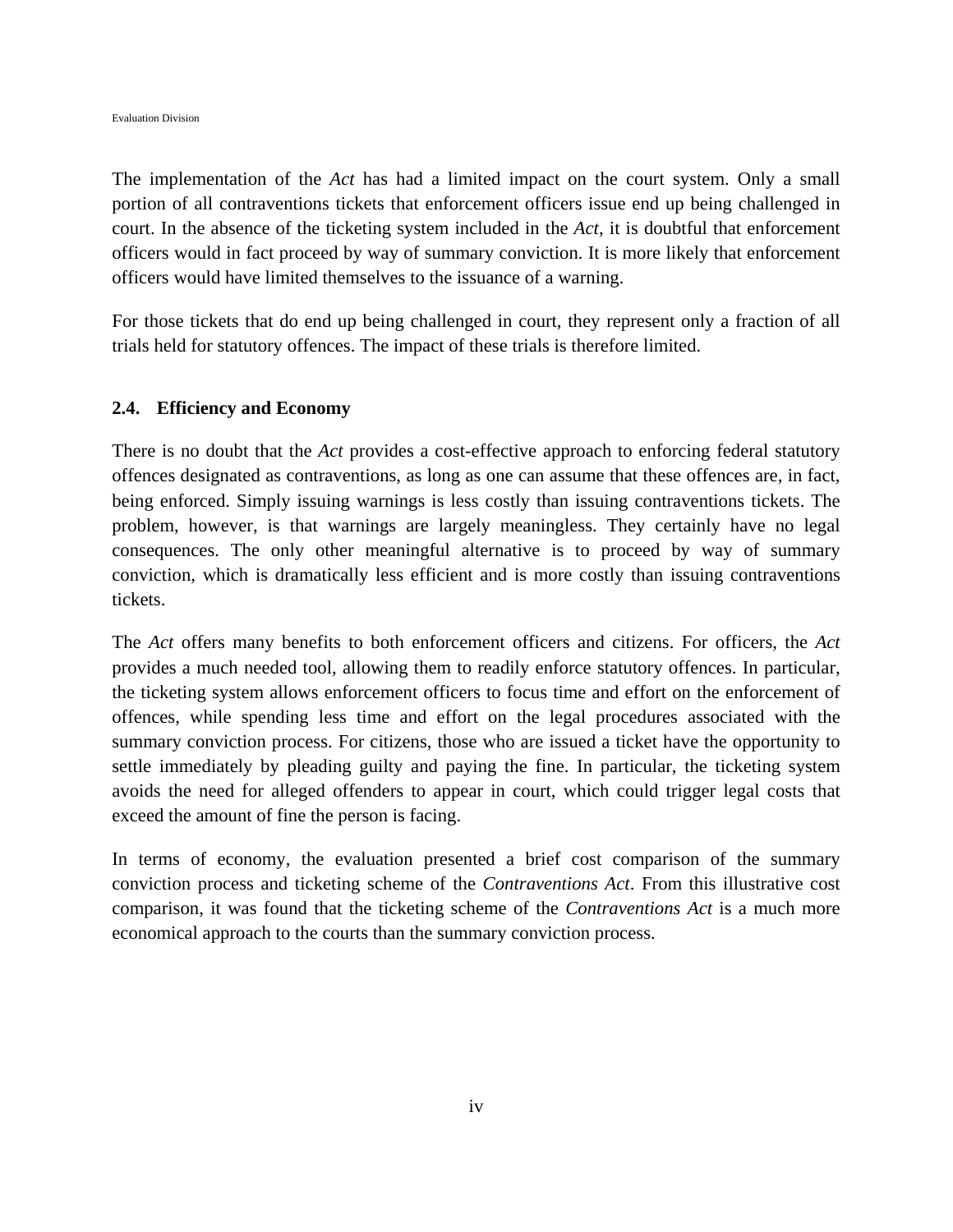The implementation of the *Act* has had a limited impact on the court system. Only a small portion of all contraventions tickets that enforcement officers issue end up being challenged in court. In the absence of the ticketing system included in the *Act*, it is doubtful that enforcement officers would in fact proceed by way of summary conviction. It is more likely that enforcement officers would have limited themselves to the issuance of a warning.

For those tickets that do end up being challenged in court, they represent only a fraction of all trials held for statutory offences. The impact of these trials is therefore limited.

### 2.4. Efficiency and Economy

There is no doubt that the *Act* provides a cost-effective approach to enforcing federal statutory offences designated as contraventions, as long as one can assume that these offences are, in fact, being enforced. Simply issuing warnings is less costly than issuing contraventions tickets. The problem, however, is that warnings are largely meaningless. They certainly have no legal consequences. The only other meaningful alternative is to proceed by way of summary conviction, which is dramatically less efficient and is more costly than issuing contraventions tickets.

The *Act* offers many benefits to both enforcement officers and citizens. For officers, the *Act* provides a much needed tool, allowing them to readily enforce statutory offences. In particular, the ticketing system allows enforcement officers to focus time and effort on the enforcement of offences, while spending less time and effort on the legal procedures associated with the summary conviction process. For citizens, those who are issued a ticket have the opportunity to settle immediately by pleading guilty and paying the fine. In particular, the ticketing system avoids the need for alleged offenders to appear in court, which could trigger legal costs that exceed the amount of fine the person is facing.

In terms of economy, the evaluation presented a brief cost comparison of the summary conviction process and ticketing scheme of the *Contraventions Act*. From this illustrative cost comparison, it was found that the ticketing scheme of the *Contraventions Act* is a much more economical approach to the courts than the summary conviction process.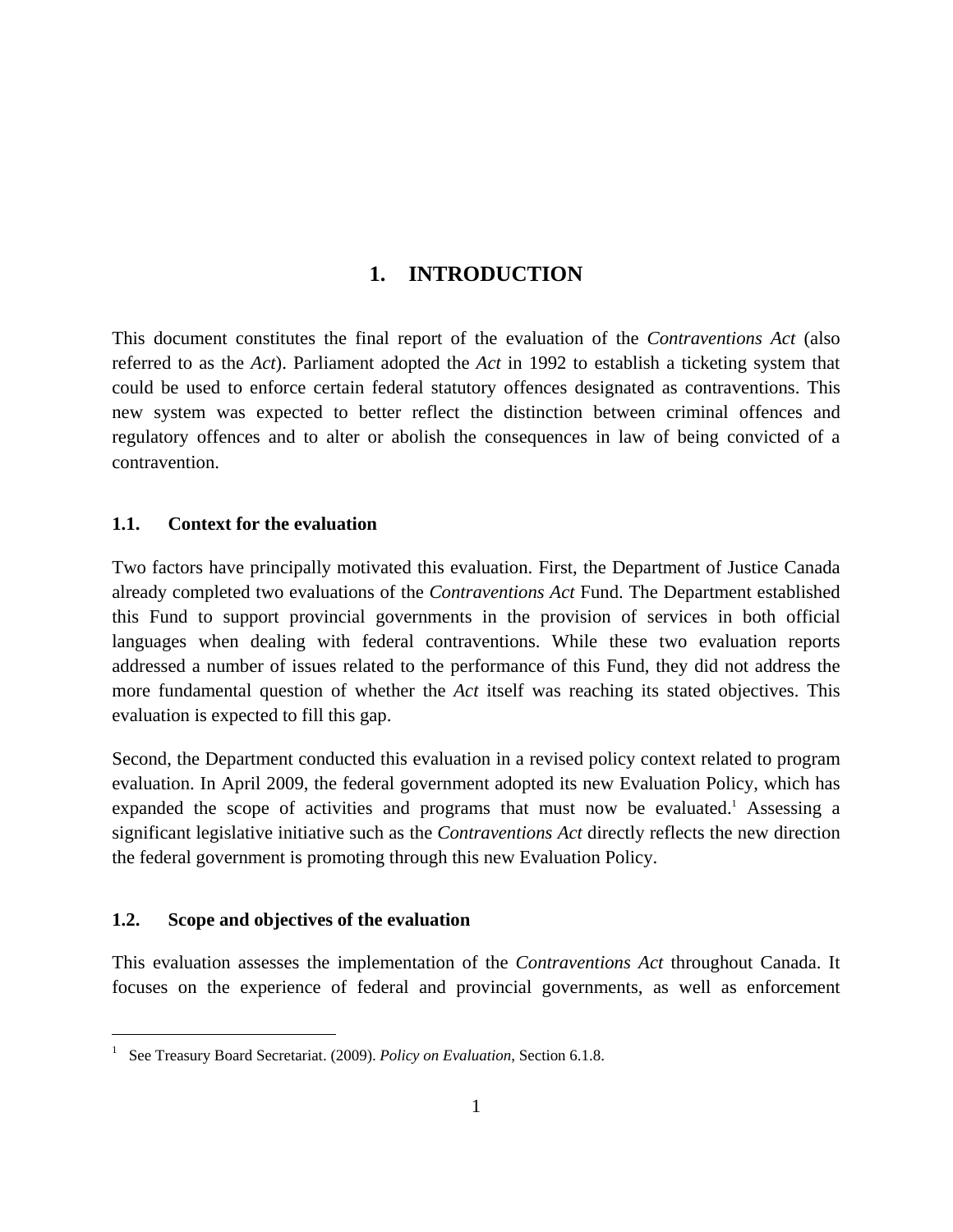# 1. INTRODUCTION

This document constitutes the final report of the evaluation of the *Contraventions Act* (also referred to as the *Act*). Parliament adopted the *Act* in 1992 to establish a ticketing system that could be used to enforce certain federal statutory offences designated as contraventions. This new system was expected to better reflect the distinction between criminal offences and regulatory offences and to alter or abolish the consequences in law of being convicted of a contravention.

## 1.1. Context for the evaluation

Two factors have principally motivated this evaluation. First, the Department of Justice Canada already completed two evaluations of the *Contraventions Act* Fund. The Department established this Fund to support provincial governments in the provision of services in both official languages when dealing with federal contraventions. While these two evaluation reports addressed a number of issues related to the performance of this Fund, they did not address the more fundamental question of whether the *Act* itself was reaching its stated objectives. This evaluation is expected to fill this gap.

Second, the Department conducted this evaluation in a revised policy context related to program evaluation. In April 2009, the federal government adopted its new Evaluation Policy, which has expanded the scope of activities and programs that must now be evaluated.[1] Assessing a significant legislative initiative such as the *Contraventions Act* directly reflects the new direction the federal government is promoting through this new Evaluation Policy.

## 1.2. Scope and objectives of the evaluation

This evaluation assesses the implementation of the *Contraventions Act* throughout Canada. It focuses on the experience of federal and provincial governments, as well as enforcement

---

[1] See Treasury Board Secretariat. (2009). *Policy on Evaluation*, Section 6.1.8.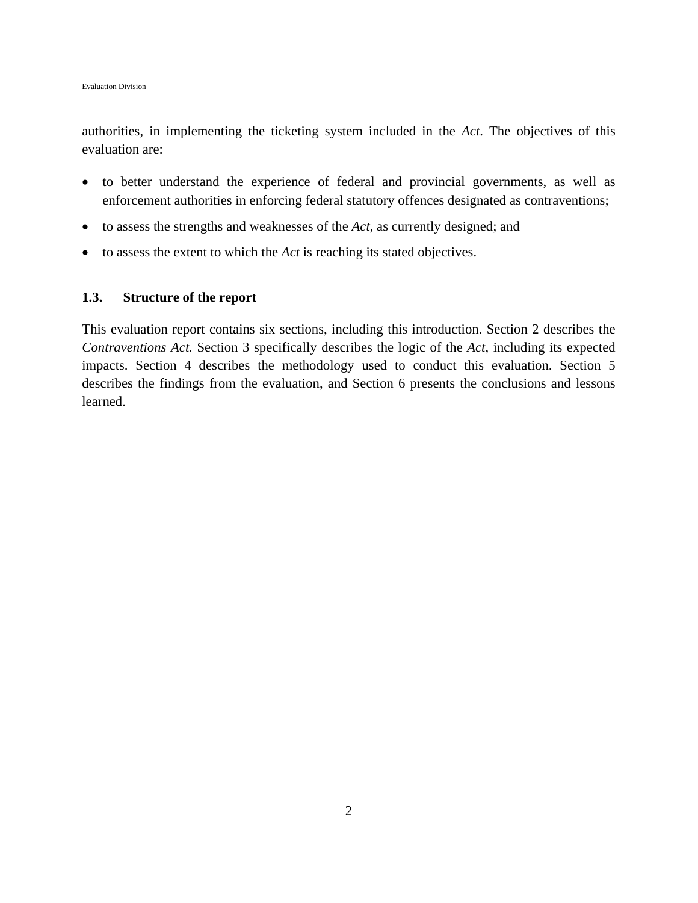authorities, in implementing the ticketing system included in the *Act*. The objectives of this evaluation are:

- to better understand the experience of federal and provincial governments, as well as enforcement authorities in enforcing federal statutory offences designated as contraventions;
- to assess the strengths and weaknesses of the *Act*, as currently designed; and
- to assess the extent to which the *Act* is reaching its stated objectives.

### 1.3. Structure of the report

This evaluation report contains six sections, including this introduction. Section 2 describes the *Contraventions Act.* Section 3 specifically describes the logic of the *Act*, including its expected impacts. Section 4 describes the methodology used to conduct this evaluation. Section 5 describes the findings from the evaluation, and Section 6 presents the conclusions and lessons learned.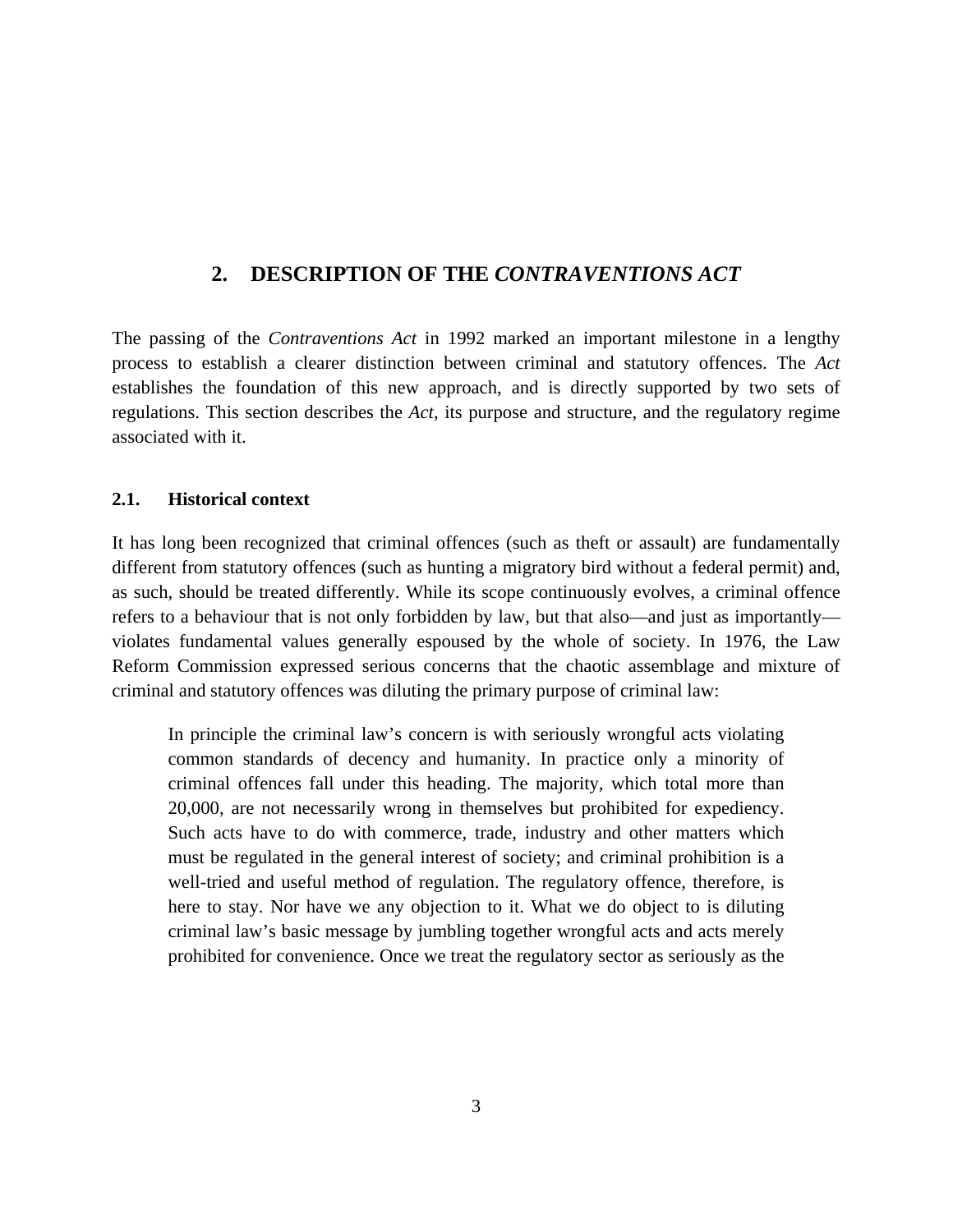## 2. DESCRIPTION OF THE *CONTRAVENTIONS ACT*

The passing of the *Contraventions Act* in 1992 marked an important milestone in a lengthy process to establish a clearer distinction between criminal and statutory offences. The *Act* establishes the foundation of this new approach, and is directly supported by two sets of regulations. This section describes the *Act*, its purpose and structure, and the regulatory regime associated with it.

### 2.1. Historical context

It has long been recognized that criminal offences (such as theft or assault) are fundamentally different from statutory offences (such as hunting a migratory bird without a federal permit) and, as such, should be treated differently. While its scope continuously evolves, a criminal offence refers to a behaviour that is not only forbidden by law, but that also—and just as importantly—violates fundamental values generally espoused by the whole of society. In 1976, the Law Reform Commission expressed serious concerns that the chaotic assemblage and mixture of criminal and statutory offences was diluting the primary purpose of criminal law:

> In principle the criminal law's concern is with seriously wrongful acts violating common standards of decency and humanity. In practice only a minority of criminal offences fall under this heading. The majority, which total more than 20,000, are not necessarily wrong in themselves but prohibited for expediency. Such acts have to do with commerce, trade, industry and other matters which must be regulated in the general interest of society; and criminal prohibition is a well-tried and useful method of regulation. The regulatory offence, therefore, is here to stay. Nor have we any objection to it. What we do object to is diluting criminal law's basic message by jumbling together wrongful acts and acts merely prohibited for convenience. Once we treat the regulatory sector as seriously as the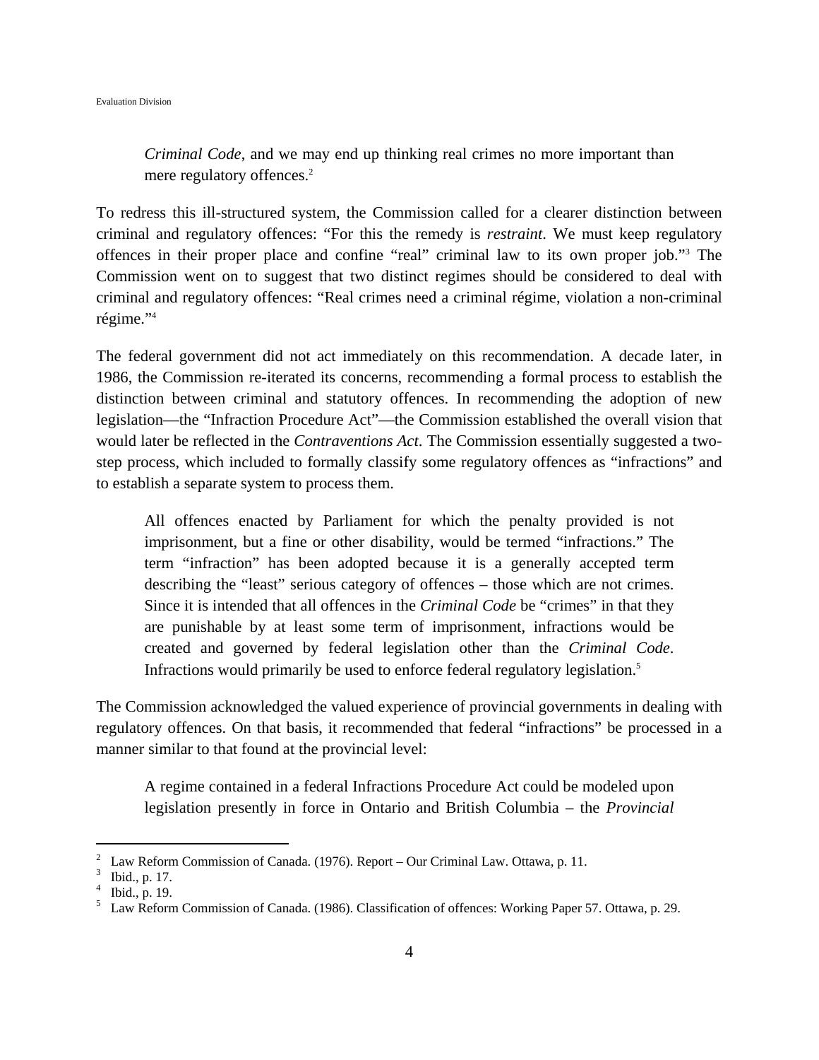> *Criminal Code*, and we may end up thinking real crimes no more important than mere regulatory offences.[2]

To redress this ill-structured system, the Commission called for a clearer distinction between criminal and regulatory offences: "For this the remedy is *restraint*. We must keep regulatory offences in their proper place and confine "real" criminal law to its own proper job."[3] The Commission went on to suggest that two distinct regimes should be considered to deal with criminal and regulatory offences: "Real crimes need a criminal régime, violation a non-criminal régime."[4]

The federal government did not act immediately on this recommendation. A decade later, in 1986, the Commission re-iterated its concerns, recommending a formal process to establish the distinction between criminal and statutory offences. In recommending the adoption of new legislation—the "Infraction Procedure Act"—the Commission established the overall vision that would later be reflected in the *Contraventions Act*. The Commission essentially suggested a two-step process, which included to formally classify some regulatory offences as "infractions" and to establish a separate system to process them.

> All offences enacted by Parliament for which the penalty provided is not imprisonment, but a fine or other disability, would be termed "infractions." The term "infraction" has been adopted because it is a generally accepted term describing the "least" serious category of offences – those which are not crimes. Since it is intended that all offences in the *Criminal Code* be "crimes" in that they are punishable by at least some term of imprisonment, infractions would be created and governed by federal legislation other than the *Criminal Code*. Infractions would primarily be used to enforce federal regulatory legislation.[5]

The Commission acknowledged the valued experience of provincial governments in dealing with regulatory offences. On that basis, it recommended that federal "infractions" be processed in a manner similar to that found at the provincial level:

> A regime contained in a federal Infractions Procedure Act could be modeled upon legislation presently in force in Ontario and British Columbia – the *Provincial*

---

[2] Law Reform Commission of Canada. (1976). Report – Our Criminal Law. Ottawa, p. 11.

[3] Ibid., p. 17.

[4] Ibid., p. 19.

[5] Law Reform Commission of Canada. (1986). Classification of offences: Working Paper 57. Ottawa, p. 29.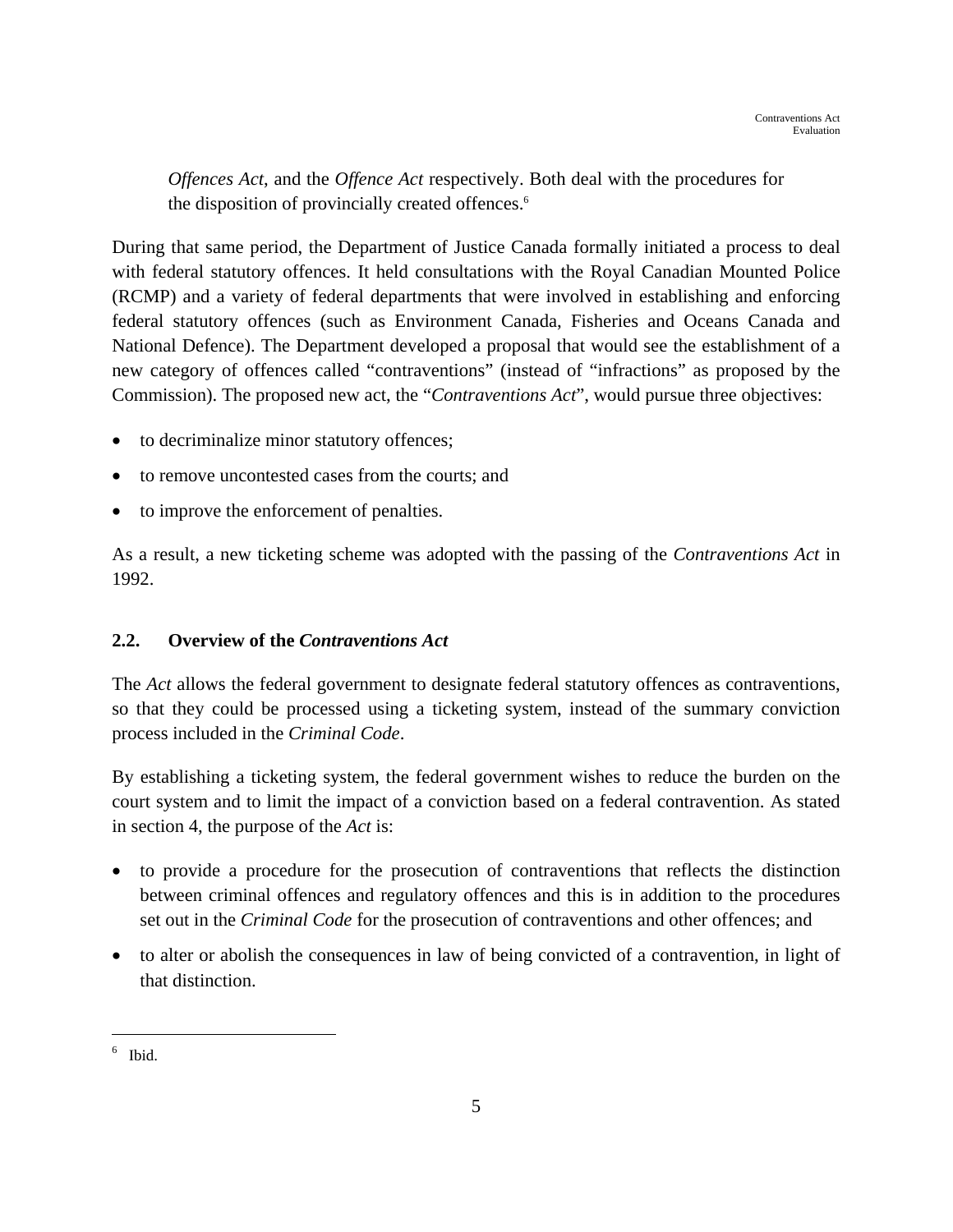*Offences Act*, and the *Offence Act* respectively. Both deal with the procedures for the disposition of provincially created offences.[6]

During that same period, the Department of Justice Canada formally initiated a process to deal with federal statutory offences. It held consultations with the Royal Canadian Mounted Police (RCMP) and a variety of federal departments that were involved in establishing and enforcing federal statutory offences (such as Environment Canada, Fisheries and Oceans Canada and National Defence). The Department developed a proposal that would see the establishment of a new category of offences called "contraventions" (instead of "infractions" as proposed by the Commission). The proposed new act, the "*Contraventions Act*", would pursue three objectives:

- to decriminalize minor statutory offences;
- to remove uncontested cases from the courts; and
- to improve the enforcement of penalties.

As a result, a new ticketing scheme was adopted with the passing of the *Contraventions Act* in 1992.

## 2.2. Overview of the *Contraventions Act*

The *Act* allows the federal government to designate federal statutory offences as contraventions, so that they could be processed using a ticketing system, instead of the summary conviction process included in the *Criminal Code*.

By establishing a ticketing system, the federal government wishes to reduce the burden on the court system and to limit the impact of a conviction based on a federal contravention. As stated in section 4, the purpose of the *Act* is:

- to provide a procedure for the prosecution of contraventions that reflects the distinction between criminal offences and regulatory offences and this is in addition to the procedures set out in the *Criminal Code* for the prosecution of contraventions and other offences; and
- to alter or abolish the consequences in law of being convicted of a contravention, in light of that distinction.

---

[6] Ibid.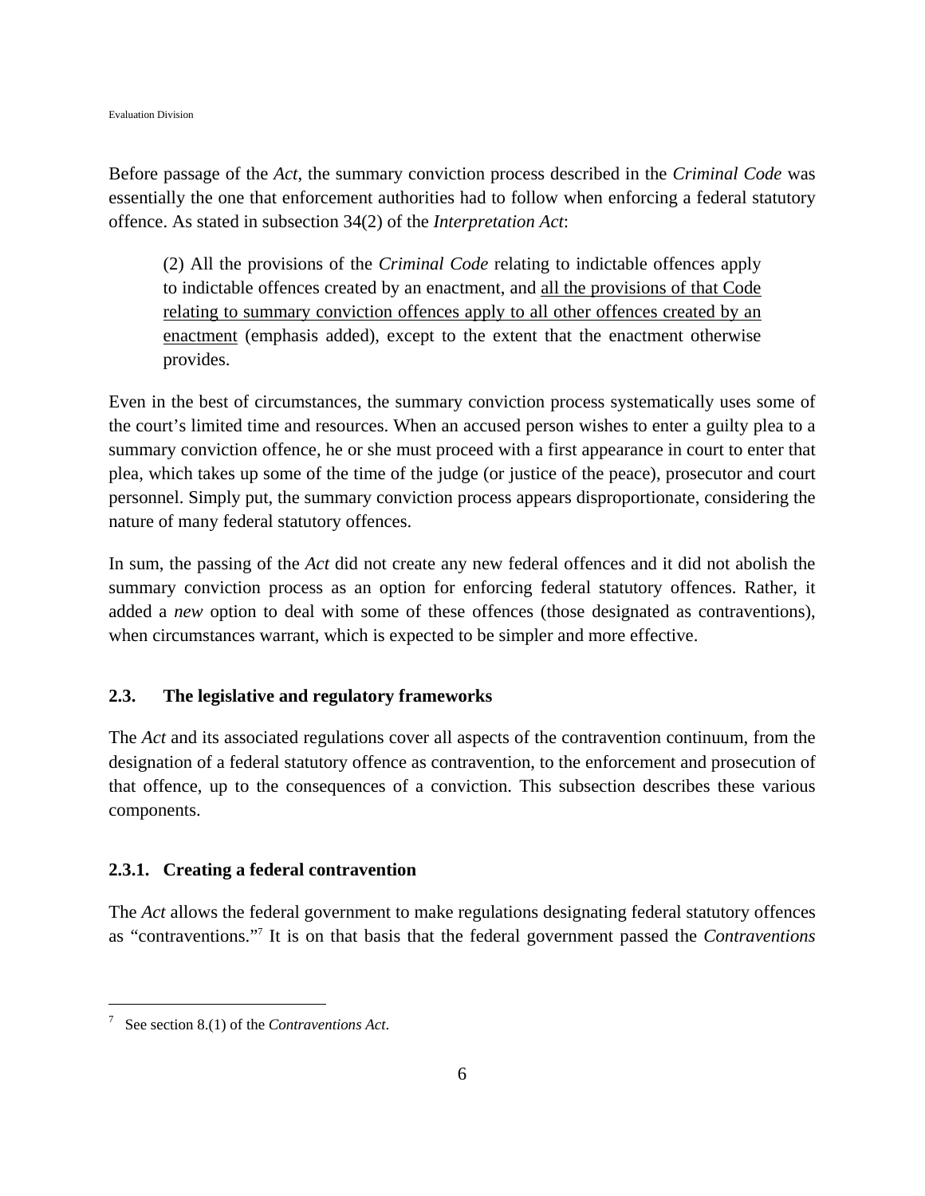Before passage of the *Act*, the summary conviction process described in the *Criminal Code* was essentially the one that enforcement authorities had to follow when enforcing a federal statutory offence. As stated in subsection 34(2) of the *Interpretation Act*:

> (2) All the provisions of the *Criminal Code* relating to indictable offences apply to indictable offences created by an enactment, and <u>all the provisions of that Code relating to summary conviction offences apply to all other offences created by an enactment</u> (emphasis added), except to the extent that the enactment otherwise provides.

Even in the best of circumstances, the summary conviction process systematically uses some of the court's limited time and resources. When an accused person wishes to enter a guilty plea to a summary conviction offence, he or she must proceed with a first appearance in court to enter that plea, which takes up some of the time of the judge (or justice of the peace), prosecutor and court personnel. Simply put, the summary conviction process appears disproportionate, considering the nature of many federal statutory offences.

In sum, the passing of the *Act* did not create any new federal offences and it did not abolish the summary conviction process as an option for enforcing federal statutory offences. Rather, it added a *new* option to deal with some of these offences (those designated as contraventions), when circumstances warrant, which is expected to be simpler and more effective.

### 2.3. The legislative and regulatory frameworks

The *Act* and its associated regulations cover all aspects of the contravention continuum, from the designation of a federal statutory offence as contravention, to the enforcement and prosecution of that offence, up to the consequences of a conviction. This subsection describes these various components.

#### 2.3.1. Creating a federal contravention

The *Act* allows the federal government to make regulations designating federal statutory offences as "contraventions."[7] It is on that basis that the federal government passed the *Contraventions*

---

[7] See section 8.(1) of the *Contraventions Act*.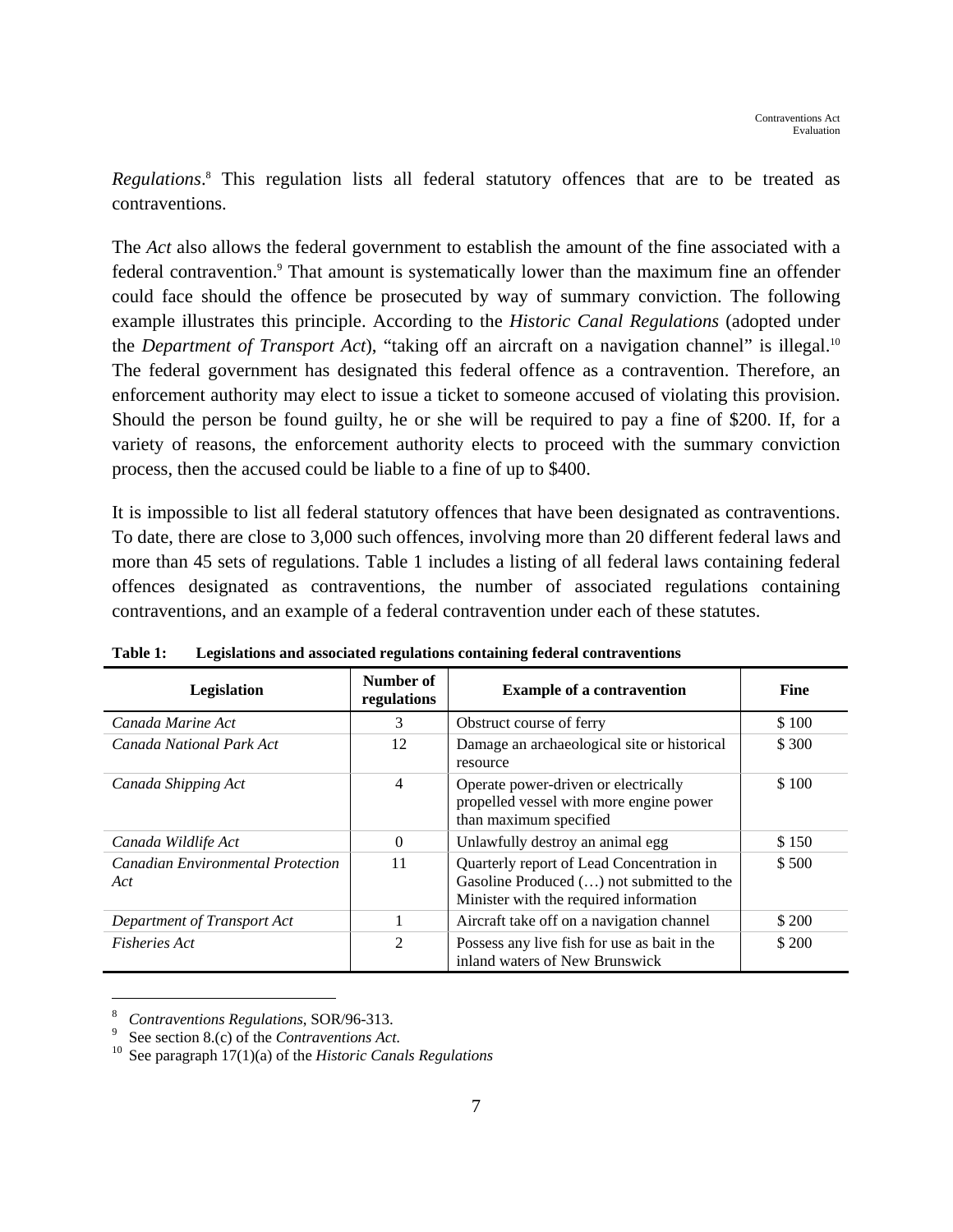*Regulations*.[8] This regulation lists all federal statutory offences that are to be treated as contraventions.

The *Act* also allows the federal government to establish the amount of the fine associated with a federal contravention.[9] That amount is systematically lower than the maximum fine an offender could face should the offence be prosecuted by way of summary conviction. The following example illustrates this principle. According to the *Historic Canal Regulations* (adopted under the *Department of Transport Act*), "taking off an aircraft on a navigation channel" is illegal.[10] The federal government has designated this federal offence as a contravention. Therefore, an enforcement authority may elect to issue a ticket to someone accused of violating this provision. Should the person be found guilty, he or she will be required to pay a fine of $200. If, for a variety of reasons, the enforcement authority elects to proceed with the summary conviction process, then the accused could be liable to a fine of up to $400.

It is impossible to list all federal statutory offences that have been designated as contraventions. To date, there are close to 3,000 such offences, involving more than 20 different federal laws and more than 45 sets of regulations. Table 1 includes a listing of all federal laws containing federal offences designated as contraventions, the number of associated regulations containing contraventions, and an example of a federal contravention under each of these statutes.

**Table 1: Legislations and associated regulations containing federal contraventions**

| Legislation | Number of regulations | Example of a contravention | Fine |
|---|---|---|---|
| *Canada Marine Act* | 3 | Obstruct course of ferry | $ 100 |
| *Canada National Park Act* | 12 | Damage an archaeological site or historical resource | $ 300 |
| *Canada Shipping Act* | 4 | Operate power-driven or electrically propelled vessel with more engine power than maximum specified | $ 100 |
| *Canada Wildlife Act* | 0 | Unlawfully destroy an animal egg | $ 150 |
| *Canadian Environmental Protection Act* | 11 | Quarterly report of Lead Concentration in Gasoline Produced (…) not submitted to the Minister with the required information | $ 500 |
| *Department of Transport Act* | 1 | Aircraft take off on a navigation channel | $ 200 |
| *Fisheries Act* | 2 | Possess any live fish for use as bait in the inland waters of New Brunswick | $ 200 |

[8] *Contraventions Regulations*, SOR/96-313.

[9] See section 8.(c) of the *Contraventions Act*.

[10] See paragraph 17(1)(a) of the *Historic Canals Regulations*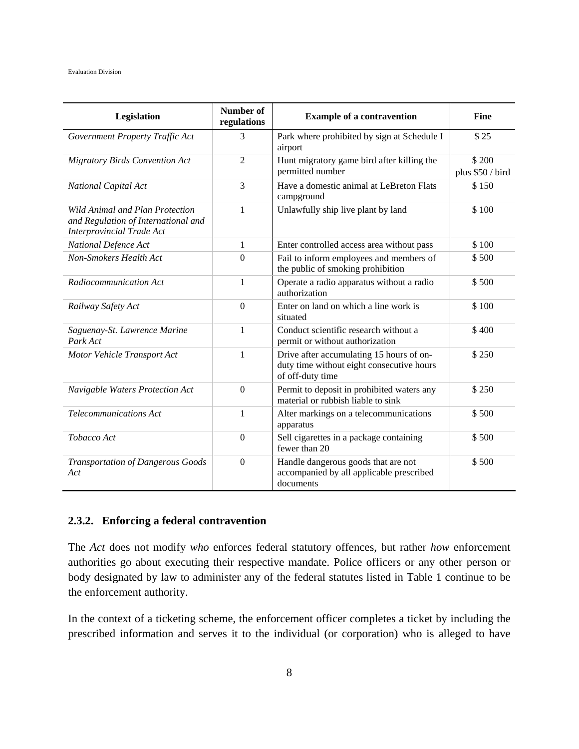| Legislation | Number of regulations | Example of a contravention | Fine |
|---|---|---|---|
| *Government Property Traffic Act* | 3 | Park where prohibited by sign at Schedule I airport | $ 25 |
| *Migratory Birds Convention Act* | 2 | Hunt migratory game bird after killing the permitted number | $ 200 plus $50 / bird |
| *National Capital Act* | 3 | Have a domestic animal at LeBreton Flats campground | $ 150 |
| *Wild Animal and Plan Protection and Regulation of International and Interprovincial Trade Act* | 1 | Unlawfully ship live plant by land | $ 100 |
| *National Defence Act* | 1 | Enter controlled access area without pass | $ 100 |
| *Non-Smokers Health Act* | 0 | Fail to inform employees and members of the public of smoking prohibition | $ 500 |
| *Radiocommunication Act* | 1 | Operate a radio apparatus without a radio authorization | $ 500 |
| *Railway Safety Act* | 0 | Enter on land on which a line work is situated | $ 100 |
| *Saguenay-St. Lawrence Marine Park Act* | 1 | Conduct scientific research without a permit or without authorization | $ 400 |
| *Motor Vehicle Transport Act* | 1 | Drive after accumulating 15 hours of on-duty time without eight consecutive hours of off-duty time | $ 250 |
| *Navigable Waters Protection Act* | 0 | Permit to deposit in prohibited waters any material or rubbish liable to sink | $ 250 |
| *Telecommunications Act* | 1 | Alter markings on a telecommunications apparatus | $ 500 |
| *Tobacco Act* | 0 | Sell cigarettes in a package containing fewer than 20 | $ 500 |
| *Transportation of Dangerous Goods Act* | 0 | Handle dangerous goods that are not accompanied by all applicable prescribed documents | $ 500 |

### 2.3.2. Enforcing a federal contravention

The *Act* does not modify *who* enforces federal statutory offences, but rather *how* enforcement authorities go about executing their respective mandate. Police officers or any other person or body designated by law to administer any of the federal statutes listed in Table 1 continue to be the enforcement authority.

In the context of a ticketing scheme, the enforcement officer completes a ticket by including the prescribed information and serves it to the individual (or corporation) who is alleged to have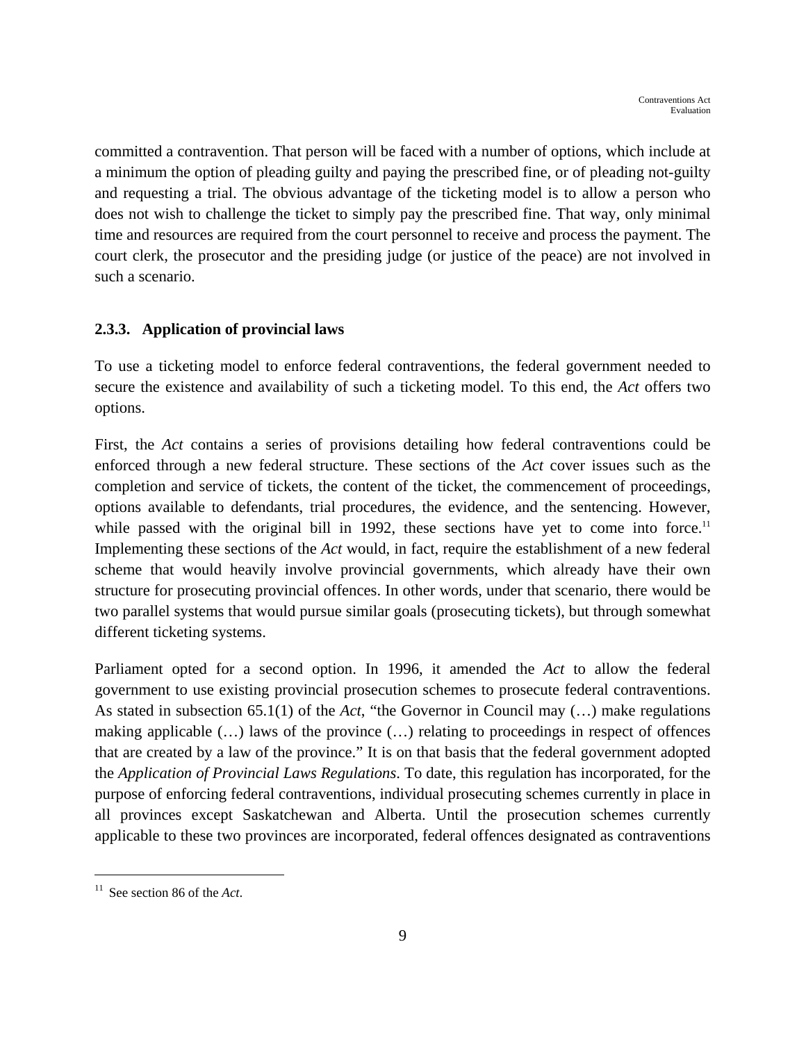committed a contravention. That person will be faced with a number of options, which include at a minimum the option of pleading guilty and paying the prescribed fine, or of pleading not-guilty and requesting a trial. The obvious advantage of the ticketing model is to allow a person who does not wish to challenge the ticket to simply pay the prescribed fine. That way, only minimal time and resources are required from the court personnel to receive and process the payment. The court clerk, the prosecutor and the presiding judge (or justice of the peace) are not involved in such a scenario.

### 2.3.3. Application of provincial laws

To use a ticketing model to enforce federal contraventions, the federal government needed to secure the existence and availability of such a ticketing model. To this end, the *Act* offers two options.

First, the *Act* contains a series of provisions detailing how federal contraventions could be enforced through a new federal structure. These sections of the *Act* cover issues such as the completion and service of tickets, the content of the ticket, the commencement of proceedings, options available to defendants, trial procedures, the evidence, and the sentencing. However, while passed with the original bill in 1992, these sections have yet to come into force.[11] Implementing these sections of the *Act* would, in fact, require the establishment of a new federal scheme that would heavily involve provincial governments, which already have their own structure for prosecuting provincial offences. In other words, under that scenario, there would be two parallel systems that would pursue similar goals (prosecuting tickets), but through somewhat different ticketing systems.

Parliament opted for a second option. In 1996, it amended the *Act* to allow the federal government to use existing provincial prosecution schemes to prosecute federal contraventions. As stated in subsection 65.1(1) of the *Act*, "the Governor in Council may (…) make regulations making applicable (…) laws of the province (…) relating to proceedings in respect of offences that are created by a law of the province." It is on that basis that the federal government adopted the *Application of Provincial Laws Regulations*. To date, this regulation has incorporated, for the purpose of enforcing federal contraventions, individual prosecuting schemes currently in place in all provinces except Saskatchewan and Alberta. Until the prosecution schemes currently applicable to these two provinces are incorporated, federal offences designated as contraventions

[11] See section 86 of the *Act*.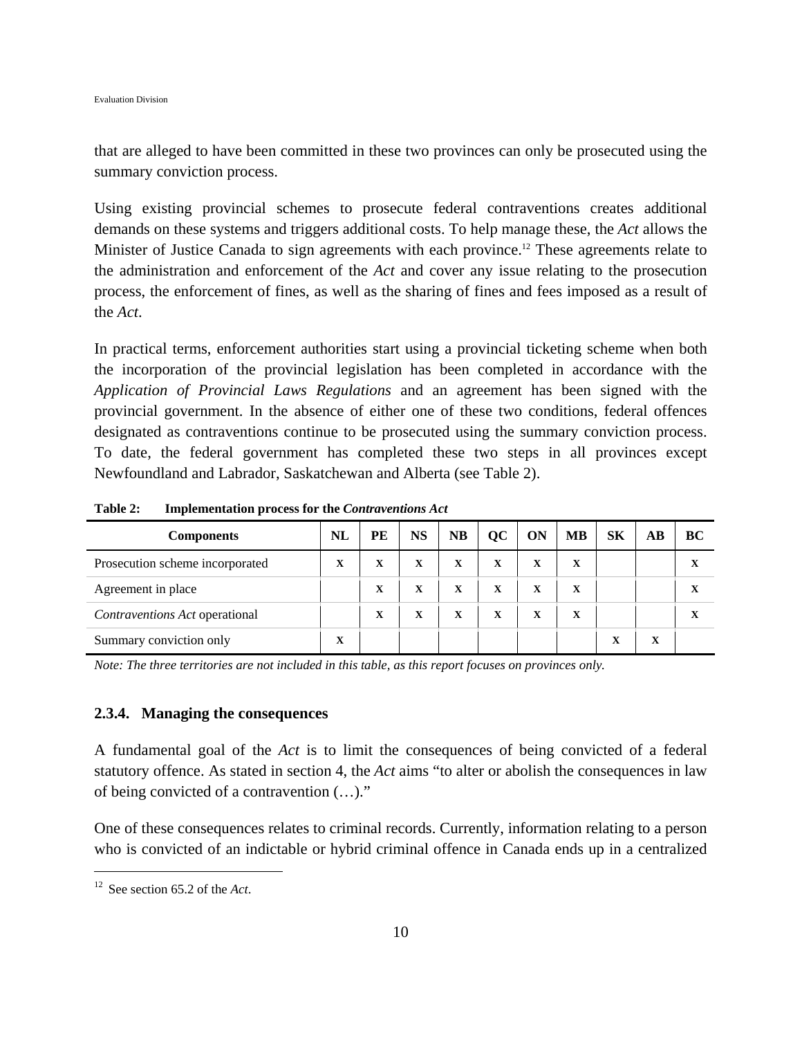that are alleged to have been committed in these two provinces can only be prosecuted using the summary conviction process.

Using existing provincial schemes to prosecute federal contraventions creates additional demands on these systems and triggers additional costs. To help manage these, the *Act* allows the Minister of Justice Canada to sign agreements with each province.[12] These agreements relate to the administration and enforcement of the *Act* and cover any issue relating to the prosecution process, the enforcement of fines, as well as the sharing of fines and fees imposed as a result of the *Act*.

In practical terms, enforcement authorities start using a provincial ticketing scheme when both the incorporation of the provincial legislation has been completed in accordance with the *Application of Provincial Laws Regulations* and an agreement has been signed with the provincial government. In the absence of either one of these two conditions, federal offences designated as contraventions continue to be prosecuted using the summary conviction process. To date, the federal government has completed these two steps in all provinces except Newfoundland and Labrador, Saskatchewan and Alberta (see Table 2).

**Table 2: Implementation process for the *Contraventions Act***

| Components | NL | PE | NS | NB | QC | ON | MB | SK | AB | BC |
|---|---|---|---|---|---|---|---|---|---|---|
| Prosecution scheme incorporated | X | X | X | X | X | X | X | | | X |
| Agreement in place | | X | X | X | X | X | X | | | X |
| *Contraventions Act* operational | | X | X | X | X | X | X | | | X |
| Summary conviction only | X | | | | | | | X | X | |

*Note: The three territories are not included in this table, as this report focuses on provinces only.*

### 2.3.4. Managing the consequences

A fundamental goal of the *Act* is to limit the consequences of being convicted of a federal statutory offence. As stated in section 4, the *Act* aims "to alter or abolish the consequences in law of being convicted of a contravention (…)."

One of these consequences relates to criminal records. Currently, information relating to a person who is convicted of an indictable or hybrid criminal offence in Canada ends up in a centralized

[12] See section 65.2 of the *Act*.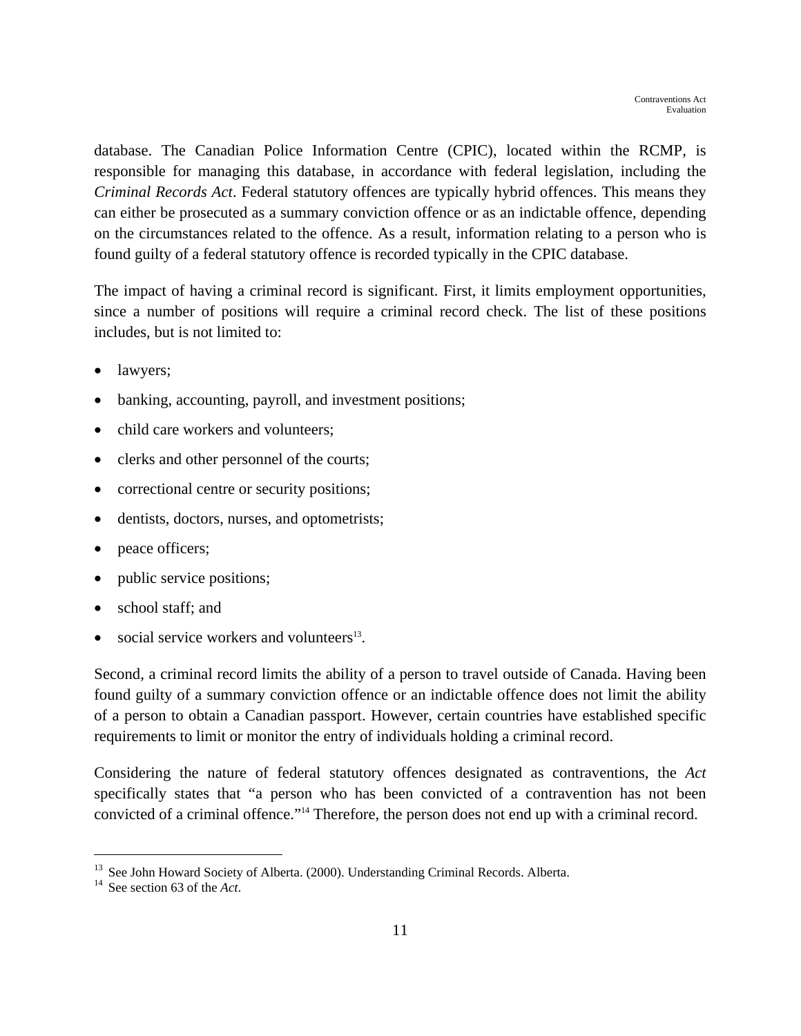database. The Canadian Police Information Centre (CPIC), located within the RCMP, is responsible for managing this database, in accordance with federal legislation, including the *Criminal Records Act*. Federal statutory offences are typically hybrid offences. This means they can either be prosecuted as a summary conviction offence or as an indictable offence, depending on the circumstances related to the offence. As a result, information relating to a person who is found guilty of a federal statutory offence is recorded typically in the CPIC database.

The impact of having a criminal record is significant. First, it limits employment opportunities, since a number of positions will require a criminal record check. The list of these positions includes, but is not limited to:

- lawyers;
- banking, accounting, payroll, and investment positions;
- child care workers and volunteers;
- clerks and other personnel of the courts;
- correctional centre or security positions;
- dentists, doctors, nurses, and optometrists;
- peace officers;
- public service positions;
- school staff; and
- social service workers and volunteers[13].

Second, a criminal record limits the ability of a person to travel outside of Canada. Having been found guilty of a summary conviction offence or an indictable offence does not limit the ability of a person to obtain a Canadian passport. However, certain countries have established specific requirements to limit or monitor the entry of individuals holding a criminal record.

Considering the nature of federal statutory offences designated as contraventions, the *Act* specifically states that "a person who has been convicted of a contravention has not been convicted of a criminal offence."[14] Therefore, the person does not end up with a criminal record.

---

[13] See John Howard Society of Alberta. (2000). Understanding Criminal Records. Alberta.

[14] See section 63 of the *Act*.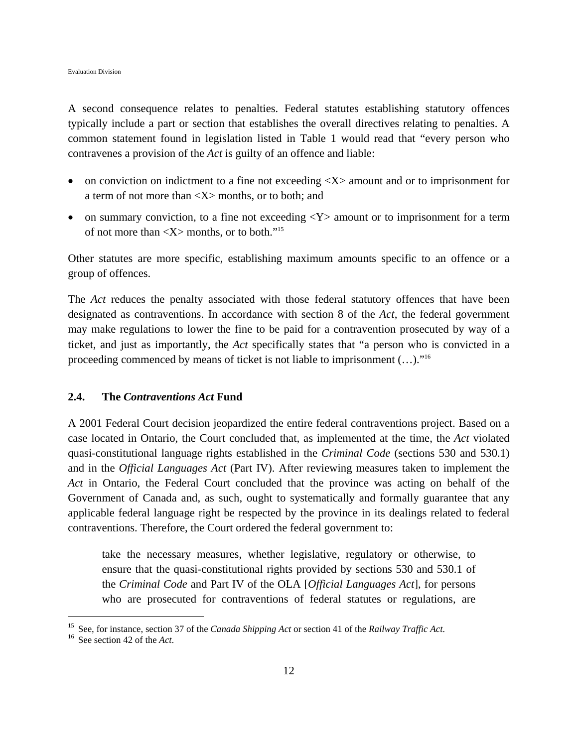A second consequence relates to penalties. Federal statutes establishing statutory offences typically include a part or section that establishes the overall directives relating to penalties. A common statement found in legislation listed in Table 1 would read that "every person who contravenes a provision of the *Act* is guilty of an offence and liable:

- on conviction on indictment to a fine not exceeding <X> amount and or to imprisonment for a term of not more than <X> months, or to both; and
- on summary conviction, to a fine not exceeding <Y> amount or to imprisonment for a term of not more than <X> months, or to both."[15]

Other statutes are more specific, establishing maximum amounts specific to an offence or a group of offences.

The *Act* reduces the penalty associated with those federal statutory offences that have been designated as contraventions. In accordance with section 8 of the *Act*, the federal government may make regulations to lower the fine to be paid for a contravention prosecuted by way of a ticket, and just as importantly, the *Act* specifically states that "a person who is convicted in a proceeding commenced by means of ticket is not liable to imprisonment (…)."[16]

### 2.4. The *Contraventions Act* Fund

A 2001 Federal Court decision jeopardized the entire federal contraventions project. Based on a case located in Ontario, the Court concluded that, as implemented at the time, the *Act* violated quasi-constitutional language rights established in the *Criminal Code* (sections 530 and 530.1) and in the *Official Languages Act* (Part IV). After reviewing measures taken to implement the *Act* in Ontario, the Federal Court concluded that the province was acting on behalf of the Government of Canada and, as such, ought to systematically and formally guarantee that any applicable federal language right be respected by the province in its dealings related to federal contraventions. Therefore, the Court ordered the federal government to:

> take the necessary measures, whether legislative, regulatory or otherwise, to ensure that the quasi-constitutional rights provided by sections 530 and 530.1 of the *Criminal Code* and Part IV of the OLA [*Official Languages Act*], for persons who are prosecuted for contraventions of federal statutes or regulations, are

---

[15] See, for instance, section 37 of the *Canada Shipping Act* or section 41 of the *Railway Traffic Act*.

[16] See section 42 of the *Act*.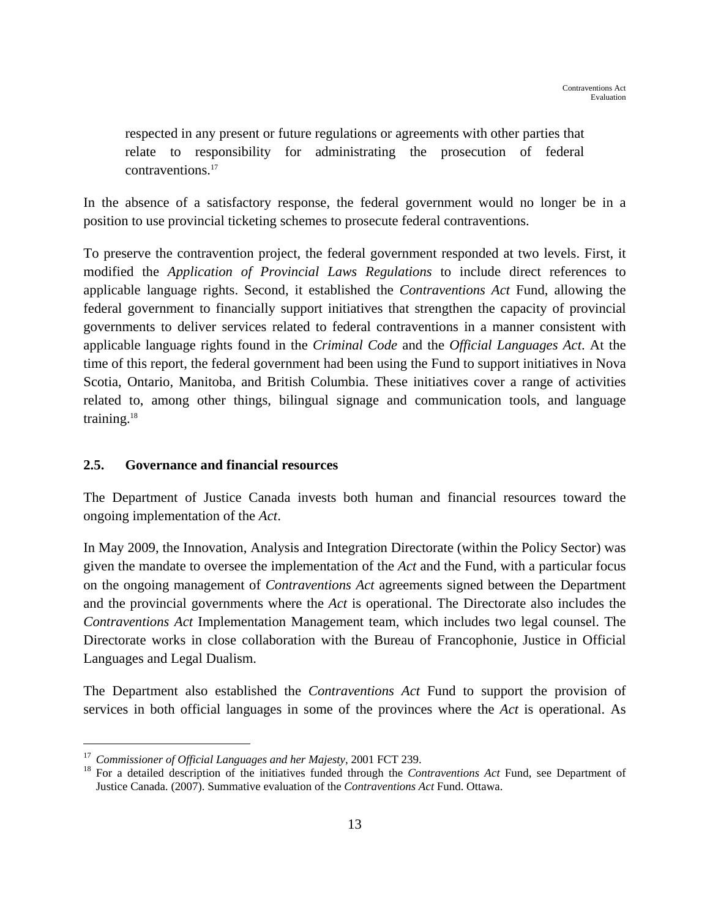> respected in any present or future regulations or agreements with other parties that relate to responsibility for administrating the prosecution of federal contraventions.[17]

In the absence of a satisfactory response, the federal government would no longer be in a position to use provincial ticketing schemes to prosecute federal contraventions.

To preserve the contravention project, the federal government responded at two levels. First, it modified the *Application of Provincial Laws Regulations* to include direct references to applicable language rights. Second, it established the *Contraventions Act* Fund, allowing the federal government to financially support initiatives that strengthen the capacity of provincial governments to deliver services related to federal contraventions in a manner consistent with applicable language rights found in the *Criminal Code* and the *Official Languages Act*. At the time of this report, the federal government had been using the Fund to support initiatives in Nova Scotia, Ontario, Manitoba, and British Columbia. These initiatives cover a range of activities related to, among other things, bilingual signage and communication tools, and language training.[18]

### 2.5. Governance and financial resources

The Department of Justice Canada invests both human and financial resources toward the ongoing implementation of the *Act*.

In May 2009, the Innovation, Analysis and Integration Directorate (within the Policy Sector) was given the mandate to oversee the implementation of the *Act* and the Fund, with a particular focus on the ongoing management of *Contraventions Act* agreements signed between the Department and the provincial governments where the *Act* is operational. The Directorate also includes the *Contraventions Act* Implementation Management team, which includes two legal counsel. The Directorate works in close collaboration with the Bureau of Francophonie, Justice in Official Languages and Legal Dualism.

The Department also established the *Contraventions Act* Fund to support the provision of services in both official languages in some of the provinces where the *Act* is operational. As

---

[17] *Commissioner of Official Languages and her Majesty*, 2001 FCT 239.

[18] For a detailed description of the initiatives funded through the *Contraventions Act* Fund, see Department of Justice Canada. (2007). Summative evaluation of the *Contraventions Act* Fund. Ottawa.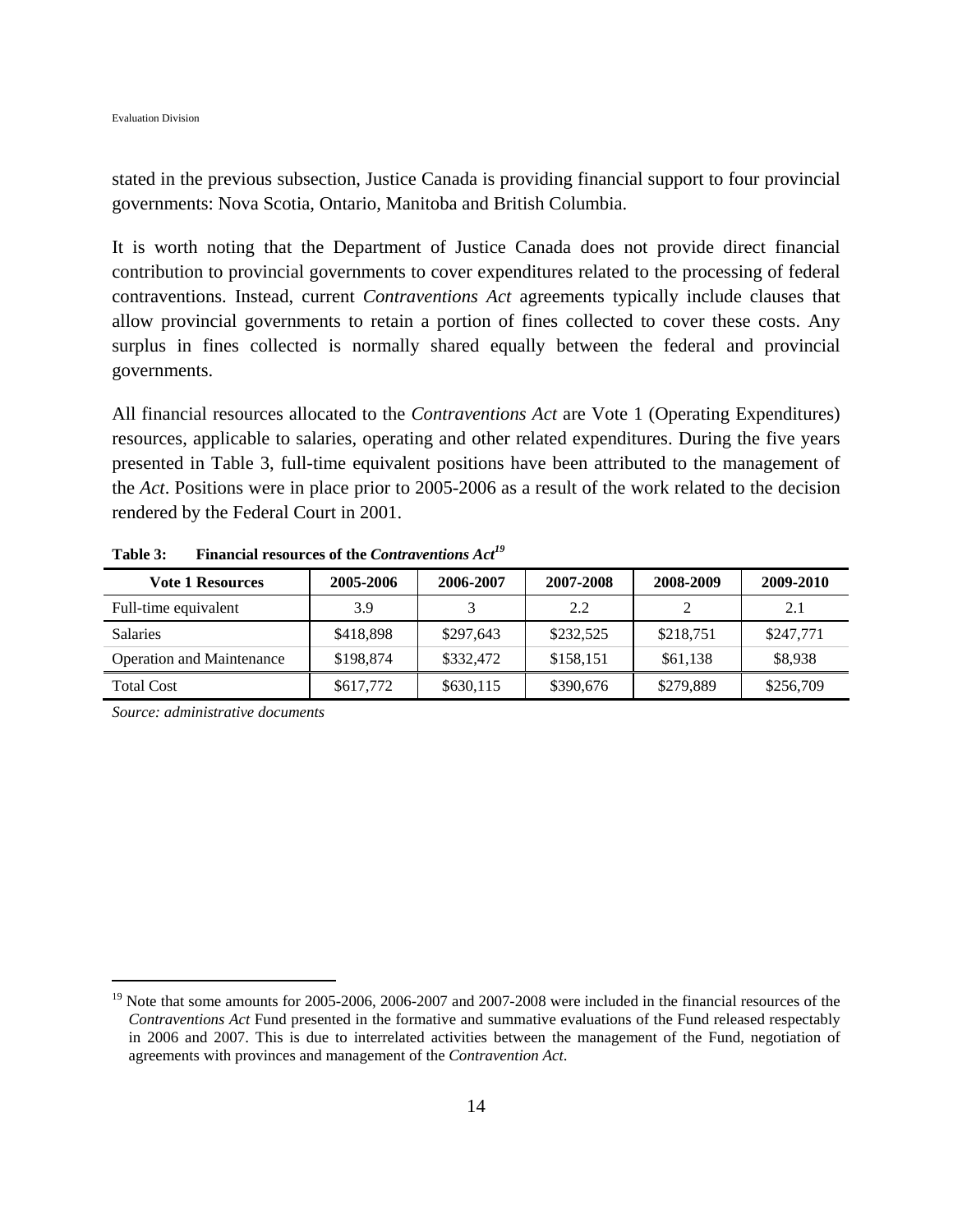stated in the previous subsection, Justice Canada is providing financial support to four provincial governments: Nova Scotia, Ontario, Manitoba and British Columbia.

It is worth noting that the Department of Justice Canada does not provide direct financial contribution to provincial governments to cover expenditures related to the processing of federal contraventions. Instead, current *Contraventions Act* agreements typically include clauses that allow provincial governments to retain a portion of fines collected to cover these costs. Any surplus in fines collected is normally shared equally between the federal and provincial governments.

All financial resources allocated to the *Contraventions Act* are Vote 1 (Operating Expenditures) resources, applicable to salaries, operating and other related expenditures. During the five years presented in Table 3, full-time equivalent positions have been attributed to the management of the *Act*. Positions were in place prior to 2005-2006 as a result of the work related to the decision rendered by the Federal Court in 2001.

**Table 3: Financial resources of the *Contraventions Act*[19]**

| Vote 1 Resources | 2005-2006 | 2006-2007 | 2007-2008 | 2008-2009 | 2009-2010 |
|---|---|---|---|---|---|
| Full-time equivalent | 3.9 | 3 | 2.2 | 2 | 2.1 |
| Salaries | $418,898 | $297,643 | $232,525 | $218,751 | $247,771 |
| Operation and Maintenance | $198,874 | $332,472 | $158,151 | $61,138 | $8,938 |
| Total Cost | $617,772 | $630,115 | $390,676 | $279,889 | $256,709 |

*Source: administrative documents*

[19] Note that some amounts for 2005-2006, 2006-2007 and 2007-2008 were included in the financial resources of the *Contraventions Act* Fund presented in the formative and summative evaluations of the Fund released respectably in 2006 and 2007. This is due to interrelated activities between the management of the Fund, negotiation of agreements with provinces and management of the *Contravention Act*.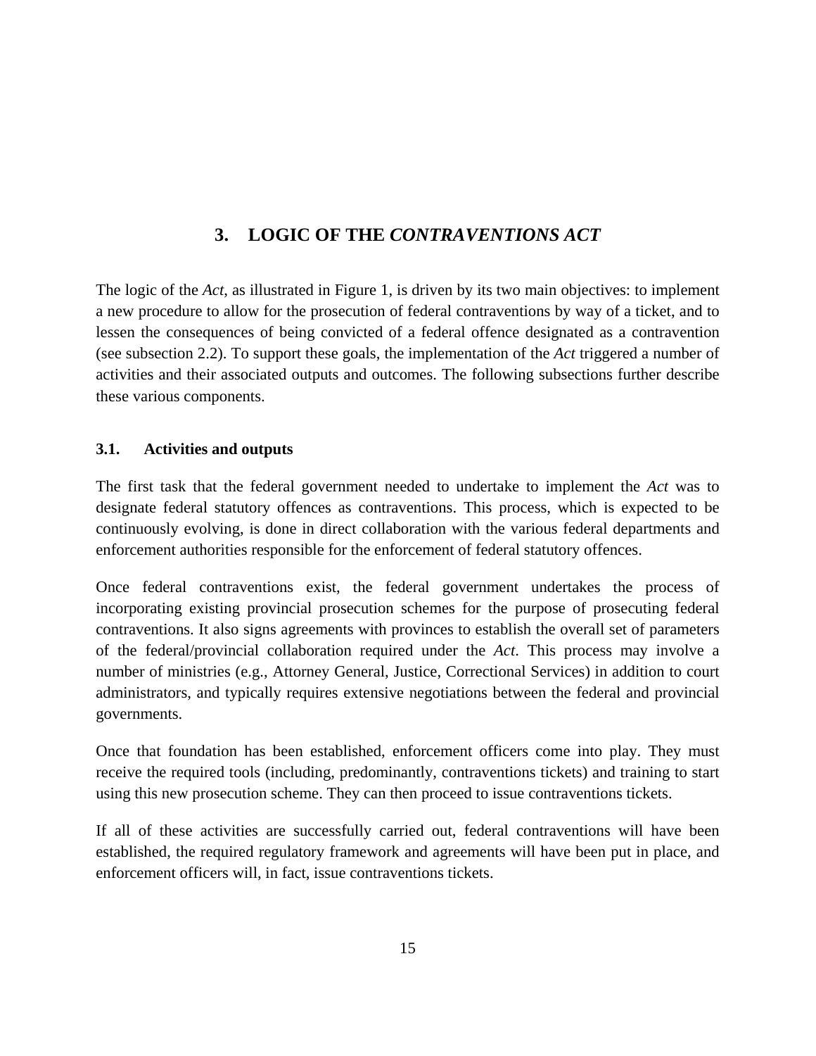# 3. LOGIC OF THE *CONTRAVENTIONS ACT*

The logic of the *Act*, as illustrated in Figure 1, is driven by its two main objectives: to implement a new procedure to allow for the prosecution of federal contraventions by way of a ticket, and to lessen the consequences of being convicted of a federal offence designated as a contravention (see subsection 2.2). To support these goals, the implementation of the *Act* triggered a number of activities and their associated outputs and outcomes. The following subsections further describe these various components.

## 3.1. Activities and outputs

The first task that the federal government needed to undertake to implement the *Act* was to designate federal statutory offences as contraventions. This process, which is expected to be continuously evolving, is done in direct collaboration with the various federal departments and enforcement authorities responsible for the enforcement of federal statutory offences.

Once federal contraventions exist, the federal government undertakes the process of incorporating existing provincial prosecution schemes for the purpose of prosecuting federal contraventions. It also signs agreements with provinces to establish the overall set of parameters of the federal/provincial collaboration required under the *Act*. This process may involve a number of ministries (e.g., Attorney General, Justice, Correctional Services) in addition to court administrators, and typically requires extensive negotiations between the federal and provincial governments.

Once that foundation has been established, enforcement officers come into play. They must receive the required tools (including, predominantly, contraventions tickets) and training to start using this new prosecution scheme. They can then proceed to issue contraventions tickets.

If all of these activities are successfully carried out, federal contraventions will have been established, the required regulatory framework and agreements will have been put in place, and enforcement officers will, in fact, issue contraventions tickets.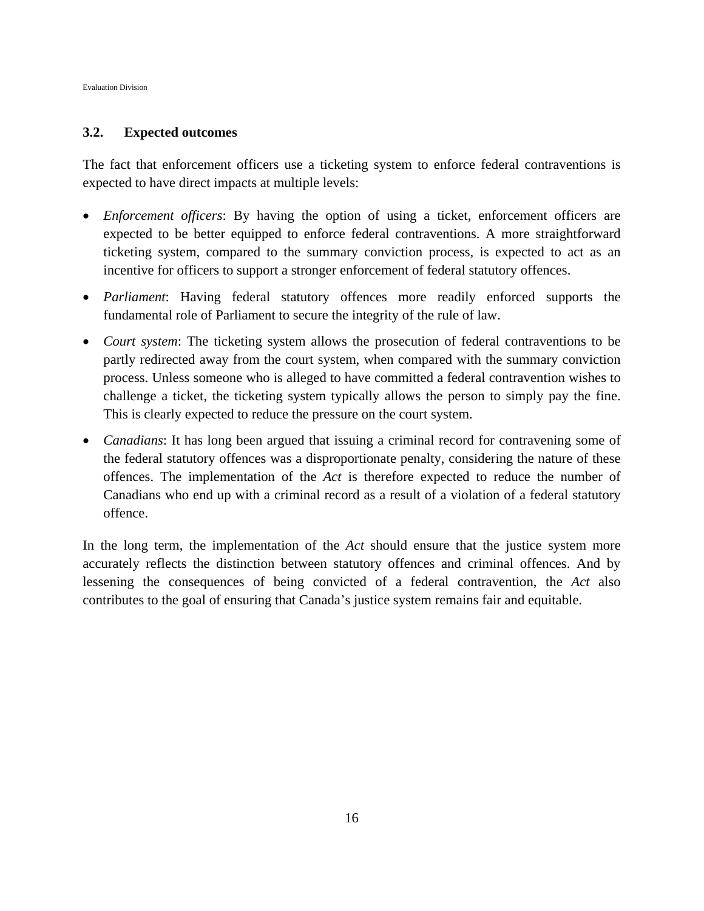### 3.2. Expected outcomes

The fact that enforcement officers use a ticketing system to enforce federal contraventions is expected to have direct impacts at multiple levels:

- *Enforcement officers*: By having the option of using a ticket, enforcement officers are expected to be better equipped to enforce federal contraventions. A more straightforward ticketing system, compared to the summary conviction process, is expected to act as an incentive for officers to support a stronger enforcement of federal statutory offences.
- *Parliament*: Having federal statutory offences more readily enforced supports the fundamental role of Parliament to secure the integrity of the rule of law.
- *Court system*: The ticketing system allows the prosecution of federal contraventions to be partly redirected away from the court system, when compared with the summary conviction process. Unless someone who is alleged to have committed a federal contravention wishes to challenge a ticket, the ticketing system typically allows the person to simply pay the fine. This is clearly expected to reduce the pressure on the court system.
- *Canadians*: It has long been argued that issuing a criminal record for contravening some of the federal statutory offences was a disproportionate penalty, considering the nature of these offences. The implementation of the *Act* is therefore expected to reduce the number of Canadians who end up with a criminal record as a result of a violation of a federal statutory offence.

In the long term, the implementation of the *Act* should ensure that the justice system more accurately reflects the distinction between statutory offences and criminal offences. And by lessening the consequences of being convicted of a federal contravention, the *Act* also contributes to the goal of ensuring that Canada's justice system remains fair and equitable.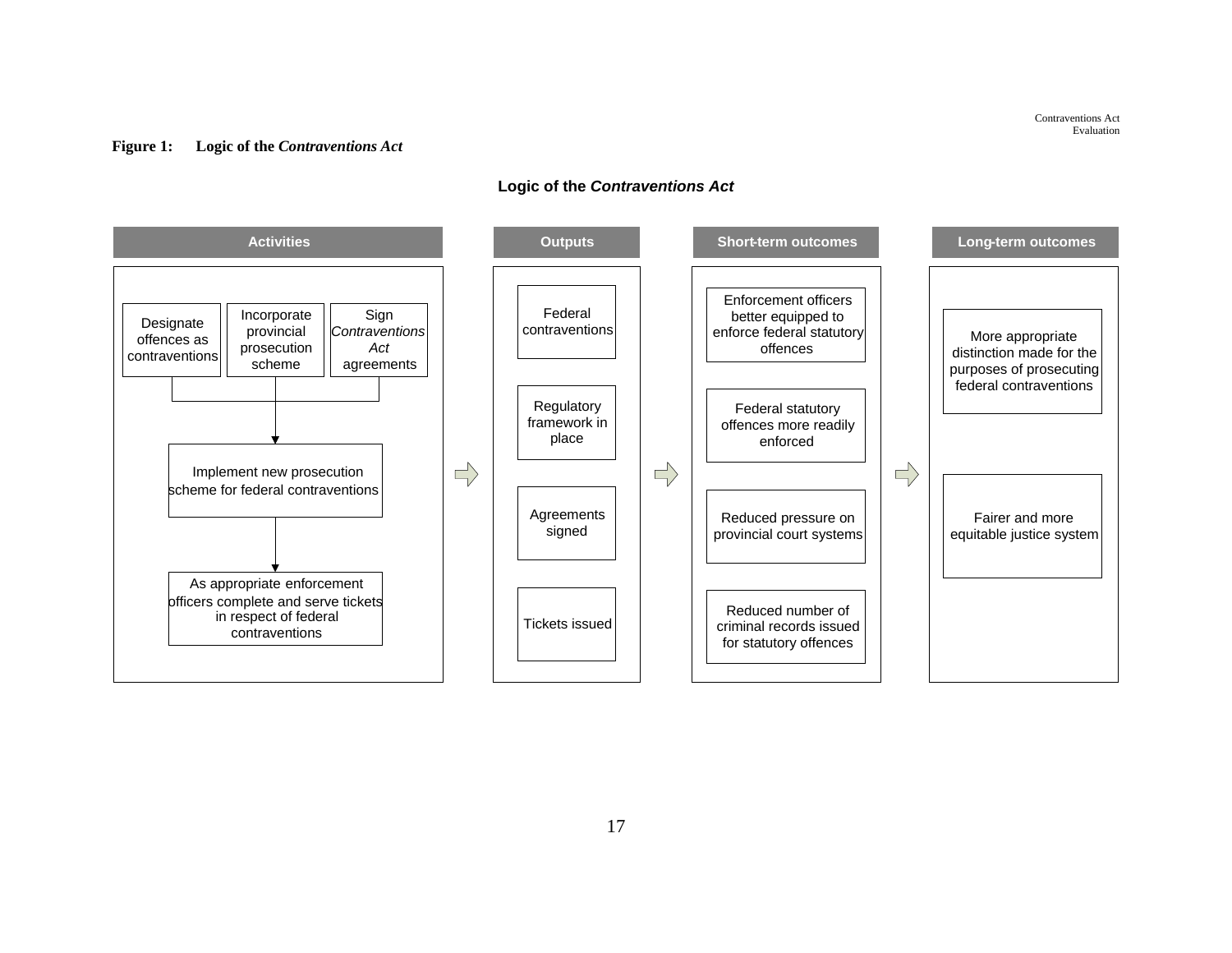**Figure 1: Logic of the *Contraventions Act***

**Logic of the *Contraventions Act***

| Activities | Outputs | Short-term outcomes | Long-term outcomes |
| --- | --- | --- | --- |
| Designate offences as contraventions | Federal contraventions | Enforcement officers better equipped to enforce federal statutory offences | More appropriate distinction made for the purposes of prosecuting federal contraventions |
| Incorporate provincial prosecution scheme | Regulatory framework in place | Federal statutory offences more readily enforced | Fairer and more equitable justice system |
| Sign *Contraventions Act* agreements | Agreements signed | Reduced pressure on provincial court systems | |
| Implement new prosecution scheme for federal contraventions | Tickets issued | Reduced number of criminal records issued for statutory offences | |
| As appropriate enforcement officers complete and serve tickets in respect of federal contraventions | | | |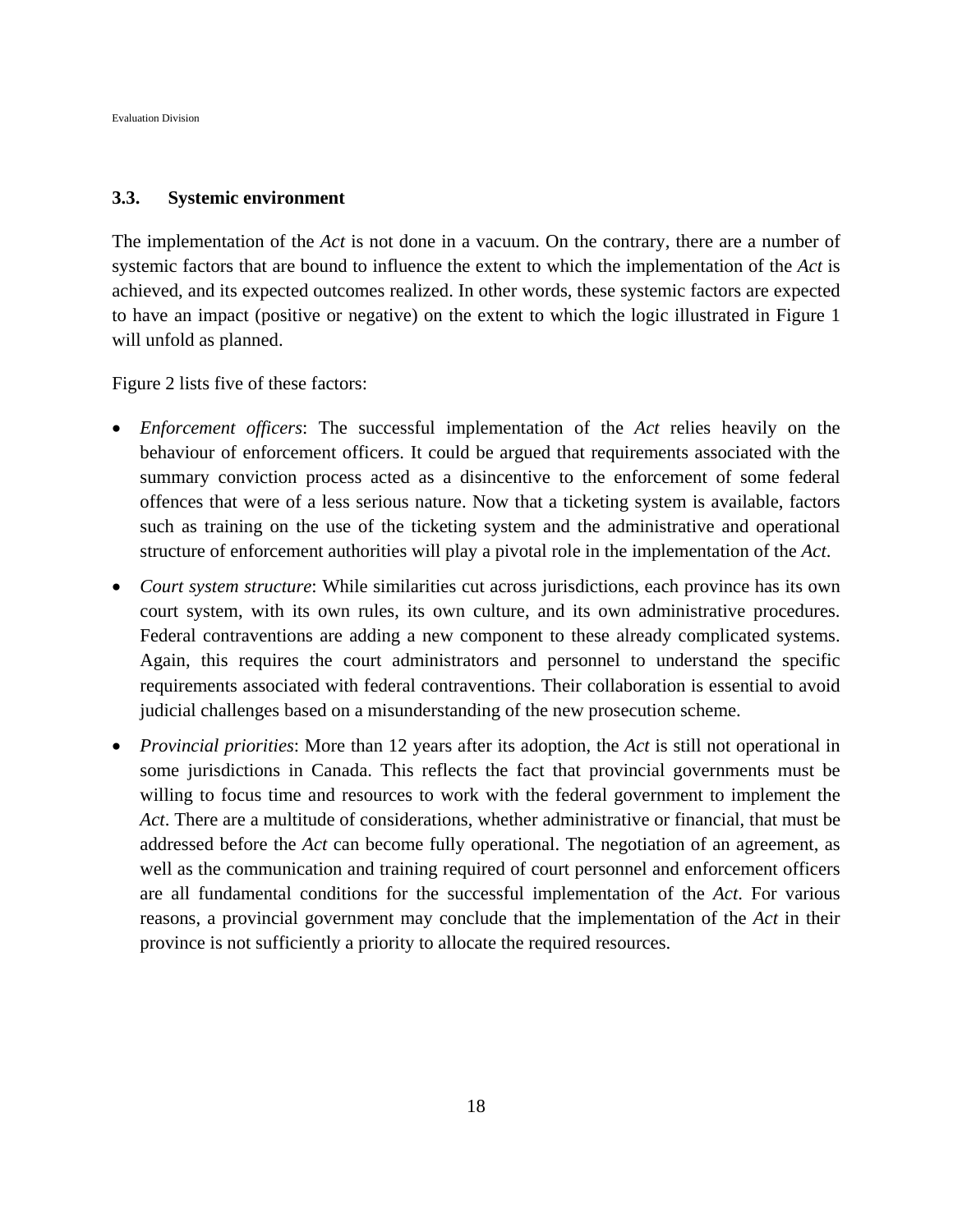### 3.3. Systemic environment

The implementation of the *Act* is not done in a vacuum. On the contrary, there are a number of systemic factors that are bound to influence the extent to which the implementation of the *Act* is achieved, and its expected outcomes realized. In other words, these systemic factors are expected to have an impact (positive or negative) on the extent to which the logic illustrated in Figure 1 will unfold as planned.

Figure 2 lists five of these factors:

- *Enforcement officers*: The successful implementation of the *Act* relies heavily on the behaviour of enforcement officers. It could be argued that requirements associated with the summary conviction process acted as a disincentive to the enforcement of some federal offences that were of a less serious nature. Now that a ticketing system is available, factors such as training on the use of the ticketing system and the administrative and operational structure of enforcement authorities will play a pivotal role in the implementation of the *Act*.
- *Court system structure*: While similarities cut across jurisdictions, each province has its own court system, with its own rules, its own culture, and its own administrative procedures. Federal contraventions are adding a new component to these already complicated systems. Again, this requires the court administrators and personnel to understand the specific requirements associated with federal contraventions. Their collaboration is essential to avoid judicial challenges based on a misunderstanding of the new prosecution scheme.
- *Provincial priorities*: More than 12 years after its adoption, the *Act* is still not operational in some jurisdictions in Canada. This reflects the fact that provincial governments must be willing to focus time and resources to work with the federal government to implement the *Act*. There are a multitude of considerations, whether administrative or financial, that must be addressed before the *Act* can become fully operational. The negotiation of an agreement, as well as the communication and training required of court personnel and enforcement officers are all fundamental conditions for the successful implementation of the *Act*. For various reasons, a provincial government may conclude that the implementation of the *Act* in their province is not sufficiently a priority to allocate the required resources.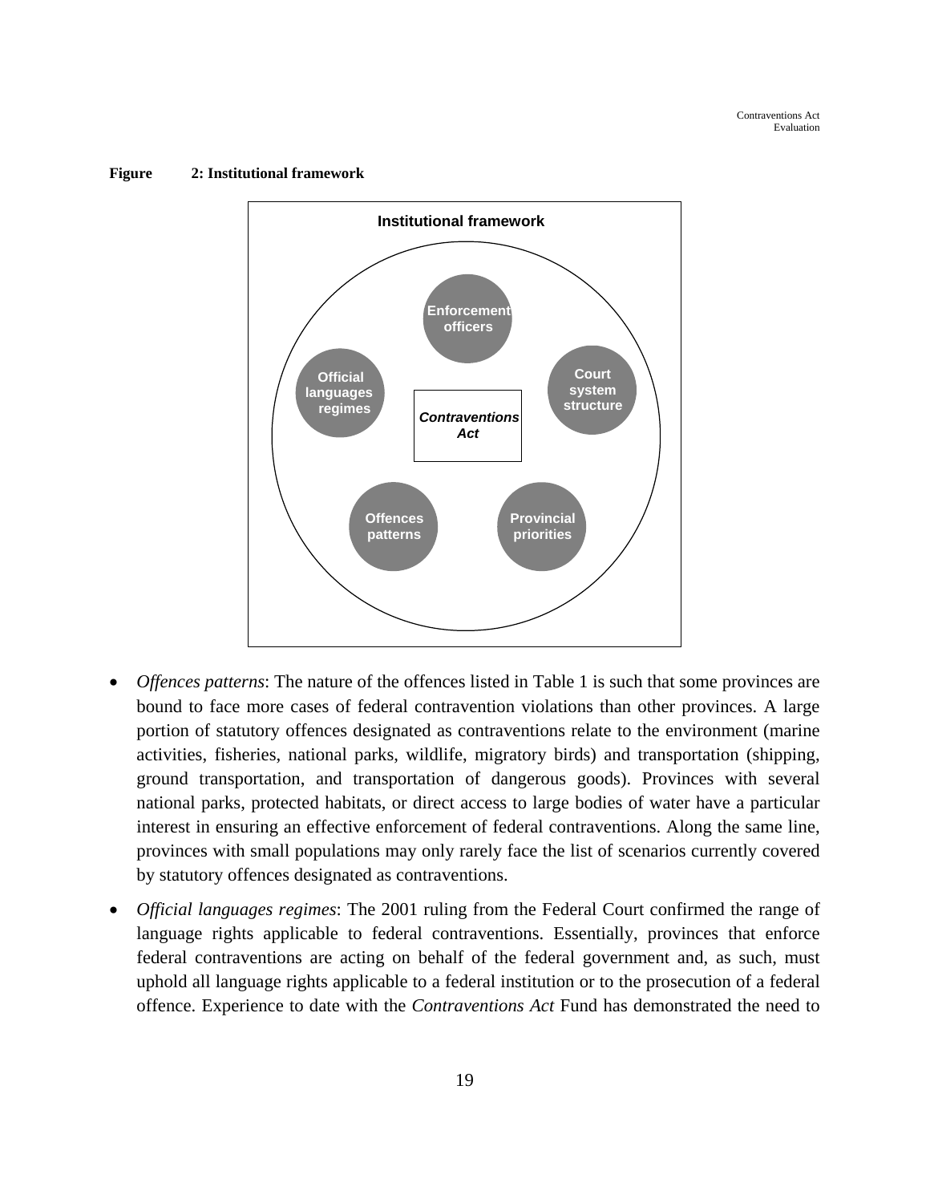**Figure 2: Institutional framework**

Institutional framework

- Enforcement officers
- Court system structure
- Provincial priorities
- Offences patterns
- Official languages regimes

*Contraventions Act*

- *Offences patterns*: The nature of the offences listed in Table 1 is such that some provinces are bound to face more cases of federal contravention violations than other provinces. A large portion of statutory offences designated as contraventions relate to the environment (marine activities, fisheries, national parks, wildlife, migratory birds) and transportation (shipping, ground transportation, and transportation of dangerous goods). Provinces with several national parks, protected habitats, or direct access to large bodies of water have a particular interest in ensuring an effective enforcement of federal contraventions. Along the same line, provinces with small populations may only rarely face the list of scenarios currently covered by statutory offences designated as contraventions.
- *Official languages regimes*: The 2001 ruling from the Federal Court confirmed the range of language rights applicable to federal contraventions. Essentially, provinces that enforce federal contraventions are acting on behalf of the federal government and, as such, must uphold all language rights applicable to a federal institution or to the prosecution of a federal offence. Experience to date with the *Contraventions Act* Fund has demonstrated the need to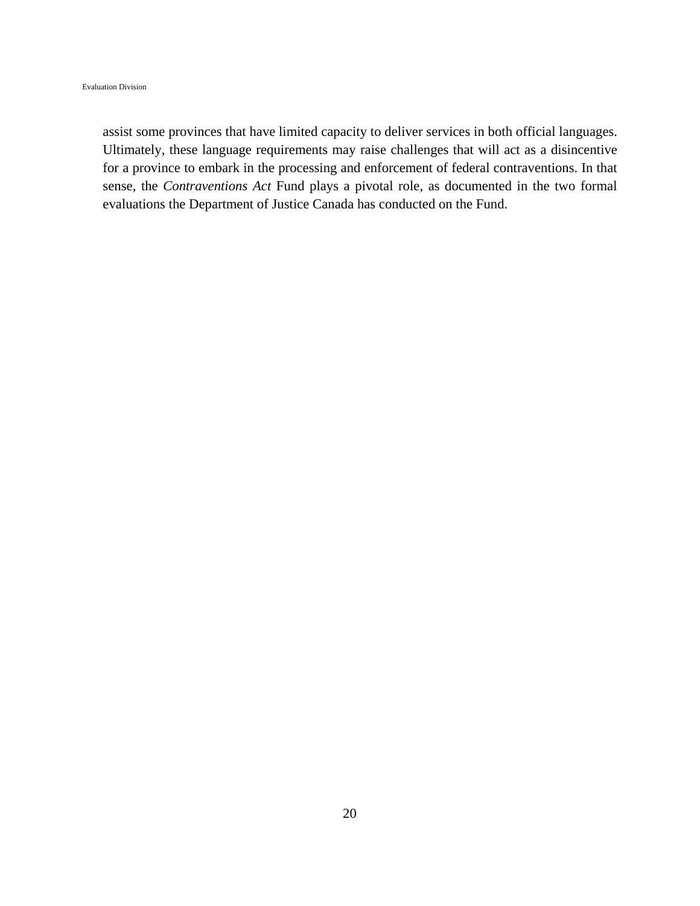assist some provinces that have limited capacity to deliver services in both official languages. Ultimately, these language requirements may raise challenges that will act as a disincentive for a province to embark in the processing and enforcement of federal contraventions. In that sense, the *Contraventions Act* Fund plays a pivotal role, as documented in the two formal evaluations the Department of Justice Canada has conducted on the Fund.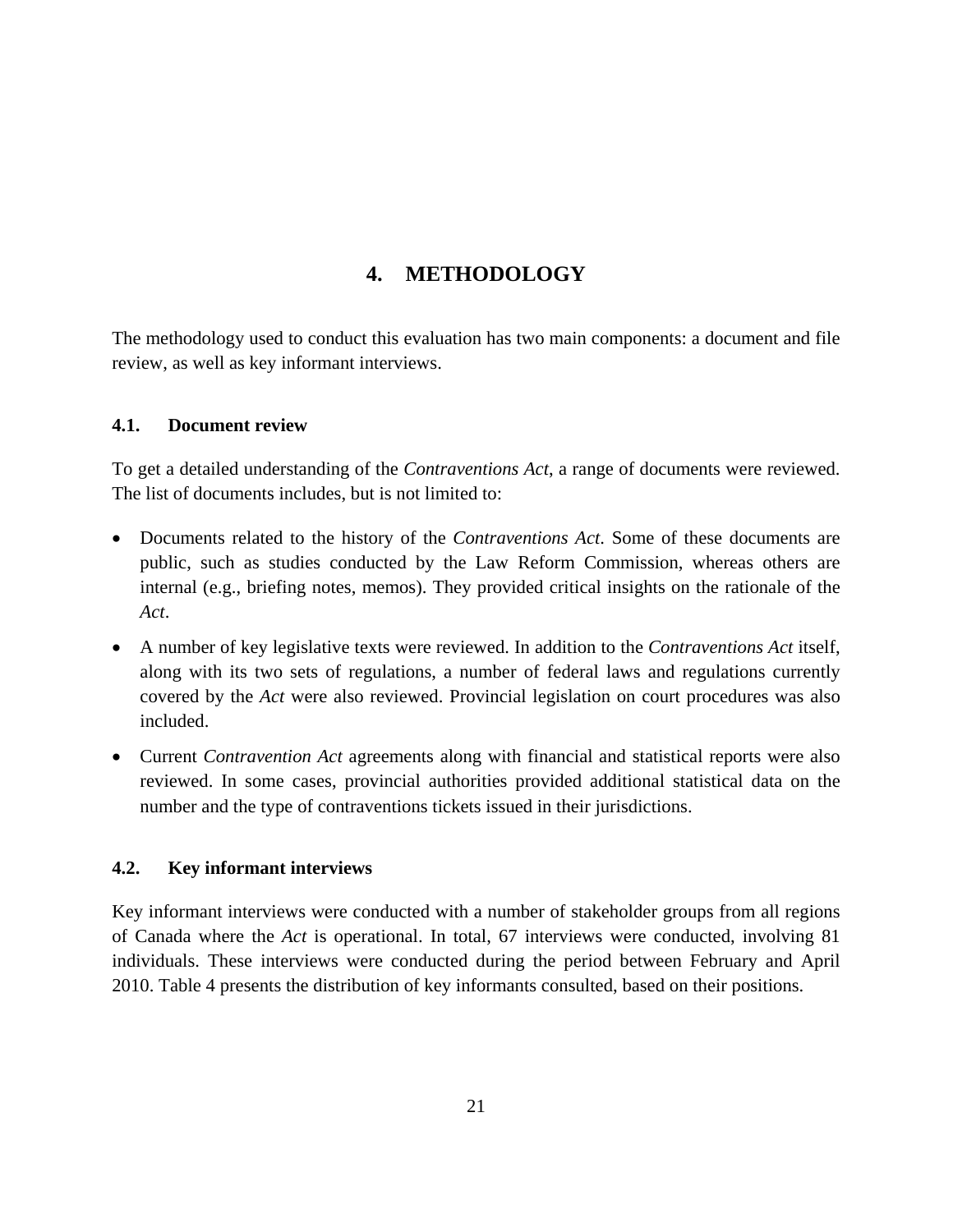# 4. METHODOLOGY

The methodology used to conduct this evaluation has two main components: a document and file review, as well as key informant interviews.

## 4.1. Document review

To get a detailed understanding of the *Contraventions Act*, a range of documents were reviewed. The list of documents includes, but is not limited to:

- Documents related to the history of the *Contraventions Act*. Some of these documents are public, such as studies conducted by the Law Reform Commission, whereas others are internal (e.g., briefing notes, memos). They provided critical insights on the rationale of the *Act*.
- A number of key legislative texts were reviewed. In addition to the *Contraventions Act* itself, along with its two sets of regulations, a number of federal laws and regulations currently covered by the *Act* were also reviewed. Provincial legislation on court procedures was also included.
- Current *Contravention Act* agreements along with financial and statistical reports were also reviewed. In some cases, provincial authorities provided additional statistical data on the number and the type of contraventions tickets issued in their jurisdictions.

## 4.2. Key informant interviews

Key informant interviews were conducted with a number of stakeholder groups from all regions of Canada where the *Act* is operational. In total, 67 interviews were conducted, involving 81 individuals. These interviews were conducted during the period between February and April 2010. Table 4 presents the distribution of key informants consulted, based on their positions.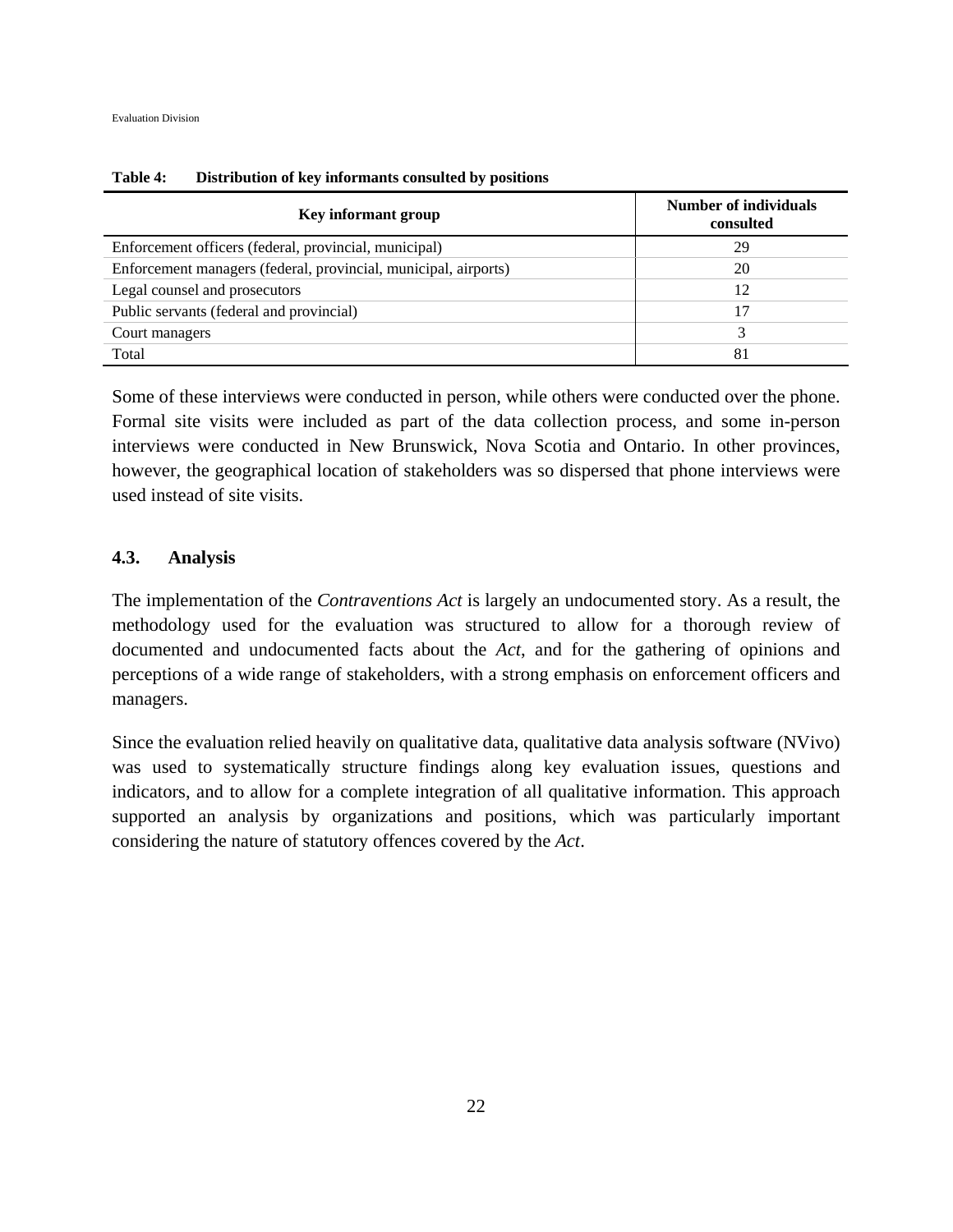**Table 4: Distribution of key informants consulted by positions**

| Key informant group | Number of individuals consulted |
|---|---|
| Enforcement officers (federal, provincial, municipal) | 29 |
| Enforcement managers (federal, provincial, municipal, airports) | 20 |
| Legal counsel and prosecutors | 12 |
| Public servants (federal and provincial) | 17 |
| Court managers | 3 |
| Total | 81 |

Some of these interviews were conducted in person, while others were conducted over the phone. Formal site visits were included as part of the data collection process, and some in-person interviews were conducted in New Brunswick, Nova Scotia and Ontario. In other provinces, however, the geographical location of stakeholders was so dispersed that phone interviews were used instead of site visits.

### 4.3. Analysis

The implementation of the *Contraventions Act* is largely an undocumented story. As a result, the methodology used for the evaluation was structured to allow for a thorough review of documented and undocumented facts about the *Act*, and for the gathering of opinions and perceptions of a wide range of stakeholders, with a strong emphasis on enforcement officers and managers.

Since the evaluation relied heavily on qualitative data, qualitative data analysis software (NVivo) was used to systematically structure findings along key evaluation issues, questions and indicators, and to allow for a complete integration of all qualitative information. This approach supported an analysis by organizations and positions, which was particularly important considering the nature of statutory offences covered by the *Act*.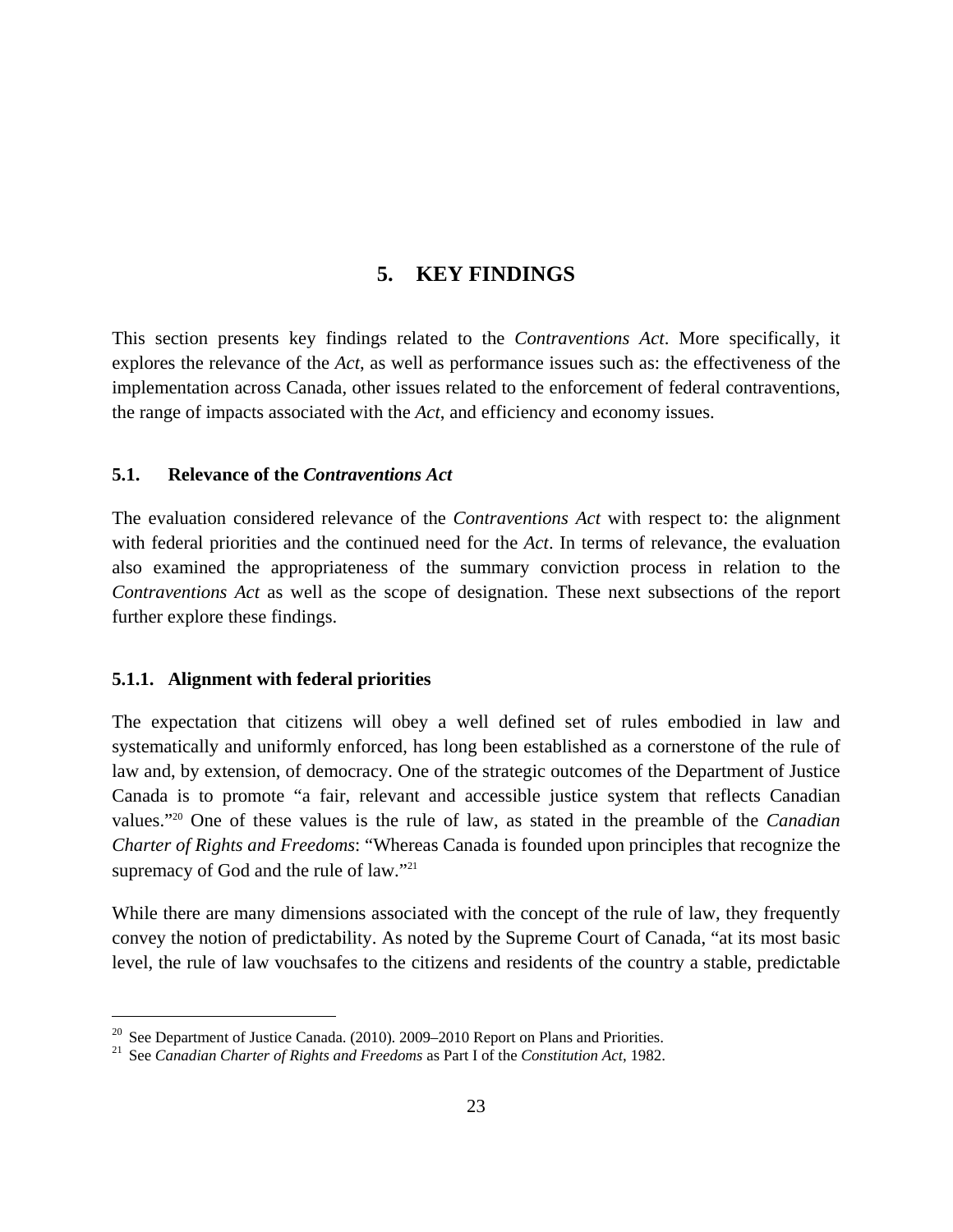# 5. KEY FINDINGS

This section presents key findings related to the *Contraventions Act*. More specifically, it explores the relevance of the *Act*, as well as performance issues such as: the effectiveness of the implementation across Canada, other issues related to the enforcement of federal contraventions, the range of impacts associated with the *Act*, and efficiency and economy issues.

## 5.1. Relevance of the *Contraventions Act*

The evaluation considered relevance of the *Contraventions Act* with respect to: the alignment with federal priorities and the continued need for the *Act*. In terms of relevance, the evaluation also examined the appropriateness of the summary conviction process in relation to the *Contraventions Act* as well as the scope of designation. These next subsections of the report further explore these findings.

### 5.1.1. Alignment with federal priorities

The expectation that citizens will obey a well defined set of rules embodied in law and systematically and uniformly enforced, has long been established as a cornerstone of the rule of law and, by extension, of democracy. One of the strategic outcomes of the Department of Justice Canada is to promote "a fair, relevant and accessible justice system that reflects Canadian values."[20] One of these values is the rule of law, as stated in the preamble of the *Canadian Charter of Rights and Freedoms*: "Whereas Canada is founded upon principles that recognize the supremacy of God and the rule of law."[21]

While there are many dimensions associated with the concept of the rule of law, they frequently convey the notion of predictability. As noted by the Supreme Court of Canada, "at its most basic level, the rule of law vouchsafes to the citizens and residents of the country a stable, predictable

---

[20] See Department of Justice Canada. (2010). 2009–2010 Report on Plans and Priorities.

[21] See *Canadian Charter of Rights and Freedoms* as Part I of the *Constitution Act*, 1982.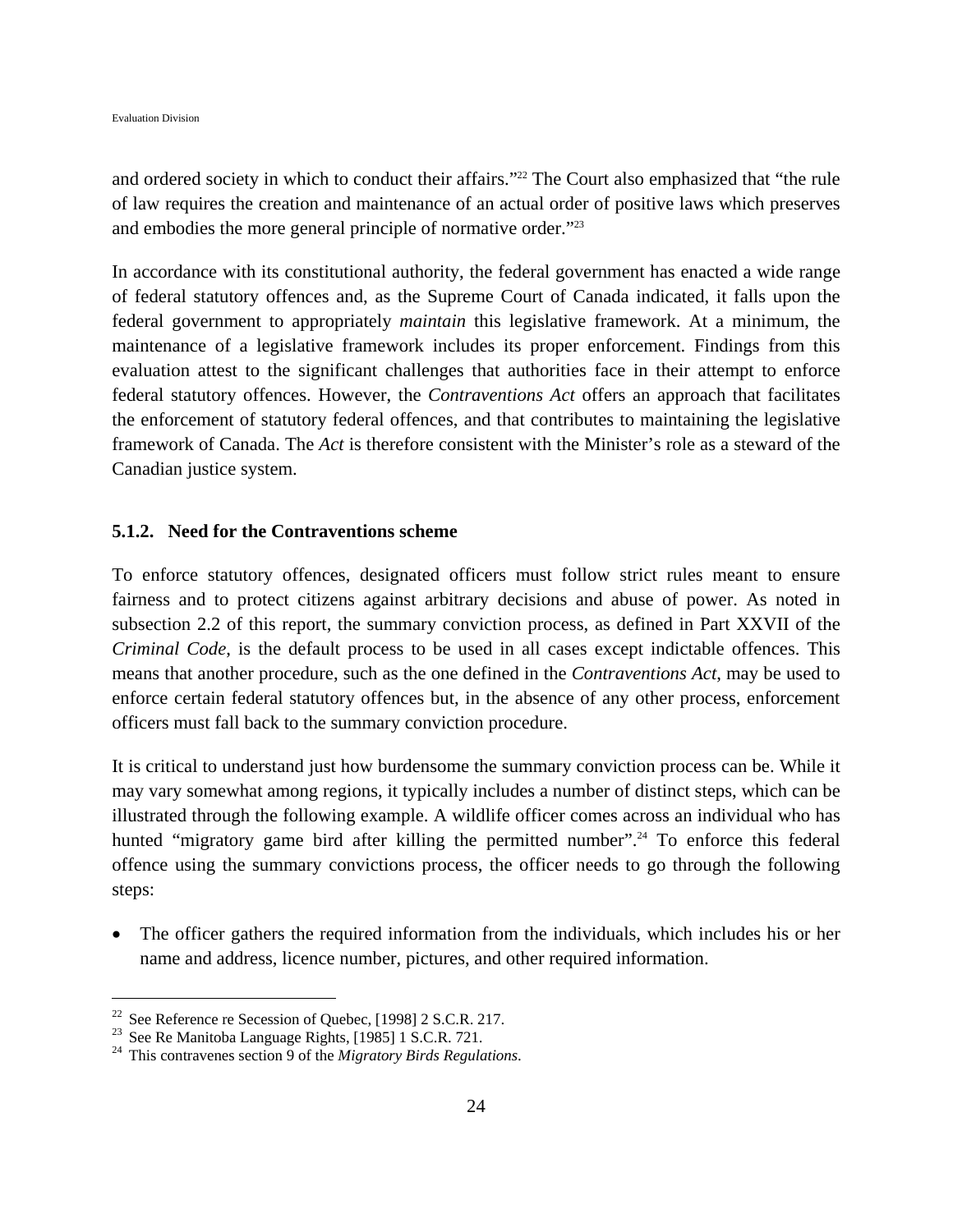and ordered society in which to conduct their affairs."[22] The Court also emphasized that "the rule of law requires the creation and maintenance of an actual order of positive laws which preserves and embodies the more general principle of normative order."[23]

In accordance with its constitutional authority, the federal government has enacted a wide range of federal statutory offences and, as the Supreme Court of Canada indicated, it falls upon the federal government to appropriately *maintain* this legislative framework. At a minimum, the maintenance of a legislative framework includes its proper enforcement. Findings from this evaluation attest to the significant challenges that authorities face in their attempt to enforce federal statutory offences. However, the *Contraventions Act* offers an approach that facilitates the enforcement of statutory federal offences, and that contributes to maintaining the legislative framework of Canada. The *Act* is therefore consistent with the Minister's role as a steward of the Canadian justice system.

### 5.1.2. Need for the Contraventions scheme

To enforce statutory offences, designated officers must follow strict rules meant to ensure fairness and to protect citizens against arbitrary decisions and abuse of power. As noted in subsection 2.2 of this report, the summary conviction process, as defined in Part XXVII of the *Criminal Code*, is the default process to be used in all cases except indictable offences. This means that another procedure, such as the one defined in the *Contraventions Act*, may be used to enforce certain federal statutory offences but, in the absence of any other process, enforcement officers must fall back to the summary conviction procedure.

It is critical to understand just how burdensome the summary conviction process can be. While it may vary somewhat among regions, it typically includes a number of distinct steps, which can be illustrated through the following example. A wildlife officer comes across an individual who has hunted "migratory game bird after killing the permitted number".[24] To enforce this federal offence using the summary convictions process, the officer needs to go through the following steps:

- The officer gathers the required information from the individuals, which includes his or her name and address, licence number, pictures, and other required information.

---

[22] See Reference re Secession of Quebec, [1998] 2 S.C.R. 217.

[23] See Re Manitoba Language Rights, [1985] 1 S.C.R. 721.

[24] This contravenes section 9 of the *Migratory Birds Regulations*.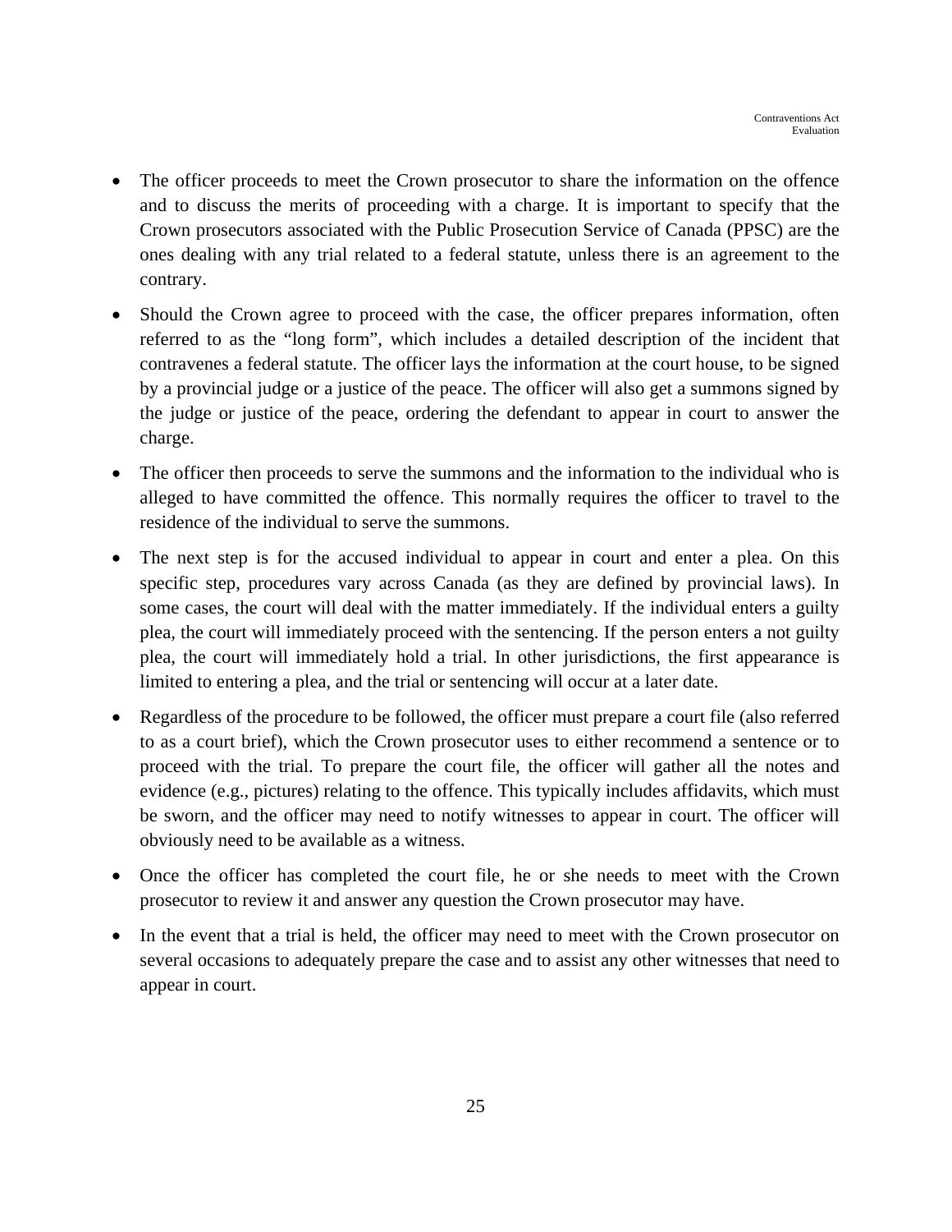- The officer proceeds to meet the Crown prosecutor to share the information on the offence and to discuss the merits of proceeding with a charge. It is important to specify that the Crown prosecutors associated with the Public Prosecution Service of Canada (PPSC) are the ones dealing with any trial related to a federal statute, unless there is an agreement to the contrary.
- Should the Crown agree to proceed with the case, the officer prepares information, often referred to as the "long form", which includes a detailed description of the incident that contravenes a federal statute. The officer lays the information at the court house, to be signed by a provincial judge or a justice of the peace. The officer will also get a summons signed by the judge or justice of the peace, ordering the defendant to appear in court to answer the charge.
- The officer then proceeds to serve the summons and the information to the individual who is alleged to have committed the offence. This normally requires the officer to travel to the residence of the individual to serve the summons.
- The next step is for the accused individual to appear in court and enter a plea. On this specific step, procedures vary across Canada (as they are defined by provincial laws). In some cases, the court will deal with the matter immediately. If the individual enters a guilty plea, the court will immediately proceed with the sentencing. If the person enters a not guilty plea, the court will immediately hold a trial. In other jurisdictions, the first appearance is limited to entering a plea, and the trial or sentencing will occur at a later date.
- Regardless of the procedure to be followed, the officer must prepare a court file (also referred to as a court brief), which the Crown prosecutor uses to either recommend a sentence or to proceed with the trial. To prepare the court file, the officer will gather all the notes and evidence (e.g., pictures) relating to the offence. This typically includes affidavits, which must be sworn, and the officer may need to notify witnesses to appear in court. The officer will obviously need to be available as a witness.
- Once the officer has completed the court file, he or she needs to meet with the Crown prosecutor to review it and answer any question the Crown prosecutor may have.
- In the event that a trial is held, the officer may need to meet with the Crown prosecutor on several occasions to adequately prepare the case and to assist any other witnesses that need to appear in court.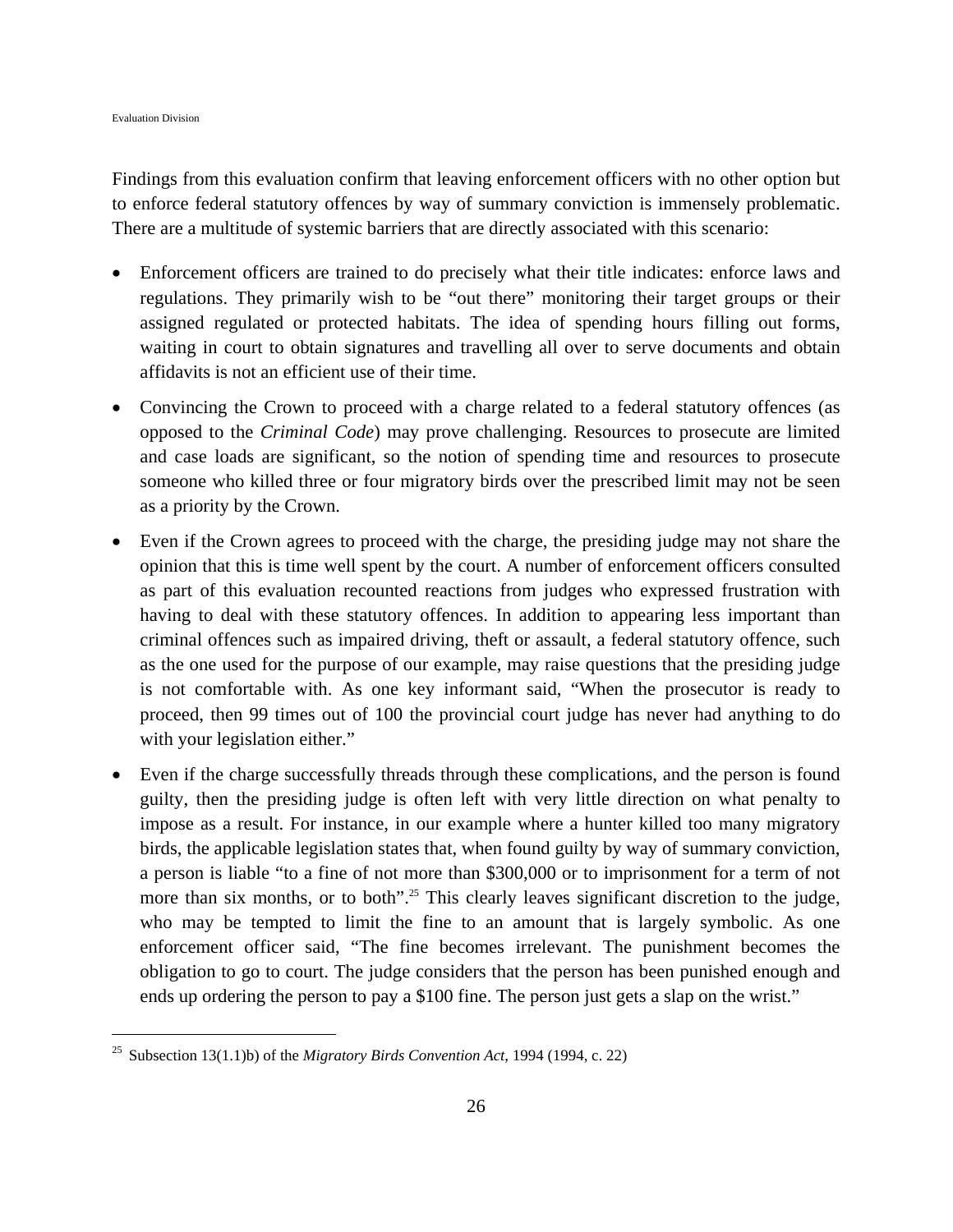Findings from this evaluation confirm that leaving enforcement officers with no other option but to enforce federal statutory offences by way of summary conviction is immensely problematic. There are a multitude of systemic barriers that are directly associated with this scenario:

- Enforcement officers are trained to do precisely what their title indicates: enforce laws and regulations. They primarily wish to be "out there" monitoring their target groups or their assigned regulated or protected habitats. The idea of spending hours filling out forms, waiting in court to obtain signatures and travelling all over to serve documents and obtain affidavits is not an efficient use of their time.
- Convincing the Crown to proceed with a charge related to a federal statutory offences (as opposed to the *Criminal Code*) may prove challenging. Resources to prosecute are limited and case loads are significant, so the notion of spending time and resources to prosecute someone who killed three or four migratory birds over the prescribed limit may not be seen as a priority by the Crown.
- Even if the Crown agrees to proceed with the charge, the presiding judge may not share the opinion that this is time well spent by the court. A number of enforcement officers consulted as part of this evaluation recounted reactions from judges who expressed frustration with having to deal with these statutory offences. In addition to appearing less important than criminal offences such as impaired driving, theft or assault, a federal statutory offence, such as the one used for the purpose of our example, may raise questions that the presiding judge is not comfortable with. As one key informant said, "When the prosecutor is ready to proceed, then 99 times out of 100 the provincial court judge has never had anything to do with your legislation either."
- Even if the charge successfully threads through these complications, and the person is found guilty, then the presiding judge is often left with very little direction on what penalty to impose as a result. For instance, in our example where a hunter killed too many migratory birds, the applicable legislation states that, when found guilty by way of summary conviction, a person is liable "to a fine of not more than $300,000 or to imprisonment for a term of not more than six months, or to both".[25] This clearly leaves significant discretion to the judge, who may be tempted to limit the fine to an amount that is largely symbolic. As one enforcement officer said, "The fine becomes irrelevant. The punishment becomes the obligation to go to court. The judge considers that the person has been punished enough and ends up ordering the person to pay a $100 fine. The person just gets a slap on the wrist."

---

[25] Subsection 13(1.1)b) of the *Migratory Birds Convention Act*, 1994 (1994, c. 22)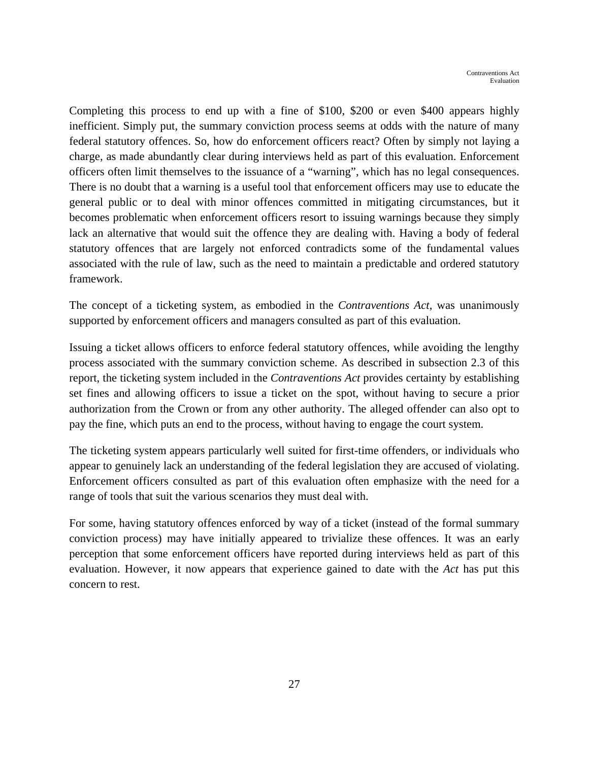Completing this process to end up with a fine of $100, $200 or even $400 appears highly inefficient. Simply put, the summary conviction process seems at odds with the nature of many federal statutory offences. So, how do enforcement officers react? Often by simply not laying a charge, as made abundantly clear during interviews held as part of this evaluation. Enforcement officers often limit themselves to the issuance of a "warning", which has no legal consequences. There is no doubt that a warning is a useful tool that enforcement officers may use to educate the general public or to deal with minor offences committed in mitigating circumstances, but it becomes problematic when enforcement officers resort to issuing warnings because they simply lack an alternative that would suit the offence they are dealing with. Having a body of federal statutory offences that are largely not enforced contradicts some of the fundamental values associated with the rule of law, such as the need to maintain a predictable and ordered statutory framework.

The concept of a ticketing system, as embodied in the *Contraventions Act*, was unanimously supported by enforcement officers and managers consulted as part of this evaluation.

Issuing a ticket allows officers to enforce federal statutory offences, while avoiding the lengthy process associated with the summary conviction scheme. As described in subsection 2.3 of this report, the ticketing system included in the *Contraventions Act* provides certainty by establishing set fines and allowing officers to issue a ticket on the spot, without having to secure a prior authorization from the Crown or from any other authority. The alleged offender can also opt to pay the fine, which puts an end to the process, without having to engage the court system.

The ticketing system appears particularly well suited for first-time offenders, or individuals who appear to genuinely lack an understanding of the federal legislation they are accused of violating. Enforcement officers consulted as part of this evaluation often emphasize with the need for a range of tools that suit the various scenarios they must deal with.

For some, having statutory offences enforced by way of a ticket (instead of the formal summary conviction process) may have initially appeared to trivialize these offences. It was an early perception that some enforcement officers have reported during interviews held as part of this evaluation. However, it now appears that experience gained to date with the *Act* has put this concern to rest.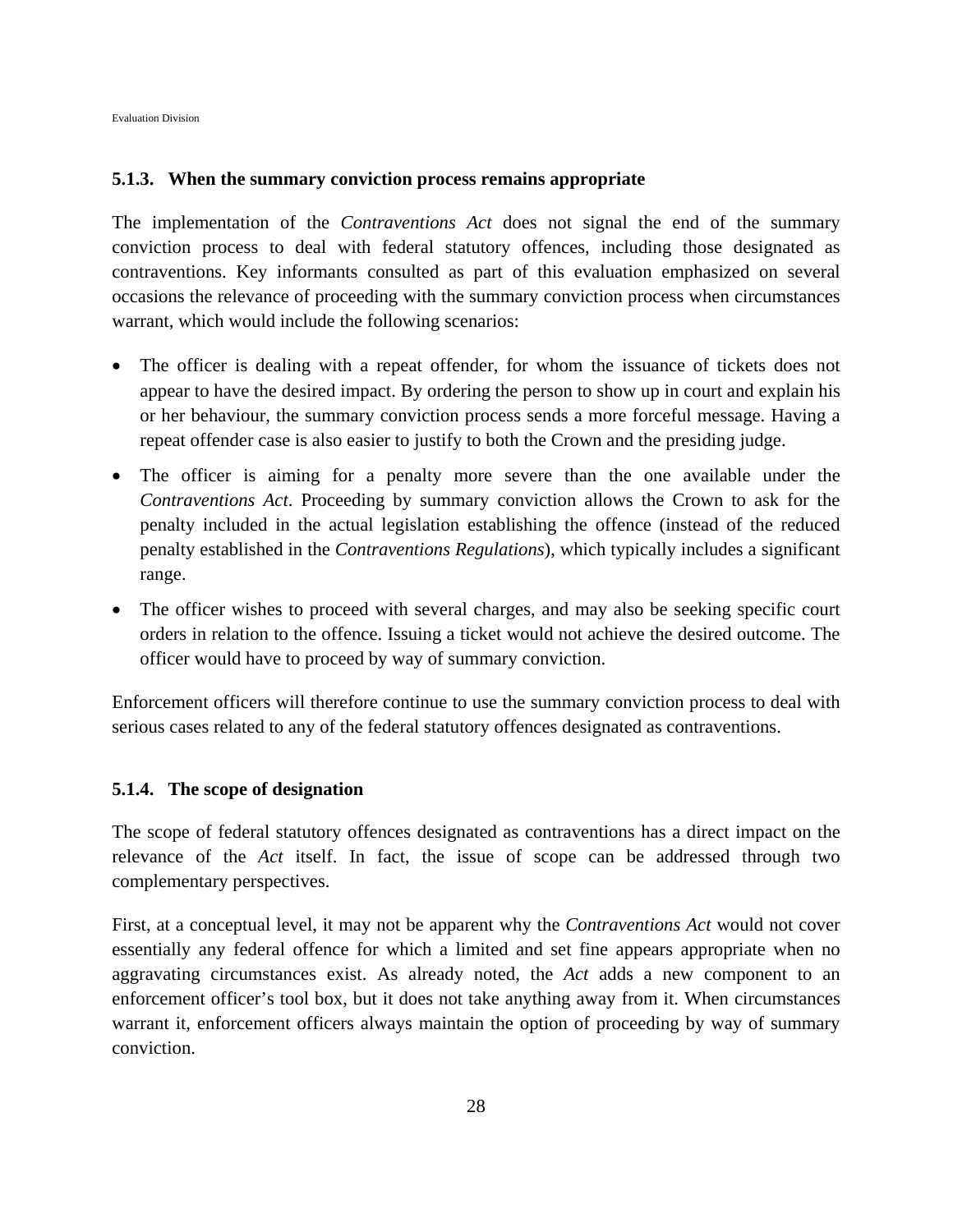### 5.1.3. When the summary conviction process remains appropriate

The implementation of the *Contraventions Act* does not signal the end of the summary conviction process to deal with federal statutory offences, including those designated as contraventions. Key informants consulted as part of this evaluation emphasized on several occasions the relevance of proceeding with the summary conviction process when circumstances warrant, which would include the following scenarios:

- The officer is dealing with a repeat offender, for whom the issuance of tickets does not appear to have the desired impact. By ordering the person to show up in court and explain his or her behaviour, the summary conviction process sends a more forceful message. Having a repeat offender case is also easier to justify to both the Crown and the presiding judge.
- The officer is aiming for a penalty more severe than the one available under the *Contraventions Act*. Proceeding by summary conviction allows the Crown to ask for the penalty included in the actual legislation establishing the offence (instead of the reduced penalty established in the *Contraventions Regulations*), which typically includes a significant range.
- The officer wishes to proceed with several charges, and may also be seeking specific court orders in relation to the offence. Issuing a ticket would not achieve the desired outcome. The officer would have to proceed by way of summary conviction.

Enforcement officers will therefore continue to use the summary conviction process to deal with serious cases related to any of the federal statutory offences designated as contraventions.

### 5.1.4. The scope of designation

The scope of federal statutory offences designated as contraventions has a direct impact on the relevance of the *Act* itself. In fact, the issue of scope can be addressed through two complementary perspectives.

First, at a conceptual level, it may not be apparent why the *Contraventions Act* would not cover essentially any federal offence for which a limited and set fine appears appropriate when no aggravating circumstances exist. As already noted, the *Act* adds a new component to an enforcement officer's tool box, but it does not take anything away from it. When circumstances warrant it, enforcement officers always maintain the option of proceeding by way of summary conviction.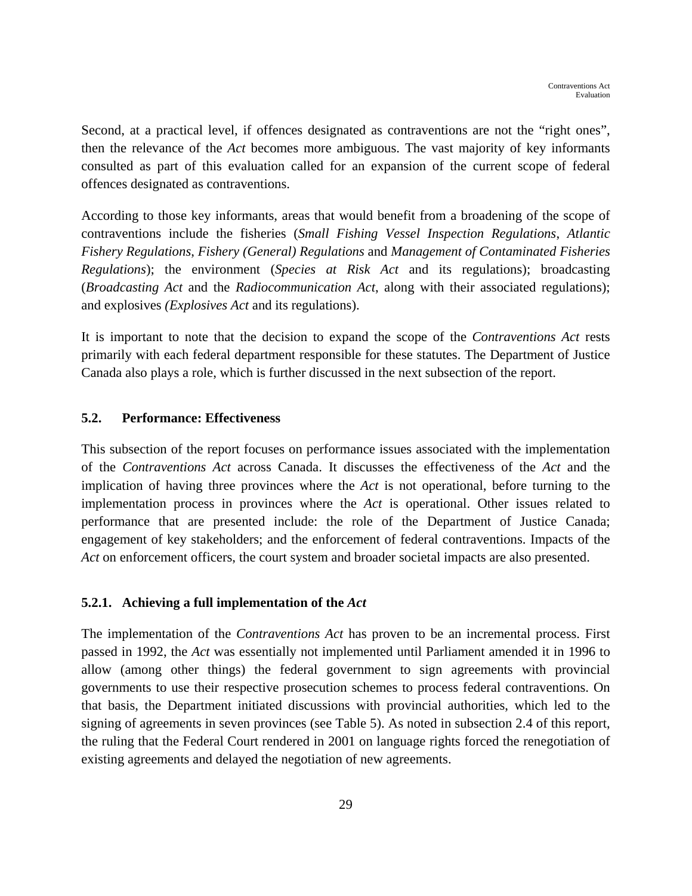Second, at a practical level, if offences designated as contraventions are not the "right ones", then the relevance of the *Act* becomes more ambiguous. The vast majority of key informants consulted as part of this evaluation called for an expansion of the current scope of federal offences designated as contraventions.

According to those key informants, areas that would benefit from a broadening of the scope of contraventions include the fisheries (*Small Fishing Vessel Inspection Regulations*, *Atlantic Fishery Regulations*, *Fishery (General) Regulations* and *Management of Contaminated Fisheries Regulations*); the environment (*Species at Risk Act* and its regulations); broadcasting (*Broadcasting Act* and the *Radiocommunication Act*, along with their associated regulations); and explosives *(Explosives Act* and its regulations).

It is important to note that the decision to expand the scope of the *Contraventions Act* rests primarily with each federal department responsible for these statutes. The Department of Justice Canada also plays a role, which is further discussed in the next subsection of the report.

## 5.2. Performance: Effectiveness

This subsection of the report focuses on performance issues associated with the implementation of the *Contraventions Act* across Canada. It discusses the effectiveness of the *Act* and the implication of having three provinces where the *Act* is not operational, before turning to the implementation process in provinces where the *Act* is operational. Other issues related to performance that are presented include: the role of the Department of Justice Canada; engagement of key stakeholders; and the enforcement of federal contraventions. Impacts of the *Act* on enforcement officers, the court system and broader societal impacts are also presented.

### 5.2.1. Achieving a full implementation of the *Act*

The implementation of the *Contraventions Act* has proven to be an incremental process. First passed in 1992, the *Act* was essentially not implemented until Parliament amended it in 1996 to allow (among other things) the federal government to sign agreements with provincial governments to use their respective prosecution schemes to process federal contraventions. On that basis, the Department initiated discussions with provincial authorities, which led to the signing of agreements in seven provinces (see Table 5). As noted in subsection 2.4 of this report, the ruling that the Federal Court rendered in 2001 on language rights forced the renegotiation of existing agreements and delayed the negotiation of new agreements.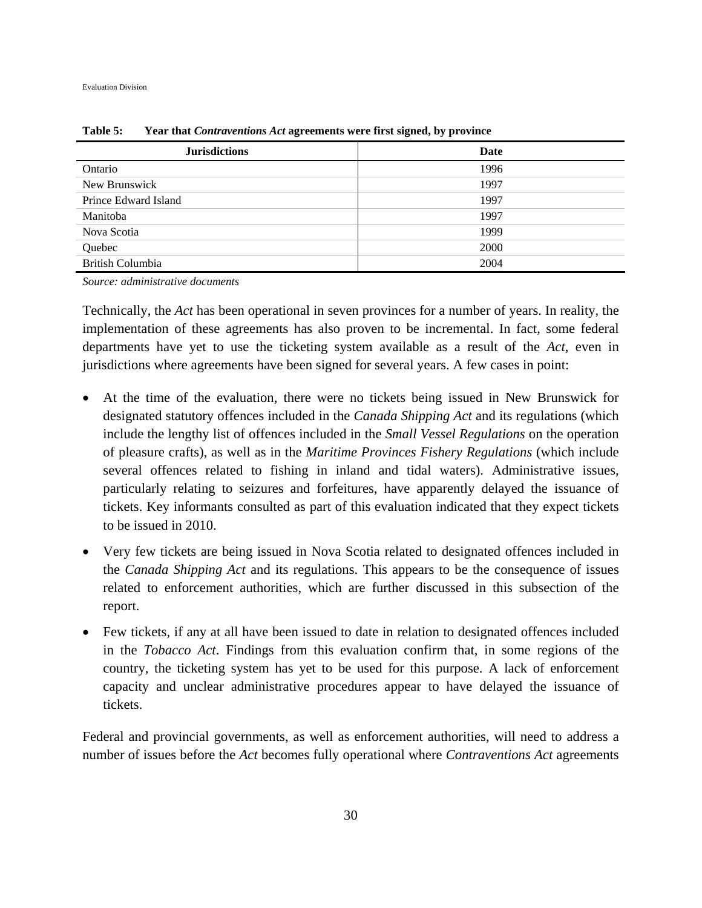**Table 5: Year that *Contraventions Act* agreements were first signed, by province**

| Jurisdictions | Date |
|---|---|
| Ontario | 1996 |
| New Brunswick | 1997 |
| Prince Edward Island | 1997 |
| Manitoba | 1997 |
| Nova Scotia | 1999 |
| Quebec | 2000 |
| British Columbia | 2004 |

*Source: administrative documents*

Technically, the *Act* has been operational in seven provinces for a number of years. In reality, the implementation of these agreements has also proven to be incremental. In fact, some federal departments have yet to use the ticketing system available as a result of the *Act*, even in jurisdictions where agreements have been signed for several years. A few cases in point:

- At the time of the evaluation, there were no tickets being issued in New Brunswick for designated statutory offences included in the *Canada Shipping Act* and its regulations (which include the lengthy list of offences included in the *Small Vessel Regulations* on the operation of pleasure crafts), as well as in the *Maritime Provinces Fishery Regulations* (which include several offences related to fishing in inland and tidal waters). Administrative issues, particularly relating to seizures and forfeitures, have apparently delayed the issuance of tickets. Key informants consulted as part of this evaluation indicated that they expect tickets to be issued in 2010.
- Very few tickets are being issued in Nova Scotia related to designated offences included in the *Canada Shipping Act* and its regulations. This appears to be the consequence of issues related to enforcement authorities, which are further discussed in this subsection of the report.
- Few tickets, if any at all have been issued to date in relation to designated offences included in the *Tobacco Act*. Findings from this evaluation confirm that, in some regions of the country, the ticketing system has yet to be used for this purpose. A lack of enforcement capacity and unclear administrative procedures appear to have delayed the issuance of tickets.

Federal and provincial governments, as well as enforcement authorities, will need to address a number of issues before the *Act* becomes fully operational where *Contraventions Act* agreements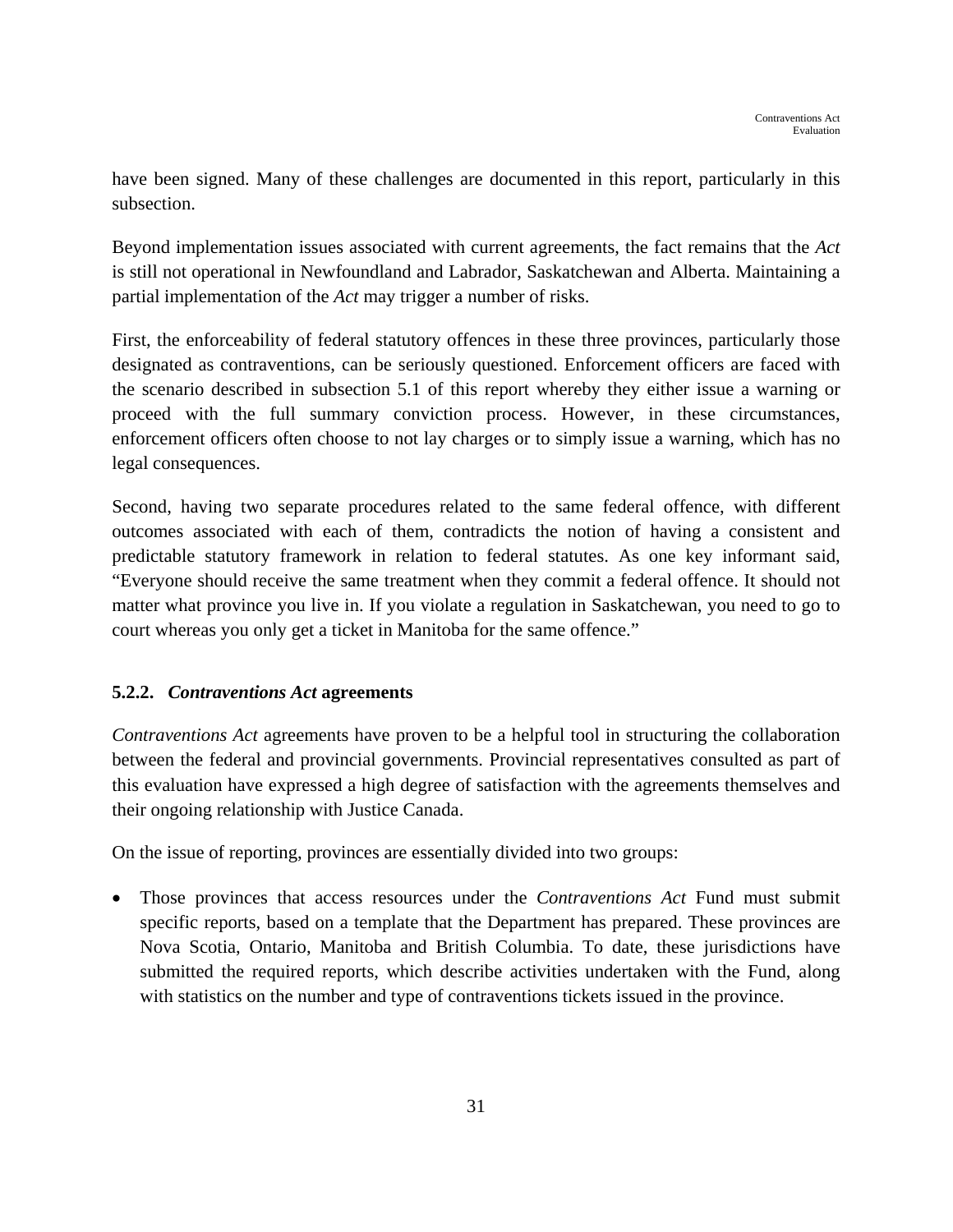have been signed. Many of these challenges are documented in this report, particularly in this subsection.

Beyond implementation issues associated with current agreements, the fact remains that the *Act* is still not operational in Newfoundland and Labrador, Saskatchewan and Alberta. Maintaining a partial implementation of the *Act* may trigger a number of risks.

First, the enforceability of federal statutory offences in these three provinces, particularly those designated as contraventions, can be seriously questioned. Enforcement officers are faced with the scenario described in subsection 5.1 of this report whereby they either issue a warning or proceed with the full summary conviction process. However, in these circumstances, enforcement officers often choose to not lay charges or to simply issue a warning, which has no legal consequences.

Second, having two separate procedures related to the same federal offence, with different outcomes associated with each of them, contradicts the notion of having a consistent and predictable statutory framework in relation to federal statutes. As one key informant said, "Everyone should receive the same treatment when they commit a federal offence. It should not matter what province you live in. If you violate a regulation in Saskatchewan, you need to go to court whereas you only get a ticket in Manitoba for the same offence."

### 5.2.2. *Contraventions Act* agreements

*Contraventions Act* agreements have proven to be a helpful tool in structuring the collaboration between the federal and provincial governments. Provincial representatives consulted as part of this evaluation have expressed a high degree of satisfaction with the agreements themselves and their ongoing relationship with Justice Canada.

On the issue of reporting, provinces are essentially divided into two groups:

- Those provinces that access resources under the *Contraventions Act* Fund must submit specific reports, based on a template that the Department has prepared. These provinces are Nova Scotia, Ontario, Manitoba and British Columbia. To date, these jurisdictions have submitted the required reports, which describe activities undertaken with the Fund, along with statistics on the number and type of contraventions tickets issued in the province.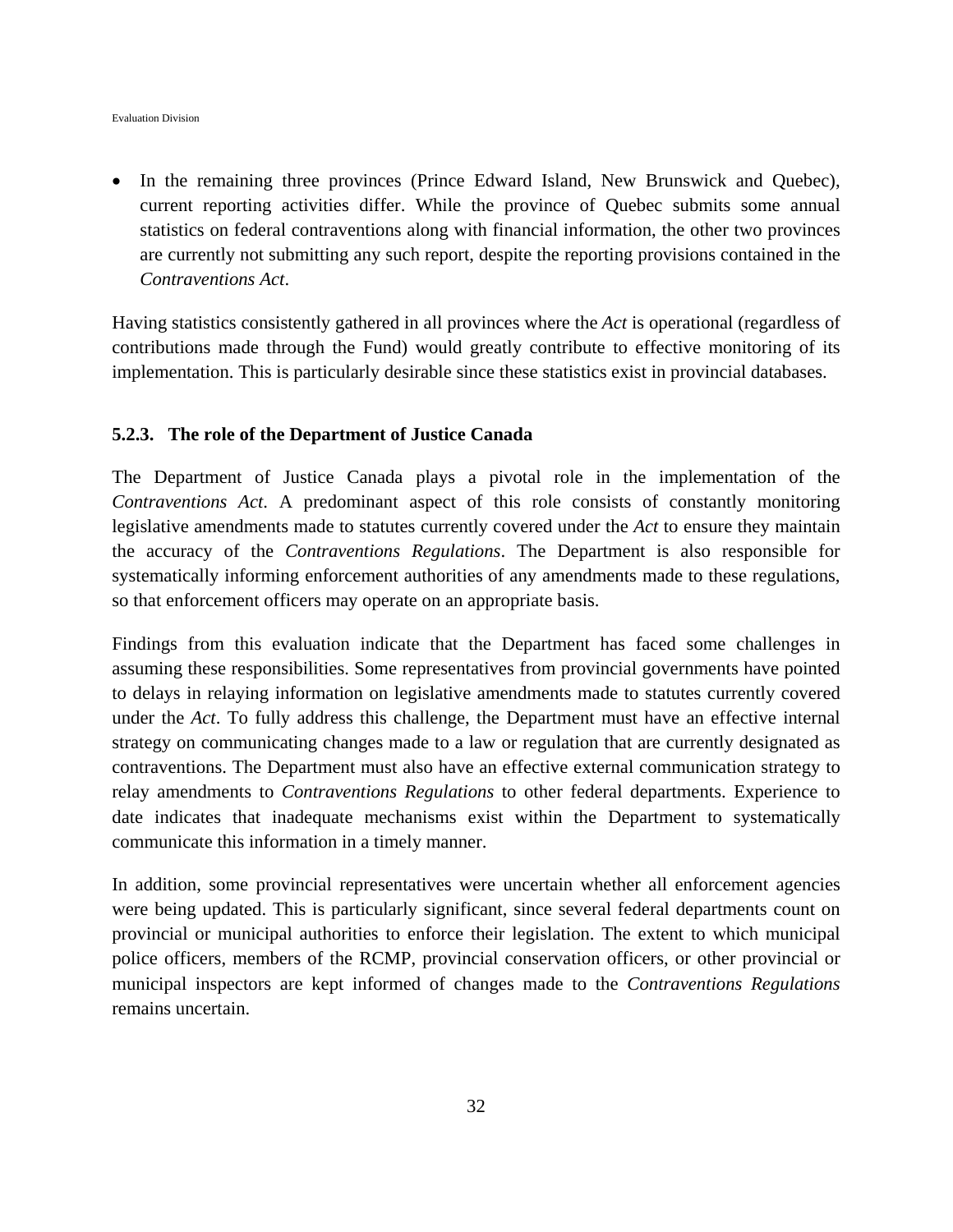- In the remaining three provinces (Prince Edward Island, New Brunswick and Quebec), current reporting activities differ. While the province of Quebec submits some annual statistics on federal contraventions along with financial information, the other two provinces are currently not submitting any such report, despite the reporting provisions contained in the *Contraventions Act*.

Having statistics consistently gathered in all provinces where the *Act* is operational (regardless of contributions made through the Fund) would greatly contribute to effective monitoring of its implementation. This is particularly desirable since these statistics exist in provincial databases.

### 5.2.3. The role of the Department of Justice Canada

The Department of Justice Canada plays a pivotal role in the implementation of the *Contraventions Act*. A predominant aspect of this role consists of constantly monitoring legislative amendments made to statutes currently covered under the *Act* to ensure they maintain the accuracy of the *Contraventions Regulations*. The Department is also responsible for systematically informing enforcement authorities of any amendments made to these regulations, so that enforcement officers may operate on an appropriate basis.

Findings from this evaluation indicate that the Department has faced some challenges in assuming these responsibilities. Some representatives from provincial governments have pointed to delays in relaying information on legislative amendments made to statutes currently covered under the *Act*. To fully address this challenge, the Department must have an effective internal strategy on communicating changes made to a law or regulation that are currently designated as contraventions. The Department must also have an effective external communication strategy to relay amendments to *Contraventions Regulations* to other federal departments. Experience to date indicates that inadequate mechanisms exist within the Department to systematically communicate this information in a timely manner.

In addition, some provincial representatives were uncertain whether all enforcement agencies were being updated. This is particularly significant, since several federal departments count on provincial or municipal authorities to enforce their legislation. The extent to which municipal police officers, members of the RCMP, provincial conservation officers, or other provincial or municipal inspectors are kept informed of changes made to the *Contraventions Regulations* remains uncertain.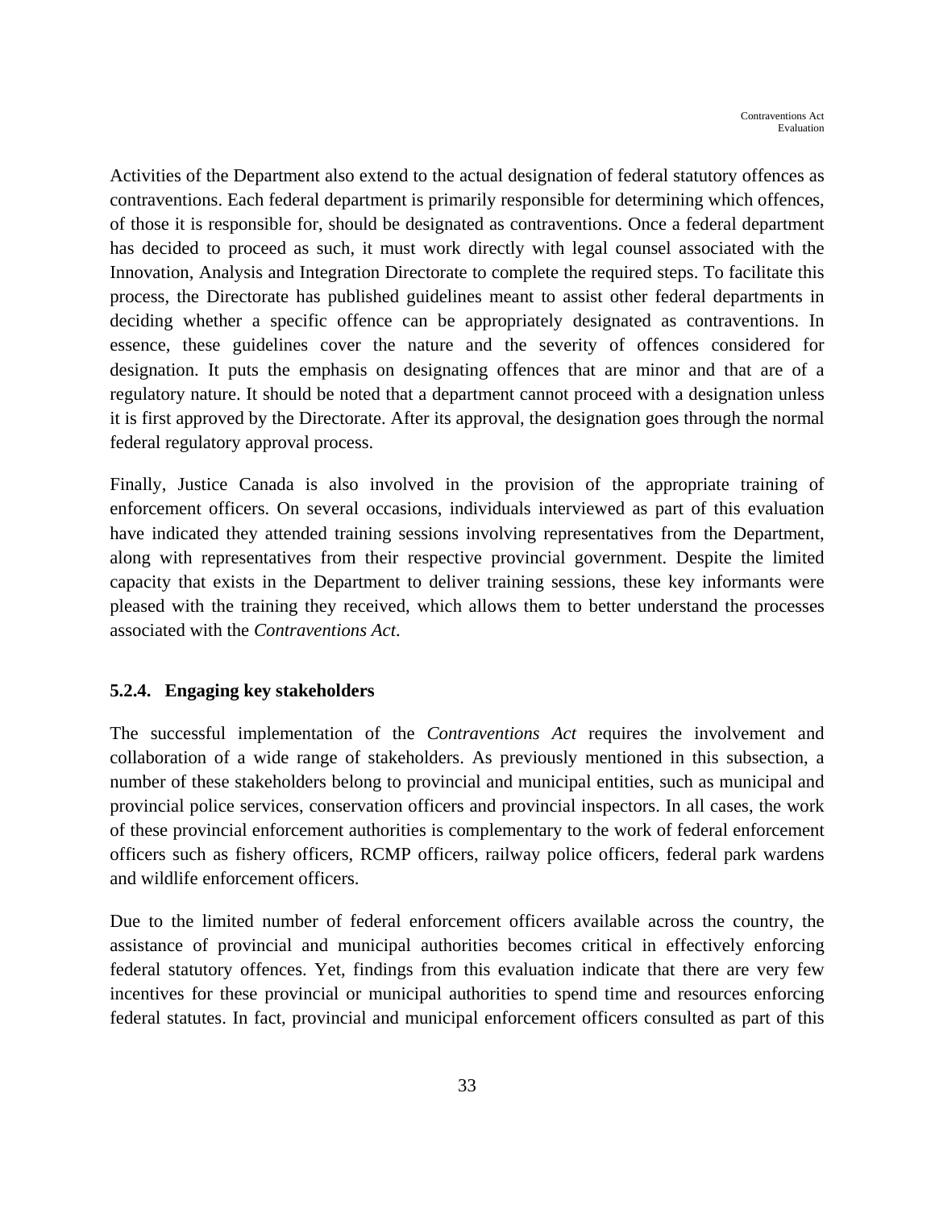Activities of the Department also extend to the actual designation of federal statutory offences as contraventions. Each federal department is primarily responsible for determining which offences, of those it is responsible for, should be designated as contraventions. Once a federal department has decided to proceed as such, it must work directly with legal counsel associated with the Innovation, Analysis and Integration Directorate to complete the required steps. To facilitate this process, the Directorate has published guidelines meant to assist other federal departments in deciding whether a specific offence can be appropriately designated as contraventions. In essence, these guidelines cover the nature and the severity of offences considered for designation. It puts the emphasis on designating offences that are minor and that are of a regulatory nature. It should be noted that a department cannot proceed with a designation unless it is first approved by the Directorate. After its approval, the designation goes through the normal federal regulatory approval process.

Finally, Justice Canada is also involved in the provision of the appropriate training of enforcement officers. On several occasions, individuals interviewed as part of this evaluation have indicated they attended training sessions involving representatives from the Department, along with representatives from their respective provincial government. Despite the limited capacity that exists in the Department to deliver training sessions, these key informants were pleased with the training they received, which allows them to better understand the processes associated with the *Contraventions Act*.

#### 5.2.4. Engaging key stakeholders

The successful implementation of the *Contraventions Act* requires the involvement and collaboration of a wide range of stakeholders. As previously mentioned in this subsection, a number of these stakeholders belong to provincial and municipal entities, such as municipal and provincial police services, conservation officers and provincial inspectors. In all cases, the work of these provincial enforcement authorities is complementary to the work of federal enforcement officers such as fishery officers, RCMP officers, railway police officers, federal park wardens and wildlife enforcement officers.

Due to the limited number of federal enforcement officers available across the country, the assistance of provincial and municipal authorities becomes critical in effectively enforcing federal statutory offences. Yet, findings from this evaluation indicate that there are very few incentives for these provincial or municipal authorities to spend time and resources enforcing federal statutes. In fact, provincial and municipal enforcement officers consulted as part of this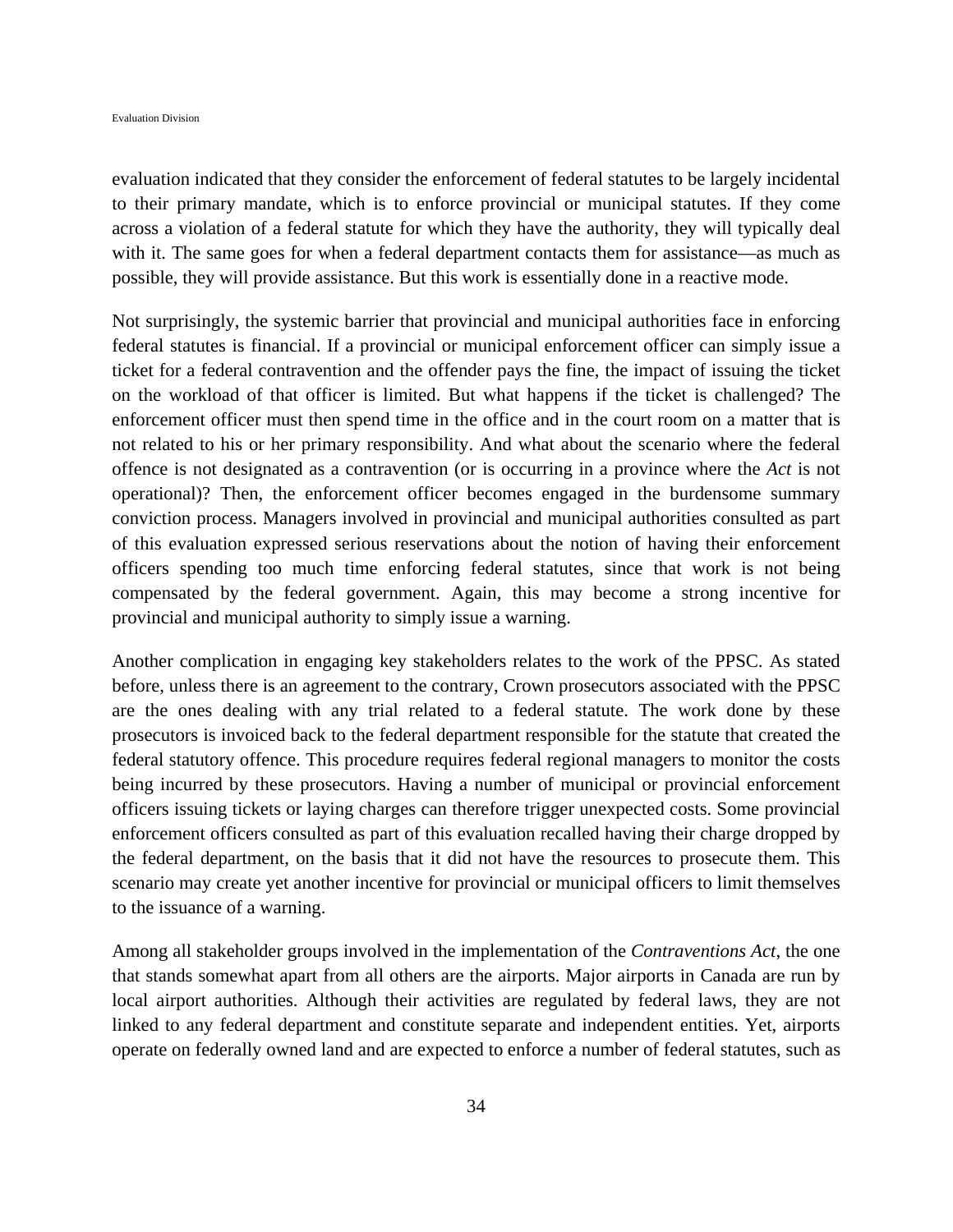evaluation indicated that they consider the enforcement of federal statutes to be largely incidental to their primary mandate, which is to enforce provincial or municipal statutes. If they come across a violation of a federal statute for which they have the authority, they will typically deal with it. The same goes for when a federal department contacts them for assistance—as much as possible, they will provide assistance. But this work is essentially done in a reactive mode.

Not surprisingly, the systemic barrier that provincial and municipal authorities face in enforcing federal statutes is financial. If a provincial or municipal enforcement officer can simply issue a ticket for a federal contravention and the offender pays the fine, the impact of issuing the ticket on the workload of that officer is limited. But what happens if the ticket is challenged? The enforcement officer must then spend time in the office and in the court room on a matter that is not related to his or her primary responsibility. And what about the scenario where the federal offence is not designated as a contravention (or is occurring in a province where the *Act* is not operational)? Then, the enforcement officer becomes engaged in the burdensome summary conviction process. Managers involved in provincial and municipal authorities consulted as part of this evaluation expressed serious reservations about the notion of having their enforcement officers spending too much time enforcing federal statutes, since that work is not being compensated by the federal government. Again, this may become a strong incentive for provincial and municipal authority to simply issue a warning.

Another complication in engaging key stakeholders relates to the work of the PPSC. As stated before, unless there is an agreement to the contrary, Crown prosecutors associated with the PPSC are the ones dealing with any trial related to a federal statute. The work done by these prosecutors is invoiced back to the federal department responsible for the statute that created the federal statutory offence. This procedure requires federal regional managers to monitor the costs being incurred by these prosecutors. Having a number of municipal or provincial enforcement officers issuing tickets or laying charges can therefore trigger unexpected costs. Some provincial enforcement officers consulted as part of this evaluation recalled having their charge dropped by the federal department, on the basis that it did not have the resources to prosecute them. This scenario may create yet another incentive for provincial or municipal officers to limit themselves to the issuance of a warning.

Among all stakeholder groups involved in the implementation of the *Contraventions Act*, the one that stands somewhat apart from all others are the airports. Major airports in Canada are run by local airport authorities. Although their activities are regulated by federal laws, they are not linked to any federal department and constitute separate and independent entities. Yet, airports operate on federally owned land and are expected to enforce a number of federal statutes, such as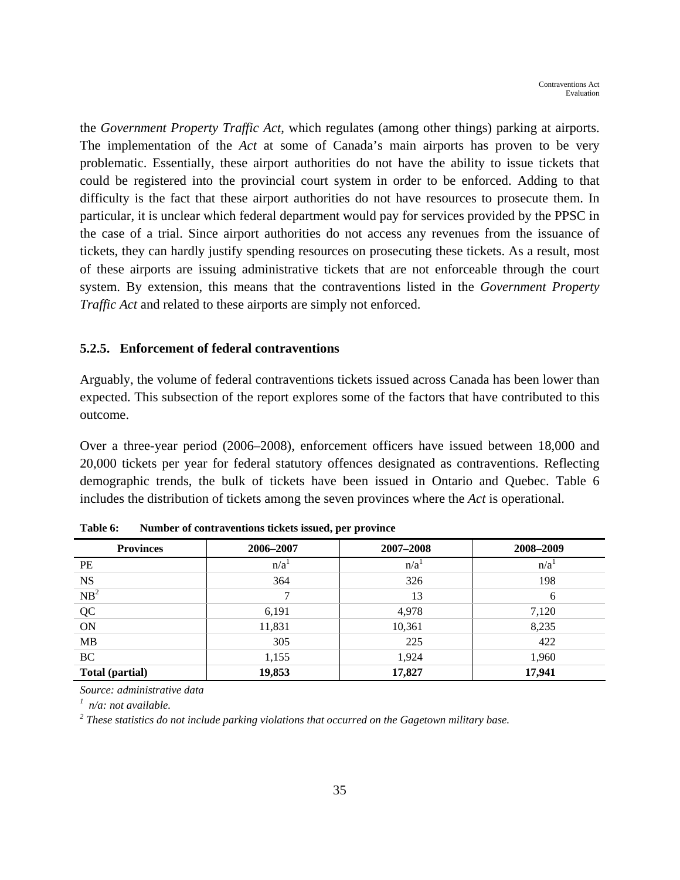the *Government Property Traffic Act*, which regulates (among other things) parking at airports. The implementation of the *Act* at some of Canada's main airports has proven to be very problematic. Essentially, these airport authorities do not have the ability to issue tickets that could be registered into the provincial court system in order to be enforced. Adding to that difficulty is the fact that these airport authorities do not have resources to prosecute them. In particular, it is unclear which federal department would pay for services provided by the PPSC in the case of a trial. Since airport authorities do not access any revenues from the issuance of tickets, they can hardly justify spending resources on prosecuting these tickets. As a result, most of these airports are issuing administrative tickets that are not enforceable through the court system. By extension, this means that the contraventions listed in the *Government Property Traffic Act* and related to these airports are simply not enforced.

### 5.2.5. Enforcement of federal contraventions

Arguably, the volume of federal contraventions tickets issued across Canada has been lower than expected. This subsection of the report explores some of the factors that have contributed to this outcome.

Over a three-year period (2006–2008), enforcement officers have issued between 18,000 and 20,000 tickets per year for federal statutory offences designated as contraventions. Reflecting demographic trends, the bulk of tickets have been issued in Ontario and Quebec. Table 6 includes the distribution of tickets among the seven provinces where the *Act* is operational.

**Table 6: Number of contraventions tickets issued, per province**

| Provinces | 2006–2007 | 2007–2008 | 2008–2009 |
|---|---|---|---|
| PE | n/a[1] | n/a[1] | n/a[1] |
| NS | 364 | 326 | 198 |
| NB[2] | 7 | 13 | 6 |
| QC | 6,191 | 4,978 | 7,120 |
| ON | 11,831 | 10,361 | 8,235 |
| MB | 305 | 225 | 422 |
| BC | 1,155 | 1,924 | 1,960 |
| **Total (partial)** | **19,853** | **17,827** | **17,941** |

*Source: administrative data*

[1] *n/a: not available.*

[2] *These statistics do not include parking violations that occurred on the Gagetown military base.*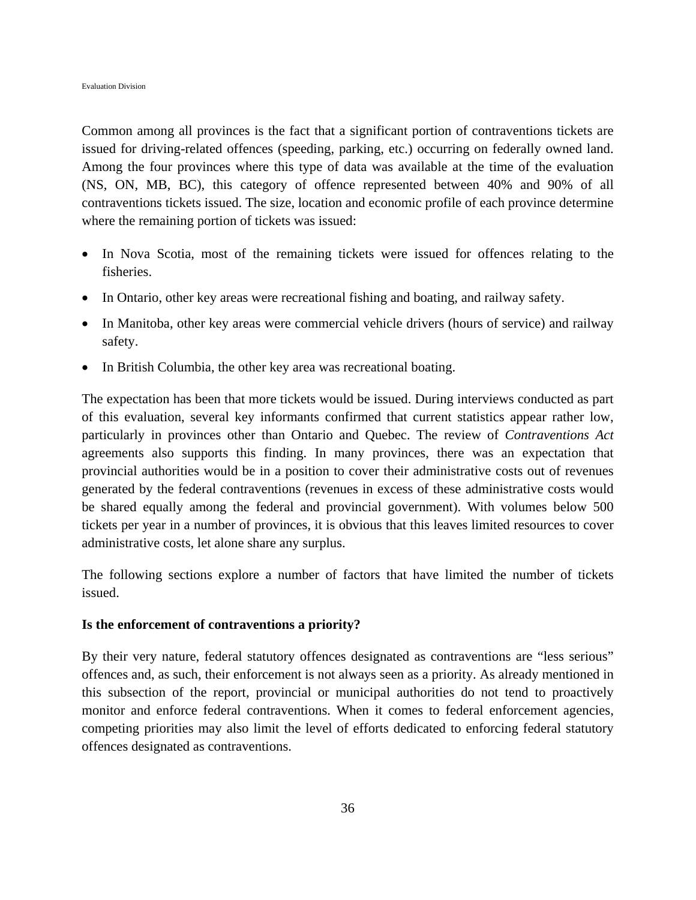Common among all provinces is the fact that a significant portion of contraventions tickets are issued for driving-related offences (speeding, parking, etc.) occurring on federally owned land. Among the four provinces where this type of data was available at the time of the evaluation (NS, ON, MB, BC), this category of offence represented between 40% and 90% of all contraventions tickets issued. The size, location and economic profile of each province determine where the remaining portion of tickets was issued:

- In Nova Scotia, most of the remaining tickets were issued for offences relating to the fisheries.
- In Ontario, other key areas were recreational fishing and boating, and railway safety.
- In Manitoba, other key areas were commercial vehicle drivers (hours of service) and railway safety.
- In British Columbia, the other key area was recreational boating.

The expectation has been that more tickets would be issued. During interviews conducted as part of this evaluation, several key informants confirmed that current statistics appear rather low, particularly in provinces other than Ontario and Quebec. The review of *Contraventions Act* agreements also supports this finding. In many provinces, there was an expectation that provincial authorities would be in a position to cover their administrative costs out of revenues generated by the federal contraventions (revenues in excess of these administrative costs would be shared equally among the federal and provincial government). With volumes below 500 tickets per year in a number of provinces, it is obvious that this leaves limited resources to cover administrative costs, let alone share any surplus.

The following sections explore a number of factors that have limited the number of tickets issued.

**Is the enforcement of contraventions a priority?**

By their very nature, federal statutory offences designated as contraventions are "less serious" offences and, as such, their enforcement is not always seen as a priority. As already mentioned in this subsection of the report, provincial or municipal authorities do not tend to proactively monitor and enforce federal contraventions. When it comes to federal enforcement agencies, competing priorities may also limit the level of efforts dedicated to enforcing federal statutory offences designated as contraventions.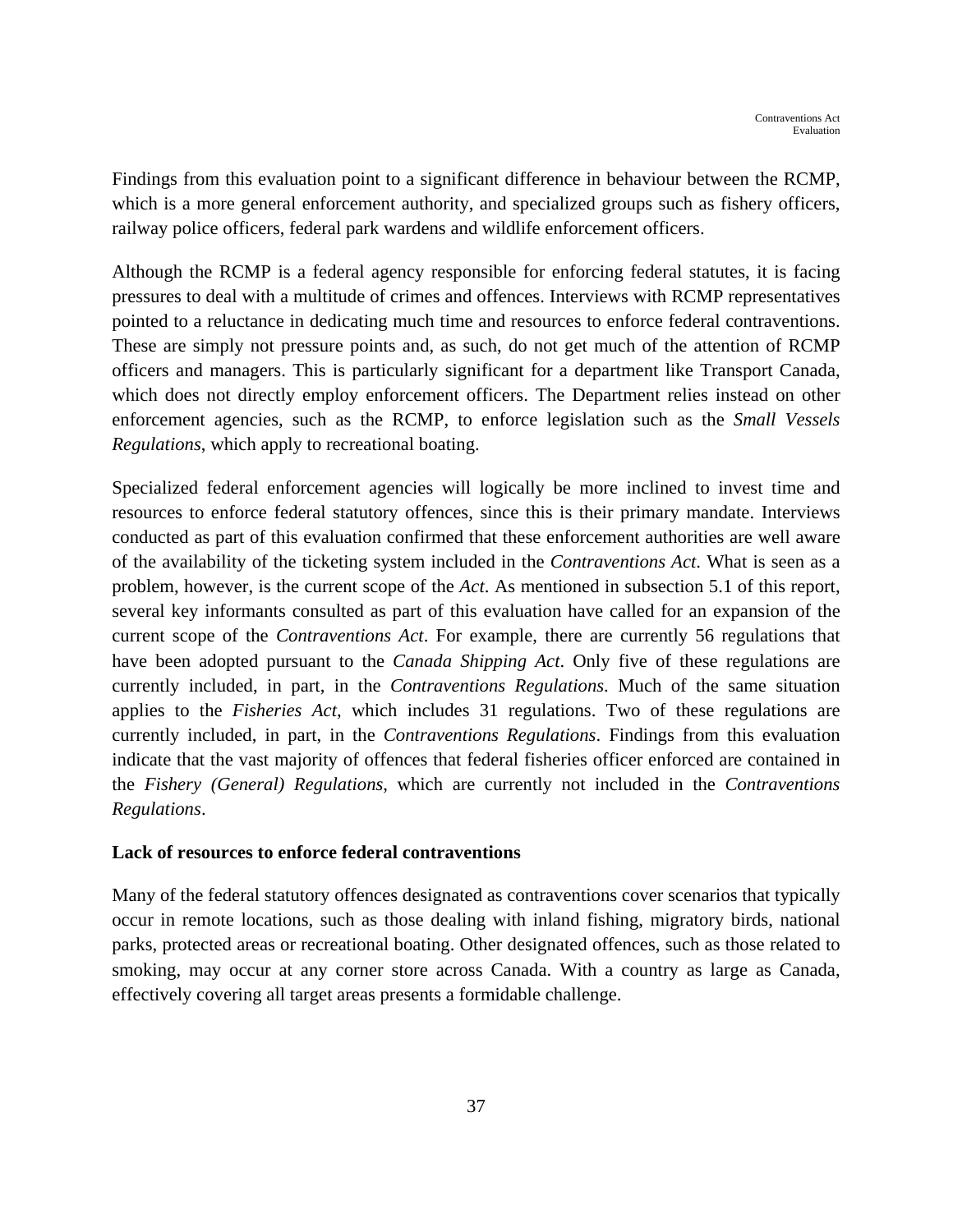Findings from this evaluation point to a significant difference in behaviour between the RCMP, which is a more general enforcement authority, and specialized groups such as fishery officers, railway police officers, federal park wardens and wildlife enforcement officers.

Although the RCMP is a federal agency responsible for enforcing federal statutes, it is facing pressures to deal with a multitude of crimes and offences. Interviews with RCMP representatives pointed to a reluctance in dedicating much time and resources to enforce federal contraventions. These are simply not pressure points and, as such, do not get much of the attention of RCMP officers and managers. This is particularly significant for a department like Transport Canada, which does not directly employ enforcement officers. The Department relies instead on other enforcement agencies, such as the RCMP, to enforce legislation such as the *Small Vessels Regulations*, which apply to recreational boating.

Specialized federal enforcement agencies will logically be more inclined to invest time and resources to enforce federal statutory offences, since this is their primary mandate. Interviews conducted as part of this evaluation confirmed that these enforcement authorities are well aware of the availability of the ticketing system included in the *Contraventions Act*. What is seen as a problem, however, is the current scope of the *Act*. As mentioned in subsection 5.1 of this report, several key informants consulted as part of this evaluation have called for an expansion of the current scope of the *Contraventions Act*. For example, there are currently 56 regulations that have been adopted pursuant to the *Canada Shipping Act*. Only five of these regulations are currently included, in part, in the *Contraventions Regulations*. Much of the same situation applies to the *Fisheries Act*, which includes 31 regulations. Two of these regulations are currently included, in part, in the *Contraventions Regulations*. Findings from this evaluation indicate that the vast majority of offences that federal fisheries officer enforced are contained in the *Fishery (General) Regulations*, which are currently not included in the *Contraventions Regulations*.

**Lack of resources to enforce federal contraventions**

Many of the federal statutory offences designated as contraventions cover scenarios that typically occur in remote locations, such as those dealing with inland fishing, migratory birds, national parks, protected areas or recreational boating. Other designated offences, such as those related to smoking, may occur at any corner store across Canada. With a country as large as Canada, effectively covering all target areas presents a formidable challenge.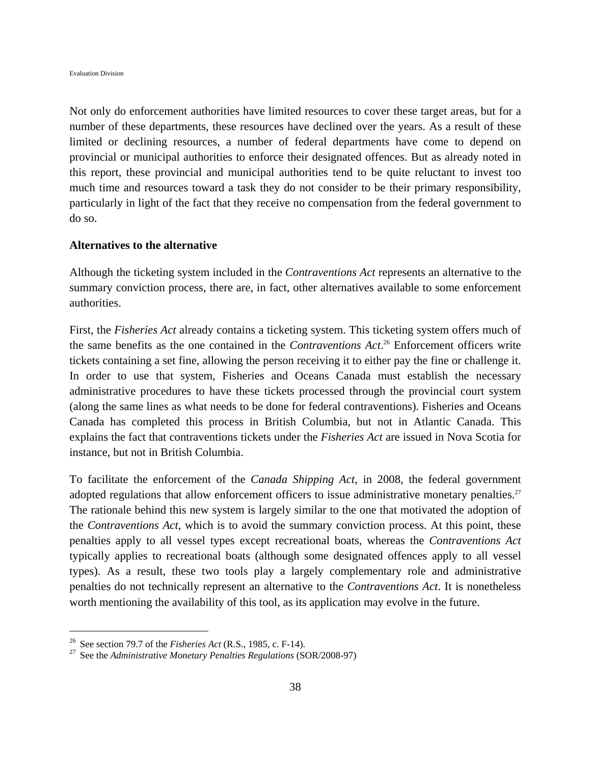Not only do enforcement authorities have limited resources to cover these target areas, but for a number of these departments, these resources have declined over the years. As a result of these limited or declining resources, a number of federal departments have come to depend on provincial or municipal authorities to enforce their designated offences. But as already noted in this report, these provincial and municipal authorities tend to be quite reluctant to invest too much time and resources toward a task they do not consider to be their primary responsibility, particularly in light of the fact that they receive no compensation from the federal government to do so.

**Alternatives to the alternative**

Although the ticketing system included in the *Contraventions Act* represents an alternative to the summary conviction process, there are, in fact, other alternatives available to some enforcement authorities.

First, the *Fisheries Act* already contains a ticketing system. This ticketing system offers much of the same benefits as the one contained in the *Contraventions Act*.[26] Enforcement officers write tickets containing a set fine, allowing the person receiving it to either pay the fine or challenge it. In order to use that system, Fisheries and Oceans Canada must establish the necessary administrative procedures to have these tickets processed through the provincial court system (along the same lines as what needs to be done for federal contraventions). Fisheries and Oceans Canada has completed this process in British Columbia, but not in Atlantic Canada. This explains the fact that contraventions tickets under the *Fisheries Act* are issued in Nova Scotia for instance, but not in British Columbia.

To facilitate the enforcement of the *Canada Shipping Act*, in 2008, the federal government adopted regulations that allow enforcement officers to issue administrative monetary penalties.[27] The rationale behind this new system is largely similar to the one that motivated the adoption of the *Contraventions Act*, which is to avoid the summary conviction process. At this point, these penalties apply to all vessel types except recreational boats, whereas the *Contraventions Act* typically applies to recreational boats (although some designated offences apply to all vessel types). As a result, these two tools play a largely complementary role and administrative penalties do not technically represent an alternative to the *Contraventions Act*. It is nonetheless worth mentioning the availability of this tool, as its application may evolve in the future.

---

[26] See section 79.7 of the *Fisheries Act* (R.S., 1985, c. F-14).

[27] See the *Administrative Monetary Penalties Regulations* (SOR/2008-97)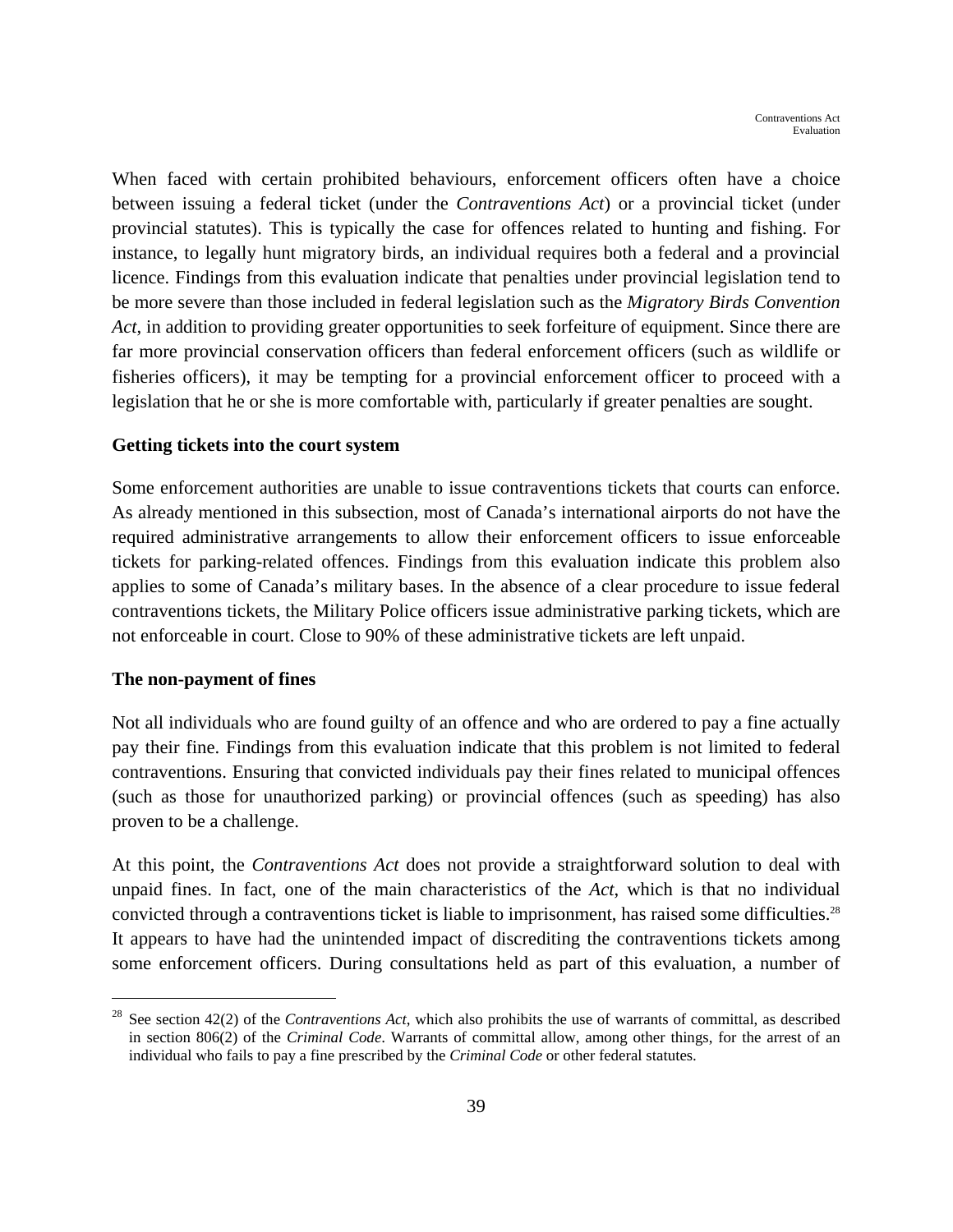When faced with certain prohibited behaviours, enforcement officers often have a choice between issuing a federal ticket (under the *Contraventions Act*) or a provincial ticket (under provincial statutes). This is typically the case for offences related to hunting and fishing. For instance, to legally hunt migratory birds, an individual requires both a federal and a provincial licence. Findings from this evaluation indicate that penalties under provincial legislation tend to be more severe than those included in federal legislation such as the *Migratory Birds Convention Act*, in addition to providing greater opportunities to seek forfeiture of equipment. Since there are far more provincial conservation officers than federal enforcement officers (such as wildlife or fisheries officers), it may be tempting for a provincial enforcement officer to proceed with a legislation that he or she is more comfortable with, particularly if greater penalties are sought.

**Getting tickets into the court system**

Some enforcement authorities are unable to issue contraventions tickets that courts can enforce. As already mentioned in this subsection, most of Canada's international airports do not have the required administrative arrangements to allow their enforcement officers to issue enforceable tickets for parking-related offences. Findings from this evaluation indicate this problem also applies to some of Canada's military bases. In the absence of a clear procedure to issue federal contraventions tickets, the Military Police officers issue administrative parking tickets, which are not enforceable in court. Close to 90% of these administrative tickets are left unpaid.

**The non-payment of fines**

Not all individuals who are found guilty of an offence and who are ordered to pay a fine actually pay their fine. Findings from this evaluation indicate that this problem is not limited to federal contraventions. Ensuring that convicted individuals pay their fines related to municipal offences (such as those for unauthorized parking) or provincial offences (such as speeding) has also proven to be a challenge.

At this point, the *Contraventions Act* does not provide a straightforward solution to deal with unpaid fines. In fact, one of the main characteristics of the *Act*, which is that no individual convicted through a contraventions ticket is liable to imprisonment, has raised some difficulties.[28] It appears to have had the unintended impact of discrediting the contraventions tickets among some enforcement officers. During consultations held as part of this evaluation, a number of

[28] See section 42(2) of the *Contraventions Act*, which also prohibits the use of warrants of committal, as described in section 806(2) of the *Criminal Code*. Warrants of committal allow, among other things, for the arrest of an individual who fails to pay a fine prescribed by the *Criminal Code* or other federal statutes.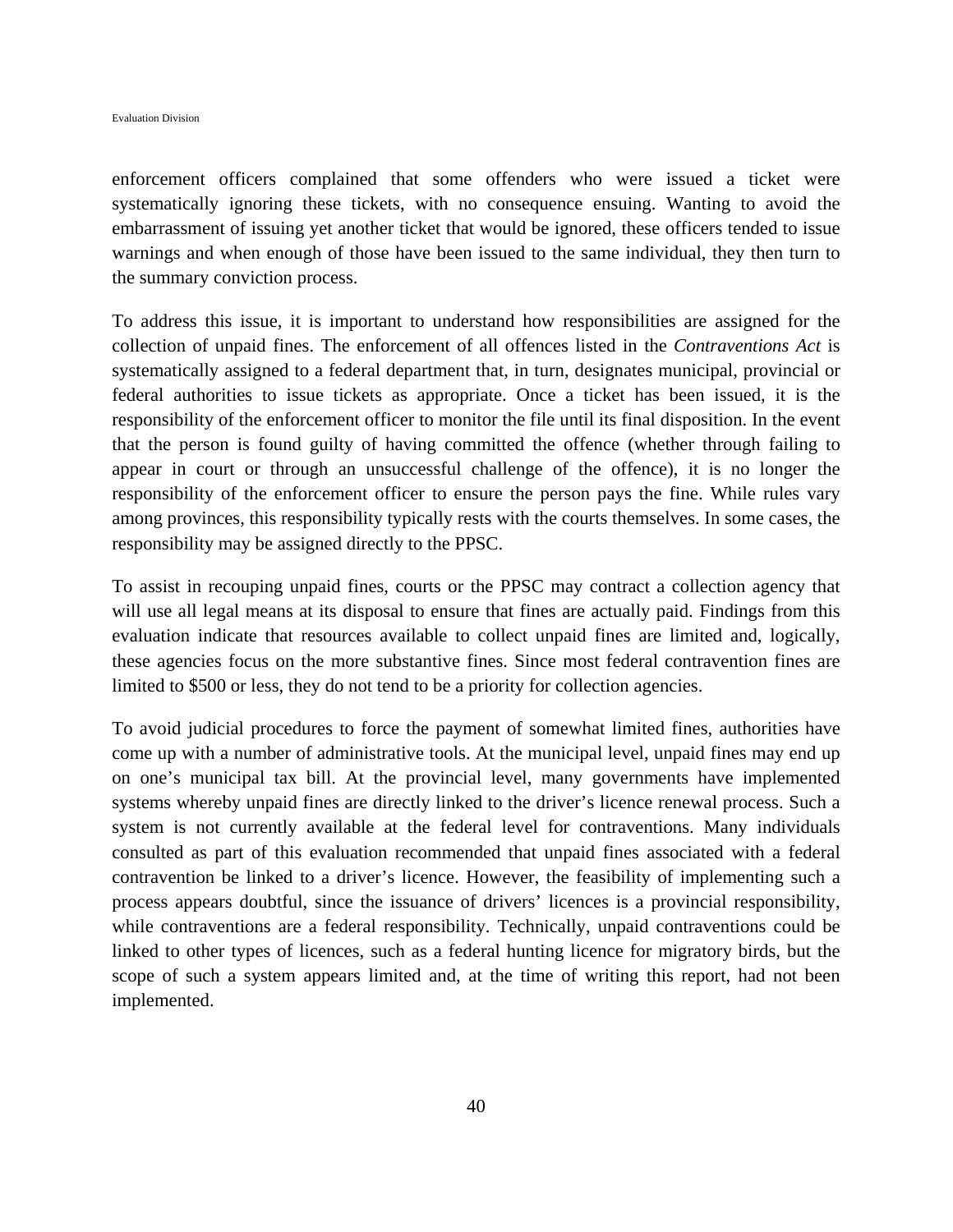enforcement officers complained that some offenders who were issued a ticket were systematically ignoring these tickets, with no consequence ensuing. Wanting to avoid the embarrassment of issuing yet another ticket that would be ignored, these officers tended to issue warnings and when enough of those have been issued to the same individual, they then turn to the summary conviction process.

To address this issue, it is important to understand how responsibilities are assigned for the collection of unpaid fines. The enforcement of all offences listed in the *Contraventions Act* is systematically assigned to a federal department that, in turn, designates municipal, provincial or federal authorities to issue tickets as appropriate. Once a ticket has been issued, it is the responsibility of the enforcement officer to monitor the file until its final disposition. In the event that the person is found guilty of having committed the offence (whether through failing to appear in court or through an unsuccessful challenge of the offence), it is no longer the responsibility of the enforcement officer to ensure the person pays the fine. While rules vary among provinces, this responsibility typically rests with the courts themselves. In some cases, the responsibility may be assigned directly to the PPSC.

To assist in recouping unpaid fines, courts or the PPSC may contract a collection agency that will use all legal means at its disposal to ensure that fines are actually paid. Findings from this evaluation indicate that resources available to collect unpaid fines are limited and, logically, these agencies focus on the more substantive fines. Since most federal contravention fines are limited to $500 or less, they do not tend to be a priority for collection agencies.

To avoid judicial procedures to force the payment of somewhat limited fines, authorities have come up with a number of administrative tools. At the municipal level, unpaid fines may end up on one's municipal tax bill. At the provincial level, many governments have implemented systems whereby unpaid fines are directly linked to the driver's licence renewal process. Such a system is not currently available at the federal level for contraventions. Many individuals consulted as part of this evaluation recommended that unpaid fines associated with a federal contravention be linked to a driver's licence. However, the feasibility of implementing such a process appears doubtful, since the issuance of drivers' licences is a provincial responsibility, while contraventions are a federal responsibility. Technically, unpaid contraventions could be linked to other types of licences, such as a federal hunting licence for migratory birds, but the scope of such a system appears limited and, at the time of writing this report, had not been implemented.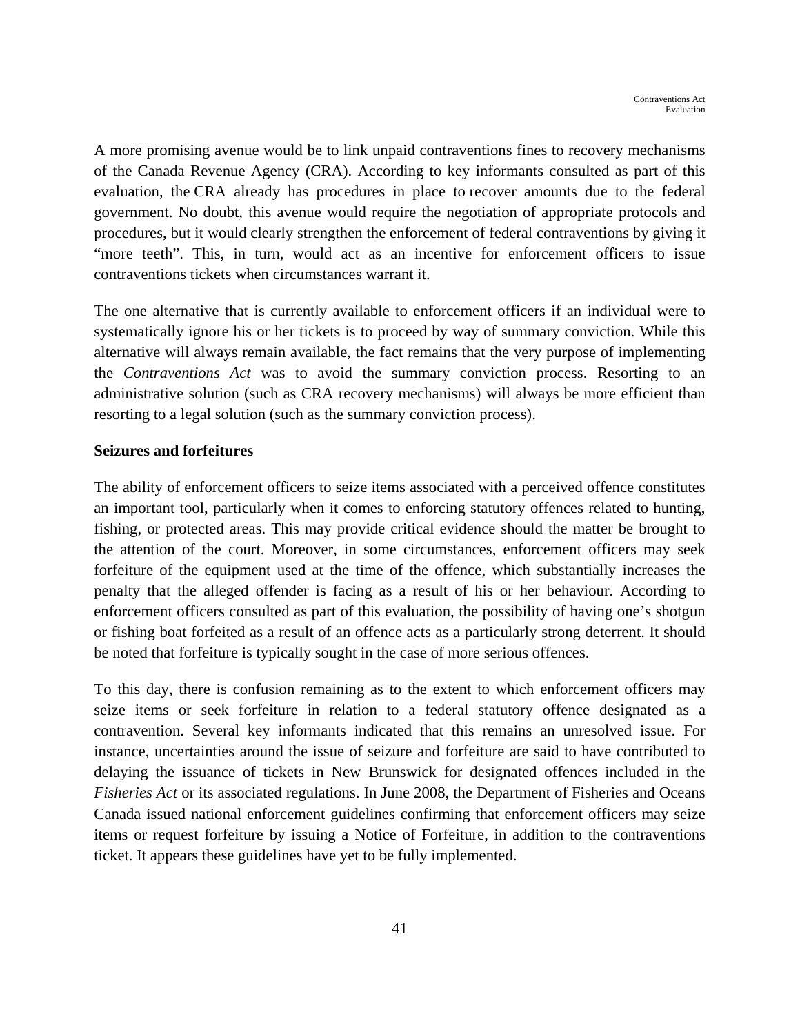A more promising avenue would be to link unpaid contraventions fines to recovery mechanisms of the Canada Revenue Agency (CRA). According to key informants consulted as part of this evaluation, the CRA already has procedures in place to recover amounts due to the federal government. No doubt, this avenue would require the negotiation of appropriate protocols and procedures, but it would clearly strengthen the enforcement of federal contraventions by giving it "more teeth". This, in turn, would act as an incentive for enforcement officers to issue contraventions tickets when circumstances warrant it.

The one alternative that is currently available to enforcement officers if an individual were to systematically ignore his or her tickets is to proceed by way of summary conviction. While this alternative will always remain available, the fact remains that the very purpose of implementing the *Contraventions Act* was to avoid the summary conviction process. Resorting to an administrative solution (such as CRA recovery mechanisms) will always be more efficient than resorting to a legal solution (such as the summary conviction process).

**Seizures and forfeitures**

The ability of enforcement officers to seize items associated with a perceived offence constitutes an important tool, particularly when it comes to enforcing statutory offences related to hunting, fishing, or protected areas. This may provide critical evidence should the matter be brought to the attention of the court. Moreover, in some circumstances, enforcement officers may seek forfeiture of the equipment used at the time of the offence, which substantially increases the penalty that the alleged offender is facing as a result of his or her behaviour. According to enforcement officers consulted as part of this evaluation, the possibility of having one's shotgun or fishing boat forfeited as a result of an offence acts as a particularly strong deterrent. It should be noted that forfeiture is typically sought in the case of more serious offences.

To this day, there is confusion remaining as to the extent to which enforcement officers may seize items or seek forfeiture in relation to a federal statutory offence designated as a contravention. Several key informants indicated that this remains an unresolved issue. For instance, uncertainties around the issue of seizure and forfeiture are said to have contributed to delaying the issuance of tickets in New Brunswick for designated offences included in the *Fisheries Act* or its associated regulations. In June 2008, the Department of Fisheries and Oceans Canada issued national enforcement guidelines confirming that enforcement officers may seize items or request forfeiture by issuing a Notice of Forfeiture, in addition to the contraventions ticket. It appears these guidelines have yet to be fully implemented.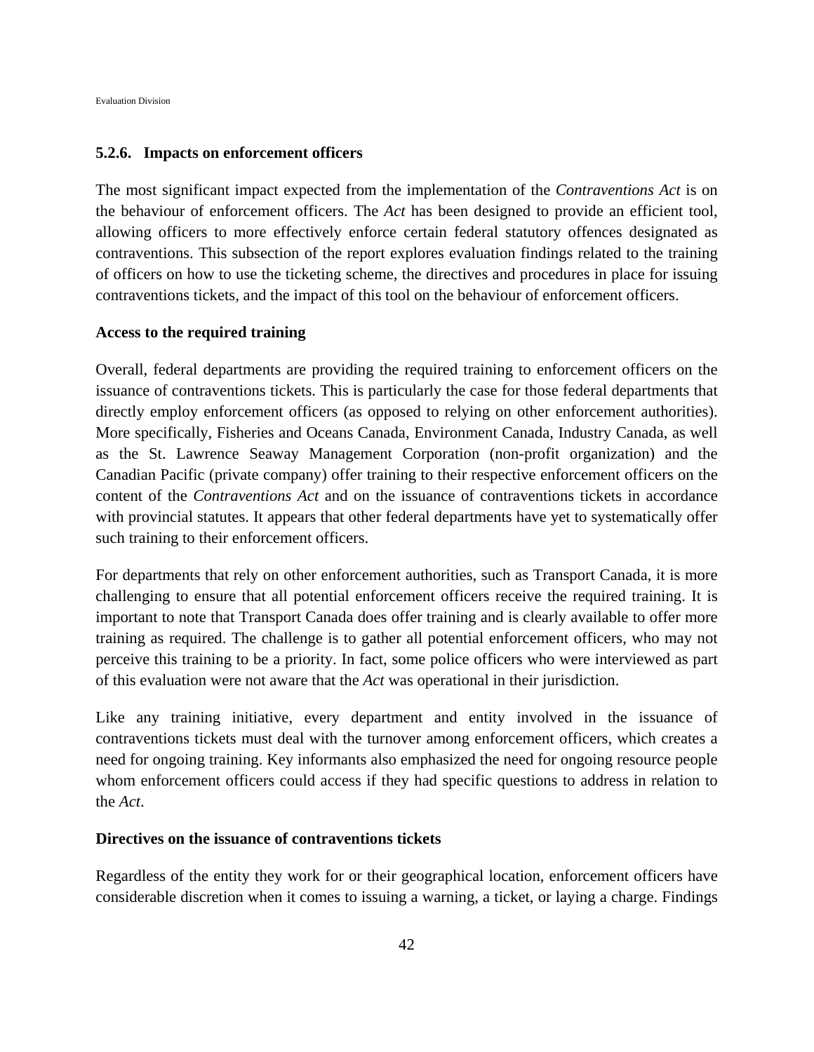### 5.2.6. Impacts on enforcement officers

The most significant impact expected from the implementation of the *Contraventions Act* is on the behaviour of enforcement officers. The *Act* has been designed to provide an efficient tool, allowing officers to more effectively enforce certain federal statutory offences designated as contraventions. This subsection of the report explores evaluation findings related to the training of officers on how to use the ticketing scheme, the directives and procedures in place for issuing contraventions tickets, and the impact of this tool on the behaviour of enforcement officers.

**Access to the required training**

Overall, federal departments are providing the required training to enforcement officers on the issuance of contraventions tickets. This is particularly the case for those federal departments that directly employ enforcement officers (as opposed to relying on other enforcement authorities). More specifically, Fisheries and Oceans Canada, Environment Canada, Industry Canada, as well as the St. Lawrence Seaway Management Corporation (non-profit organization) and the Canadian Pacific (private company) offer training to their respective enforcement officers on the content of the *Contraventions Act* and on the issuance of contraventions tickets in accordance with provincial statutes. It appears that other federal departments have yet to systematically offer such training to their enforcement officers.

For departments that rely on other enforcement authorities, such as Transport Canada, it is more challenging to ensure that all potential enforcement officers receive the required training. It is important to note that Transport Canada does offer training and is clearly available to offer more training as required. The challenge is to gather all potential enforcement officers, who may not perceive this training to be a priority. In fact, some police officers who were interviewed as part of this evaluation were not aware that the *Act* was operational in their jurisdiction.

Like any training initiative, every department and entity involved in the issuance of contraventions tickets must deal with the turnover among enforcement officers, which creates a need for ongoing training. Key informants also emphasized the need for ongoing resource people whom enforcement officers could access if they had specific questions to address in relation to the *Act*.

**Directives on the issuance of contraventions tickets**

Regardless of the entity they work for or their geographical location, enforcement officers have considerable discretion when it comes to issuing a warning, a ticket, or laying a charge. Findings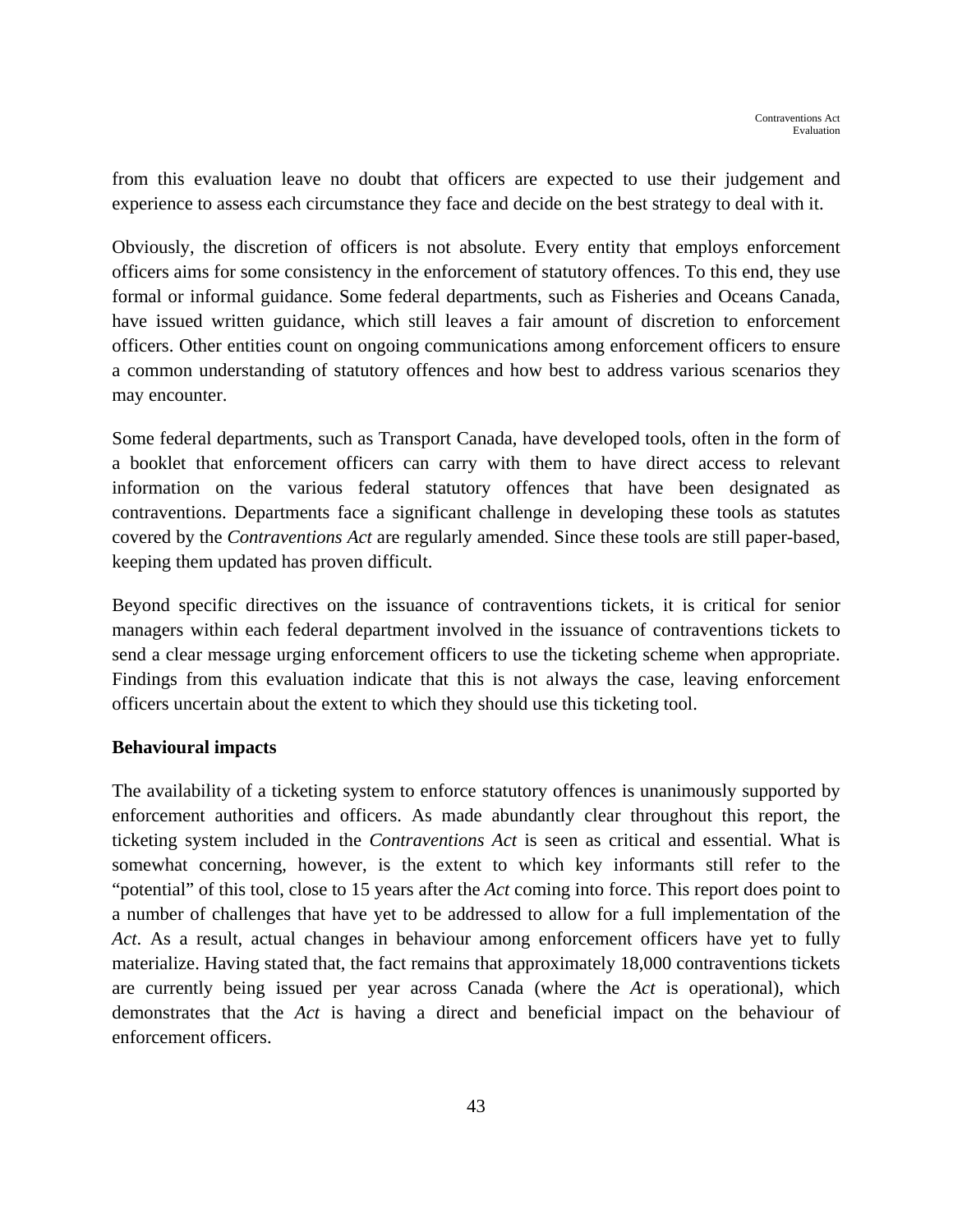from this evaluation leave no doubt that officers are expected to use their judgement and experience to assess each circumstance they face and decide on the best strategy to deal with it.

Obviously, the discretion of officers is not absolute. Every entity that employs enforcement officers aims for some consistency in the enforcement of statutory offences. To this end, they use formal or informal guidance. Some federal departments, such as Fisheries and Oceans Canada, have issued written guidance, which still leaves a fair amount of discretion to enforcement officers. Other entities count on ongoing communications among enforcement officers to ensure a common understanding of statutory offences and how best to address various scenarios they may encounter.

Some federal departments, such as Transport Canada, have developed tools, often in the form of a booklet that enforcement officers can carry with them to have direct access to relevant information on the various federal statutory offences that have been designated as contraventions. Departments face a significant challenge in developing these tools as statutes covered by the *Contraventions Act* are regularly amended. Since these tools are still paper-based, keeping them updated has proven difficult.

Beyond specific directives on the issuance of contraventions tickets, it is critical for senior managers within each federal department involved in the issuance of contraventions tickets to send a clear message urging enforcement officers to use the ticketing scheme when appropriate. Findings from this evaluation indicate that this is not always the case, leaving enforcement officers uncertain about the extent to which they should use this ticketing tool.

**Behavioural impacts**

The availability of a ticketing system to enforce statutory offences is unanimously supported by enforcement authorities and officers. As made abundantly clear throughout this report, the ticketing system included in the *Contraventions Act* is seen as critical and essential. What is somewhat concerning, however, is the extent to which key informants still refer to the "potential" of this tool, close to 15 years after the *Act* coming into force. This report does point to a number of challenges that have yet to be addressed to allow for a full implementation of the *Act*. As a result, actual changes in behaviour among enforcement officers have yet to fully materialize. Having stated that, the fact remains that approximately 18,000 contraventions tickets are currently being issued per year across Canada (where the *Act* is operational), which demonstrates that the *Act* is having a direct and beneficial impact on the behaviour of enforcement officers.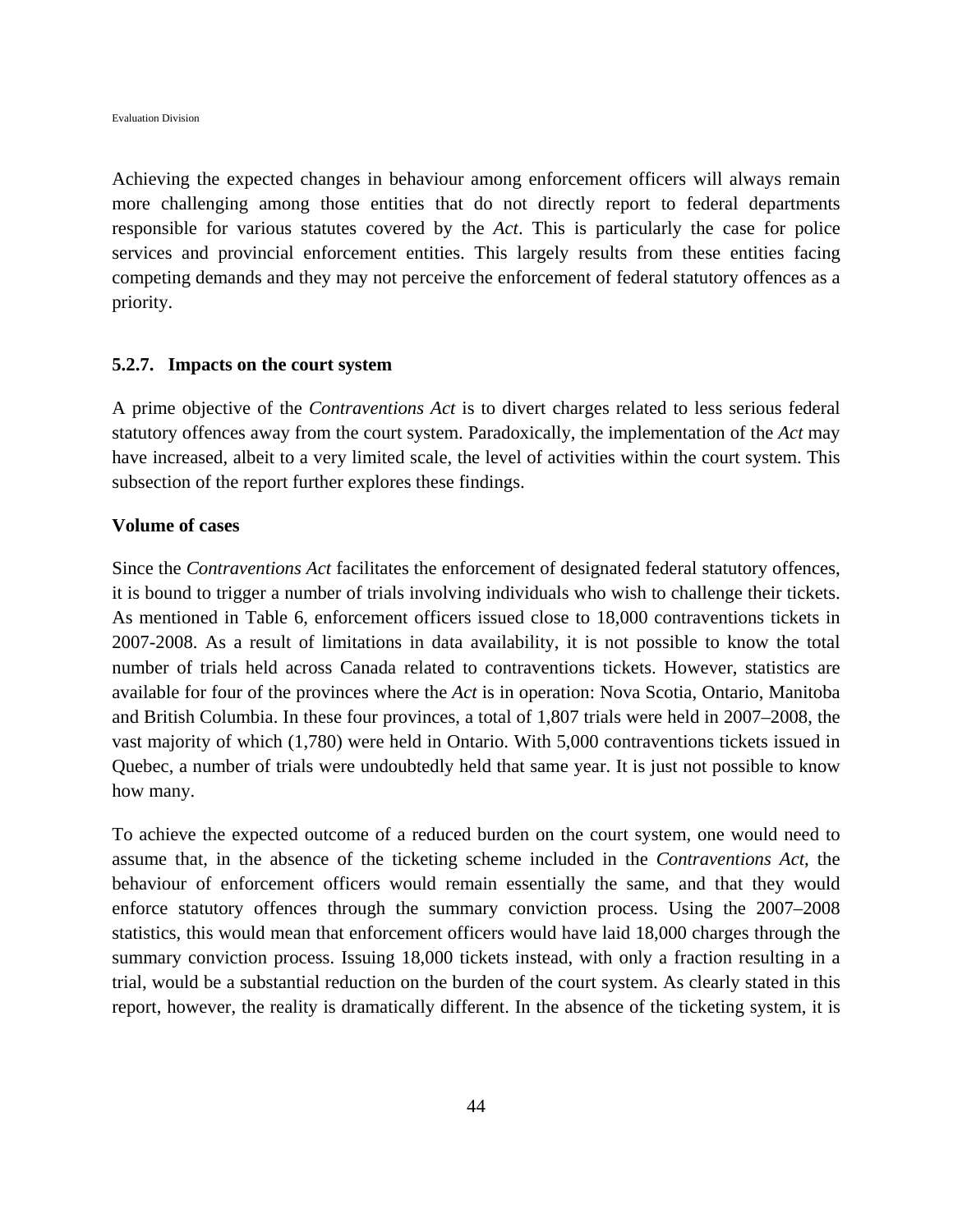Achieving the expected changes in behaviour among enforcement officers will always remain more challenging among those entities that do not directly report to federal departments responsible for various statutes covered by the *Act*. This is particularly the case for police services and provincial enforcement entities. This largely results from these entities facing competing demands and they may not perceive the enforcement of federal statutory offences as a priority.

### 5.2.7. Impacts on the court system

A prime objective of the *Contraventions Act* is to divert charges related to less serious federal statutory offences away from the court system. Paradoxically, the implementation of the *Act* may have increased, albeit to a very limited scale, the level of activities within the court system. This subsection of the report further explores these findings.

**Volume of cases**

Since the *Contraventions Act* facilitates the enforcement of designated federal statutory offences, it is bound to trigger a number of trials involving individuals who wish to challenge their tickets. As mentioned in Table 6, enforcement officers issued close to 18,000 contraventions tickets in 2007-2008. As a result of limitations in data availability, it is not possible to know the total number of trials held across Canada related to contraventions tickets. However, statistics are available for four of the provinces where the *Act* is in operation: Nova Scotia, Ontario, Manitoba and British Columbia. In these four provinces, a total of 1,807 trials were held in 2007–2008, the vast majority of which (1,780) were held in Ontario. With 5,000 contraventions tickets issued in Quebec, a number of trials were undoubtedly held that same year. It is just not possible to know how many.

To achieve the expected outcome of a reduced burden on the court system, one would need to assume that, in the absence of the ticketing scheme included in the *Contraventions Act*, the behaviour of enforcement officers would remain essentially the same, and that they would enforce statutory offences through the summary conviction process. Using the 2007–2008 statistics, this would mean that enforcement officers would have laid 18,000 charges through the summary conviction process. Issuing 18,000 tickets instead, with only a fraction resulting in a trial, would be a substantial reduction on the burden of the court system. As clearly stated in this report, however, the reality is dramatically different. In the absence of the ticketing system, it is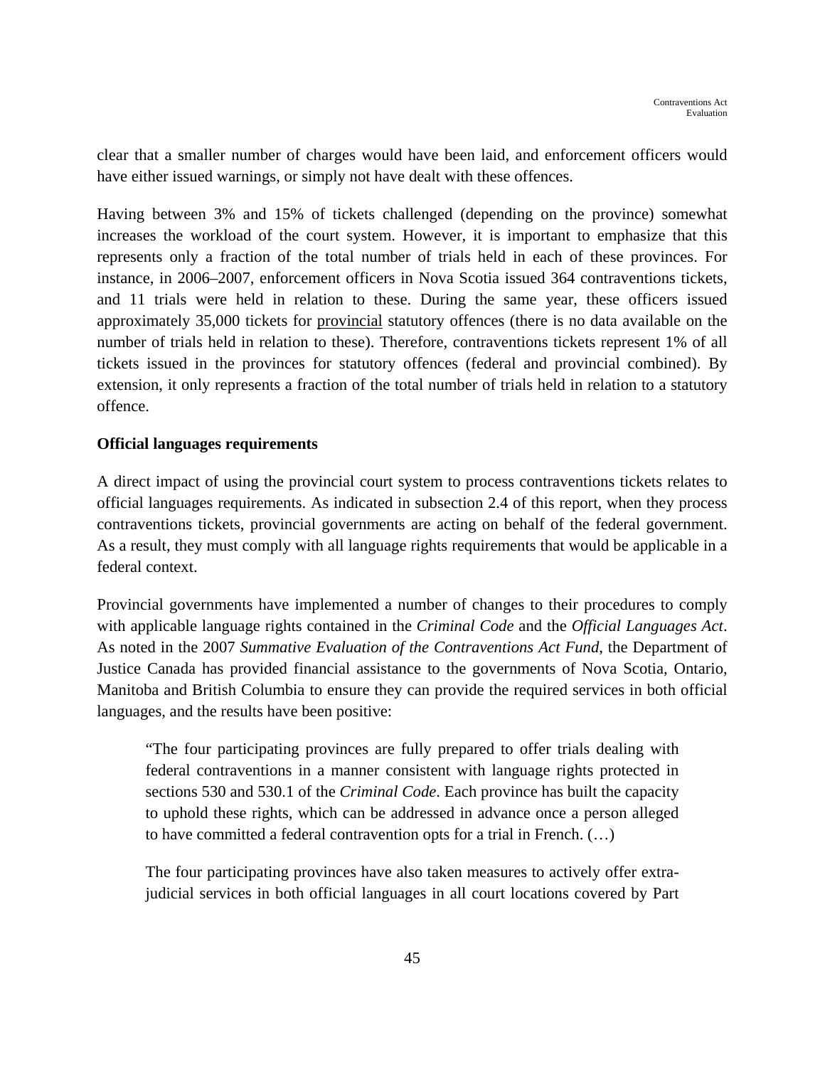clear that a smaller number of charges would have been laid, and enforcement officers would have either issued warnings, or simply not have dealt with these offences.

Having between 3% and 15% of tickets challenged (depending on the province) somewhat increases the workload of the court system. However, it is important to emphasize that this represents only a fraction of the total number of trials held in each of these provinces. For instance, in 2006–2007, enforcement officers in Nova Scotia issued 364 contraventions tickets, and 11 trials were held in relation to these. During the same year, these officers issued approximately 35,000 tickets for provincial statutory offences (there is no data available on the number of trials held in relation to these). Therefore, contraventions tickets represent 1% of all tickets issued in the provinces for statutory offences (federal and provincial combined). By extension, it only represents a fraction of the total number of trials held in relation to a statutory offence.

**Official languages requirements**

A direct impact of using the provincial court system to process contraventions tickets relates to official languages requirements. As indicated in subsection 2.4 of this report, when they process contraventions tickets, provincial governments are acting on behalf of the federal government. As a result, they must comply with all language rights requirements that would be applicable in a federal context.

Provincial governments have implemented a number of changes to their procedures to comply with applicable language rights contained in the *Criminal Code* and the *Official Languages Act*. As noted in the 2007 *Summative Evaluation of the Contraventions Act Fund*, the Department of Justice Canada has provided financial assistance to the governments of Nova Scotia, Ontario, Manitoba and British Columbia to ensure they can provide the required services in both official languages, and the results have been positive:

> "The four participating provinces are fully prepared to offer trials dealing with federal contraventions in a manner consistent with language rights protected in sections 530 and 530.1 of the *Criminal Code*. Each province has built the capacity to uphold these rights, which can be addressed in advance once a person alleged to have committed a federal contravention opts for a trial in French. (…)
>
> The four participating provinces have also taken measures to actively offer extra-judicial services in both official languages in all court locations covered by Part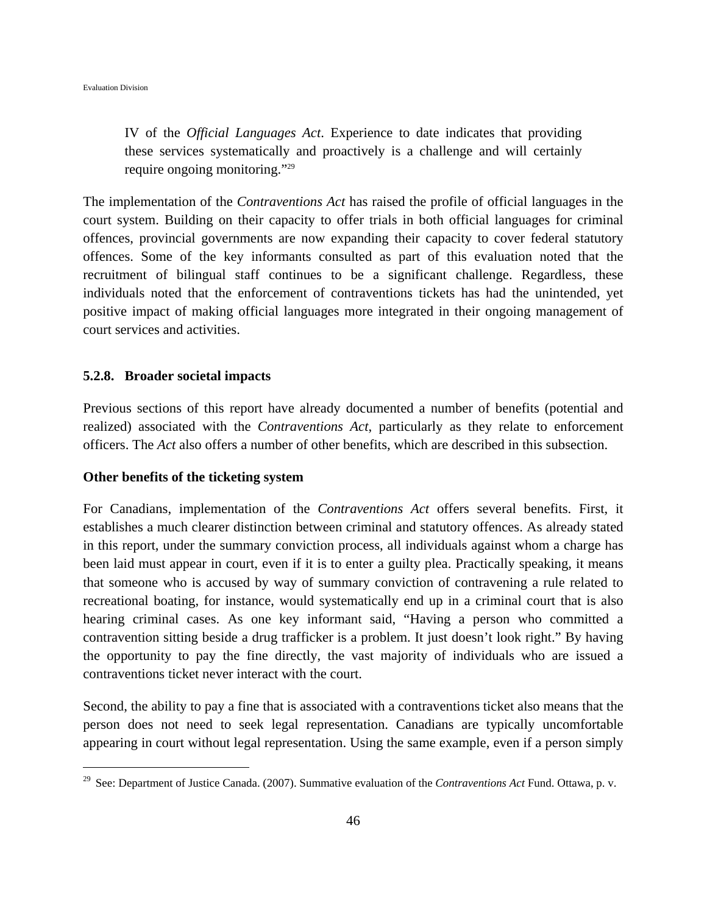> IV of the *Official Languages Act*. Experience to date indicates that providing these services systematically and proactively is a challenge and will certainly require ongoing monitoring."[29]

The implementation of the *Contraventions Act* has raised the profile of official languages in the court system. Building on their capacity to offer trials in both official languages for criminal offences, provincial governments are now expanding their capacity to cover federal statutory offences. Some of the key informants consulted as part of this evaluation noted that the recruitment of bilingual staff continues to be a significant challenge. Regardless, these individuals noted that the enforcement of contraventions tickets has had the unintended, yet positive impact of making official languages more integrated in their ongoing management of court services and activities.

### 5.2.8. Broader societal impacts

Previous sections of this report have already documented a number of benefits (potential and realized) associated with the *Contraventions Act*, particularly as they relate to enforcement officers. The *Act* also offers a number of other benefits, which are described in this subsection.

**Other benefits of the ticketing system**

For Canadians, implementation of the *Contraventions Act* offers several benefits. First, it establishes a much clearer distinction between criminal and statutory offences. As already stated in this report, under the summary conviction process, all individuals against whom a charge has been laid must appear in court, even if it is to enter a guilty plea. Practically speaking, it means that someone who is accused by way of summary conviction of contravening a rule related to recreational boating, for instance, would systematically end up in a criminal court that is also hearing criminal cases. As one key informant said, "Having a person who committed a contravention sitting beside a drug trafficker is a problem. It just doesn't look right." By having the opportunity to pay the fine directly, the vast majority of individuals who are issued a contraventions ticket never interact with the court.

Second, the ability to pay a fine that is associated with a contraventions ticket also means that the person does not need to seek legal representation. Canadians are typically uncomfortable appearing in court without legal representation. Using the same example, even if a person simply

---

[29] See: Department of Justice Canada. (2007). Summative evaluation of the *Contraventions Act* Fund. Ottawa, p. v.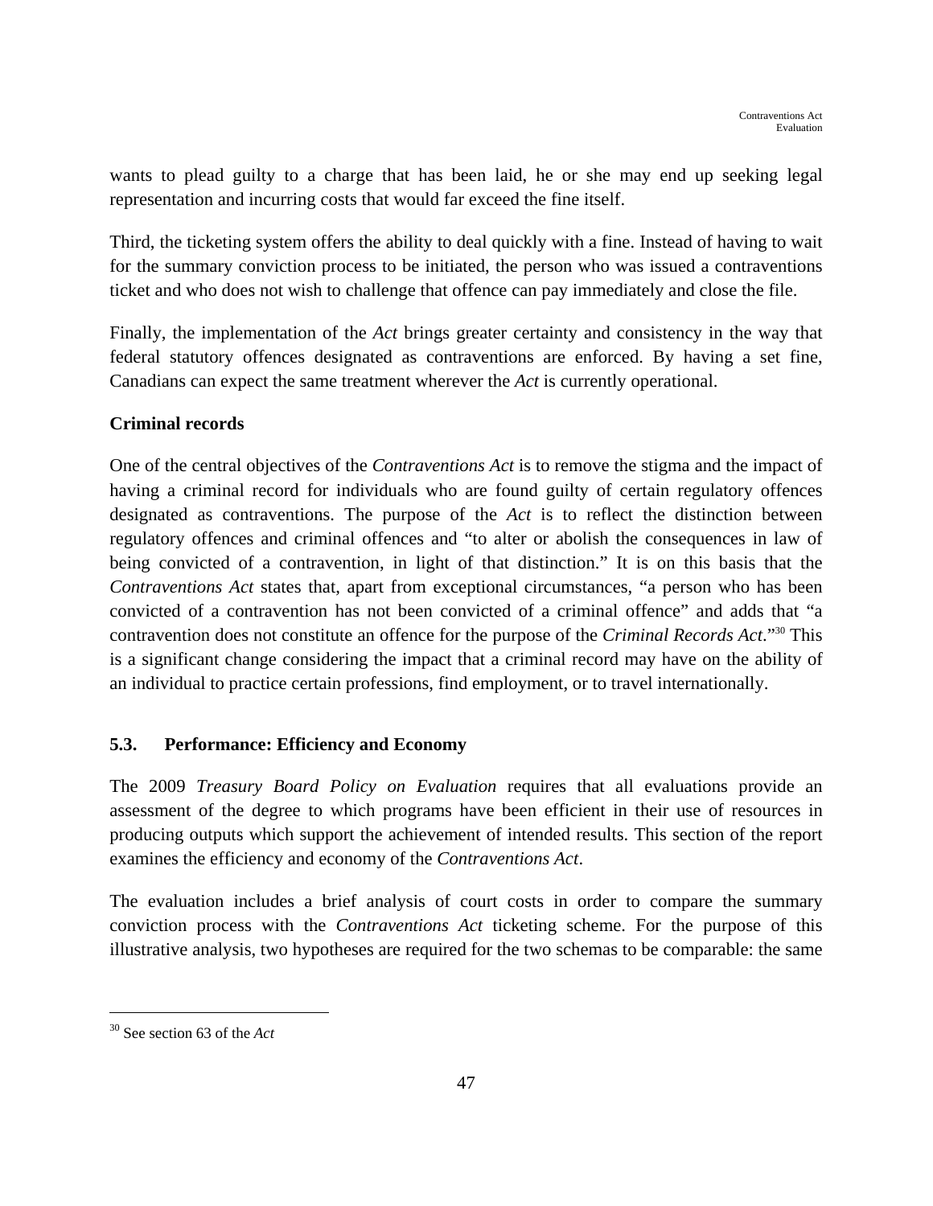wants to plead guilty to a charge that has been laid, he or she may end up seeking legal representation and incurring costs that would far exceed the fine itself.

Third, the ticketing system offers the ability to deal quickly with a fine. Instead of having to wait for the summary conviction process to be initiated, the person who was issued a contraventions ticket and who does not wish to challenge that offence can pay immediately and close the file.

Finally, the implementation of the *Act* brings greater certainty and consistency in the way that federal statutory offences designated as contraventions are enforced. By having a set fine, Canadians can expect the same treatment wherever the *Act* is currently operational.

**Criminal records**

One of the central objectives of the *Contraventions Act* is to remove the stigma and the impact of having a criminal record for individuals who are found guilty of certain regulatory offences designated as contraventions. The purpose of the *Act* is to reflect the distinction between regulatory offences and criminal offences and "to alter or abolish the consequences in law of being convicted of a contravention, in light of that distinction." It is on this basis that the *Contraventions Act* states that, apart from exceptional circumstances, "a person who has been convicted of a contravention has not been convicted of a criminal offence" and adds that "a contravention does not constitute an offence for the purpose of the *Criminal Records Act*."[30] This is a significant change considering the impact that a criminal record may have on the ability of an individual to practice certain professions, find employment, or to travel internationally.

### 5.3. Performance: Efficiency and Economy

The 2009 *Treasury Board Policy on Evaluation* requires that all evaluations provide an assessment of the degree to which programs have been efficient in their use of resources in producing outputs which support the achievement of intended results. This section of the report examines the efficiency and economy of the *Contraventions Act*.

The evaluation includes a brief analysis of court costs in order to compare the summary conviction process with the *Contraventions Act* ticketing scheme. For the purpose of this illustrative analysis, two hypotheses are required for the two schemas to be comparable: the same

[30] See section 63 of the *Act*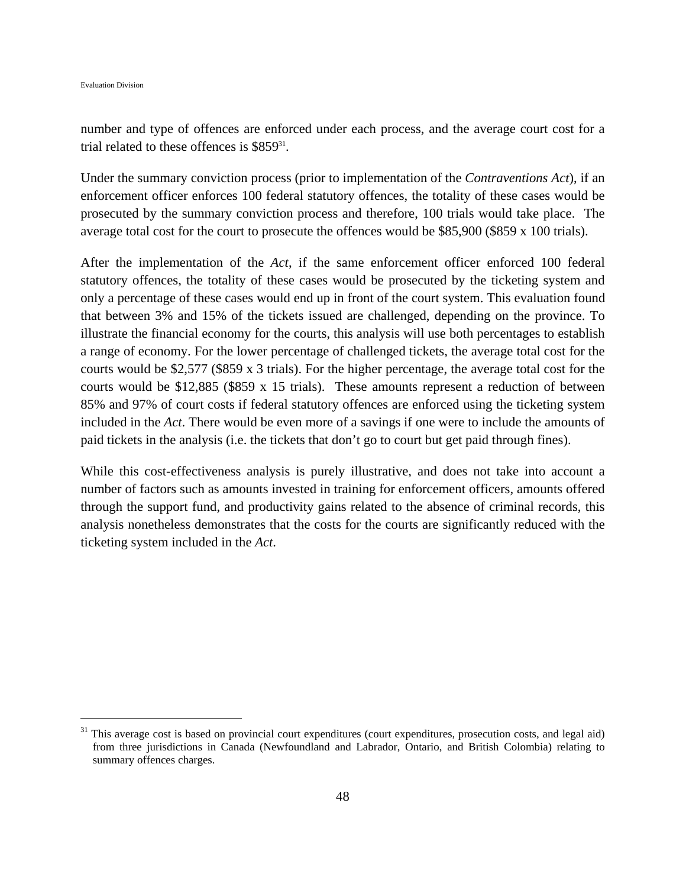number and type of offences are enforced under each process, and the average court cost for a trial related to these offences is $859[31].

Under the summary conviction process (prior to implementation of the *Contraventions Act*), if an enforcement officer enforces 100 federal statutory offences, the totality of these cases would be prosecuted by the summary conviction process and therefore, 100 trials would take place. The average total cost for the court to prosecute the offences would be $85,900 ($859 x 100 trials).

After the implementation of the *Act*, if the same enforcement officer enforced 100 federal statutory offences, the totality of these cases would be prosecuted by the ticketing system and only a percentage of these cases would end up in front of the court system. This evaluation found that between 3% and 15% of the tickets issued are challenged, depending on the province. To illustrate the financial economy for the courts, this analysis will use both percentages to establish a range of economy. For the lower percentage of challenged tickets, the average total cost for the courts would be $2,577 ($859 x 3 trials). For the higher percentage, the average total cost for the courts would be $12,885 ($859 x 15 trials). These amounts represent a reduction of between 85% and 97% of court costs if federal statutory offences are enforced using the ticketing system included in the *Act*. There would be even more of a savings if one were to include the amounts of paid tickets in the analysis (i.e. the tickets that don't go to court but get paid through fines).

While this cost-effectiveness analysis is purely illustrative, and does not take into account a number of factors such as amounts invested in training for enforcement officers, amounts offered through the support fund, and productivity gains related to the absence of criminal records, this analysis nonetheless demonstrates that the costs for the courts are significantly reduced with the ticketing system included in the *Act*.

---

[31] This average cost is based on provincial court expenditures (court expenditures, prosecution costs, and legal aid) from three jurisdictions in Canada (Newfoundland and Labrador, Ontario, and British Colombia) relating to summary offences charges.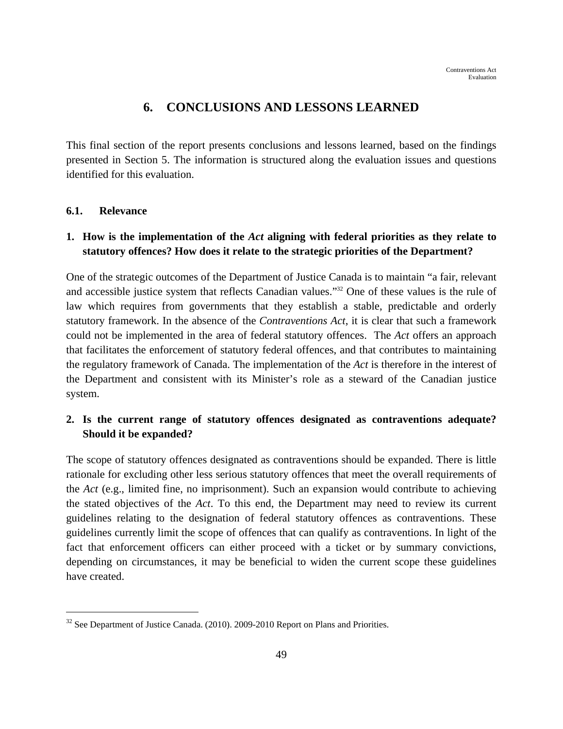# 6. CONCLUSIONS AND LESSONS LEARNED

This final section of the report presents conclusions and lessons learned, based on the findings presented in Section 5. The information is structured along the evaluation issues and questions identified for this evaluation.

## 6.1. Relevance

### 1. How is the implementation of the *Act* aligning with federal priorities as they relate to statutory offences? How does it relate to the strategic priorities of the Department?

One of the strategic outcomes of the Department of Justice Canada is to maintain "a fair, relevant and accessible justice system that reflects Canadian values."[32] One of these values is the rule of law which requires from governments that they establish a stable, predictable and orderly statutory framework. In the absence of the *Contraventions Act*, it is clear that such a framework could not be implemented in the area of federal statutory offences. The *Act* offers an approach that facilitates the enforcement of statutory federal offences, and that contributes to maintaining the regulatory framework of Canada. The implementation of the *Act* is therefore in the interest of the Department and consistent with its Minister's role as a steward of the Canadian justice system.

### 2. Is the current range of statutory offences designated as contraventions adequate? Should it be expanded?

The scope of statutory offences designated as contraventions should be expanded. There is little rationale for excluding other less serious statutory offences that meet the overall requirements of the *Act* (e.g., limited fine, no imprisonment). Such an expansion would contribute to achieving the stated objectives of the *Act*. To this end, the Department may need to review its current guidelines relating to the designation of federal statutory offences as contraventions. These guidelines currently limit the scope of offences that can qualify as contraventions. In light of the fact that enforcement officers can either proceed with a ticket or by summary convictions, depending on circumstances, it may be beneficial to widen the current scope these guidelines have created.

[32] See Department of Justice Canada. (2010). 2009-2010 Report on Plans and Priorities.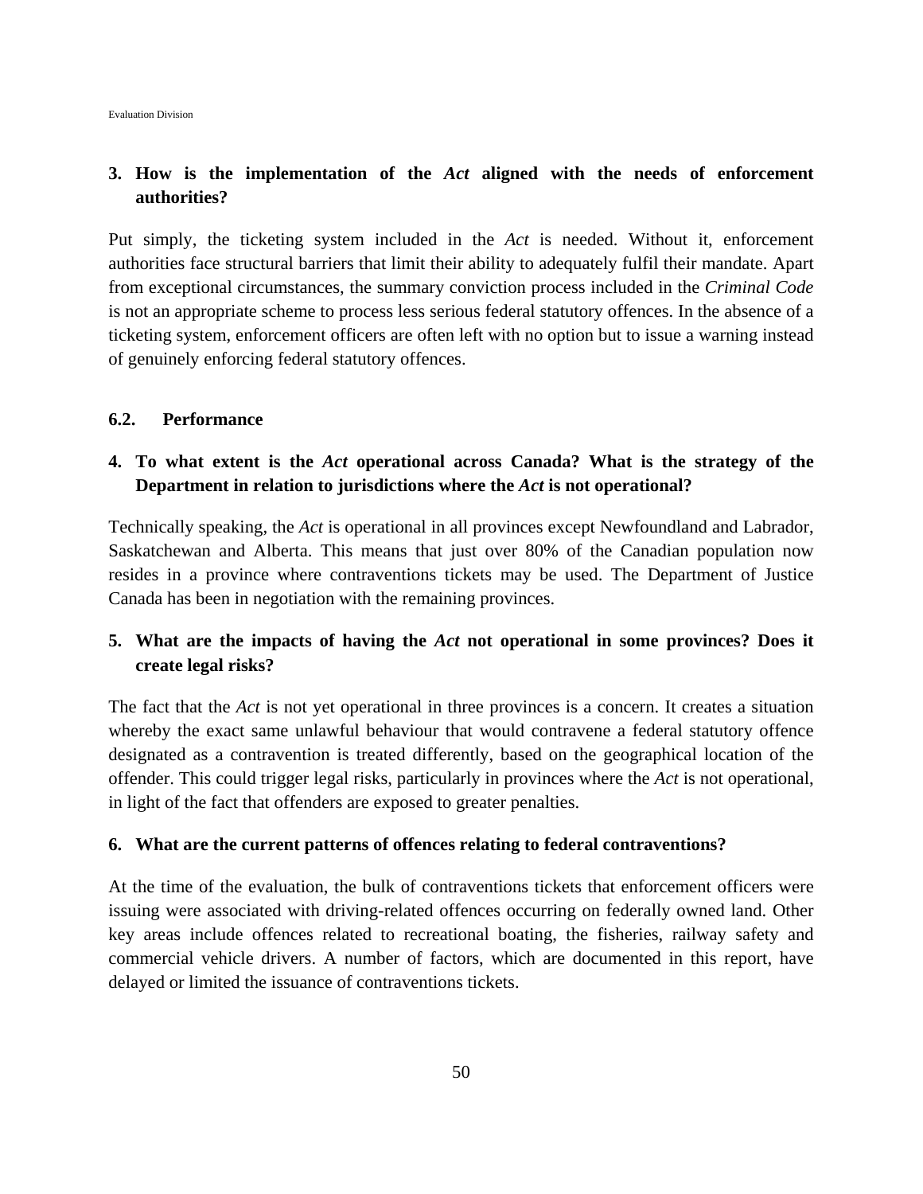3. **How is the implementation of the *Act* aligned with the needs of enforcement authorities?**

Put simply, the ticketing system included in the *Act* is needed. Without it, enforcement authorities face structural barriers that limit their ability to adequately fulfil their mandate. Apart from exceptional circumstances, the summary conviction process included in the *Criminal Code* is not an appropriate scheme to process less serious federal statutory offences. In the absence of a ticketing system, enforcement officers are often left with no option but to issue a warning instead of genuinely enforcing federal statutory offences.

## 6.2. Performance

4. **To what extent is the *Act* operational across Canada? What is the strategy of the Department in relation to jurisdictions where the *Act* is not operational?**

Technically speaking, the *Act* is operational in all provinces except Newfoundland and Labrador, Saskatchewan and Alberta. This means that just over 80% of the Canadian population now resides in a province where contraventions tickets may be used. The Department of Justice Canada has been in negotiation with the remaining provinces.

5. **What are the impacts of having the *Act* not operational in some provinces? Does it create legal risks?**

The fact that the *Act* is not yet operational in three provinces is a concern. It creates a situation whereby the exact same unlawful behaviour that would contravene a federal statutory offence designated as a contravention is treated differently, based on the geographical location of the offender. This could trigger legal risks, particularly in provinces where the *Act* is not operational, in light of the fact that offenders are exposed to greater penalties.

6. **What are the current patterns of offences relating to federal contraventions?**

At the time of the evaluation, the bulk of contraventions tickets that enforcement officers were issuing were associated with driving-related offences occurring on federally owned land. Other key areas include offences related to recreational boating, the fisheries, railway safety and commercial vehicle drivers. A number of factors, which are documented in this report, have delayed or limited the issuance of contraventions tickets.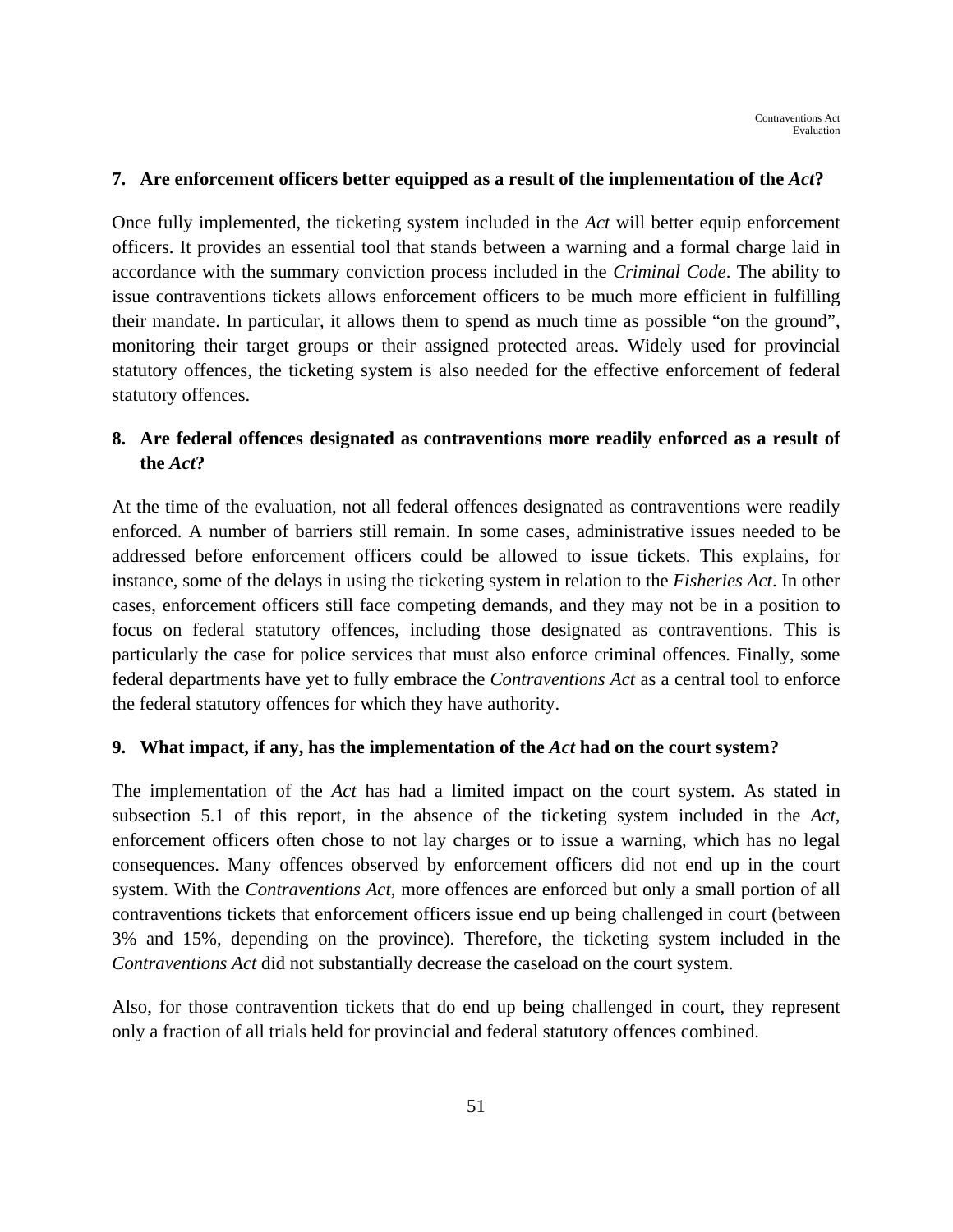**7. Are enforcement officers better equipped as a result of the implementation of the *Act*?**

Once fully implemented, the ticketing system included in the *Act* will better equip enforcement officers. It provides an essential tool that stands between a warning and a formal charge laid in accordance with the summary conviction process included in the *Criminal Code*. The ability to issue contraventions tickets allows enforcement officers to be much more efficient in fulfilling their mandate. In particular, it allows them to spend as much time as possible "on the ground", monitoring their target groups or their assigned protected areas. Widely used for provincial statutory offences, the ticketing system is also needed for the effective enforcement of federal statutory offences.

**8. Are federal offences designated as contraventions more readily enforced as a result of the *Act*?**

At the time of the evaluation, not all federal offences designated as contraventions were readily enforced. A number of barriers still remain. In some cases, administrative issues needed to be addressed before enforcement officers could be allowed to issue tickets. This explains, for instance, some of the delays in using the ticketing system in relation to the *Fisheries Act*. In other cases, enforcement officers still face competing demands, and they may not be in a position to focus on federal statutory offences, including those designated as contraventions. This is particularly the case for police services that must also enforce criminal offences. Finally, some federal departments have yet to fully embrace the *Contraventions Act* as a central tool to enforce the federal statutory offences for which they have authority.

**9. What impact, if any, has the implementation of the *Act* had on the court system?**

The implementation of the *Act* has had a limited impact on the court system. As stated in subsection 5.1 of this report, in the absence of the ticketing system included in the *Act*, enforcement officers often chose to not lay charges or to issue a warning, which has no legal consequences. Many offences observed by enforcement officers did not end up in the court system. With the *Contraventions Act*, more offences are enforced but only a small portion of all contraventions tickets that enforcement officers issue end up being challenged in court (between 3% and 15%, depending on the province). Therefore, the ticketing system included in the *Contraventions Act* did not substantially decrease the caseload on the court system.

Also, for those contravention tickets that do end up being challenged in court, they represent only a fraction of all trials held for provincial and federal statutory offences combined.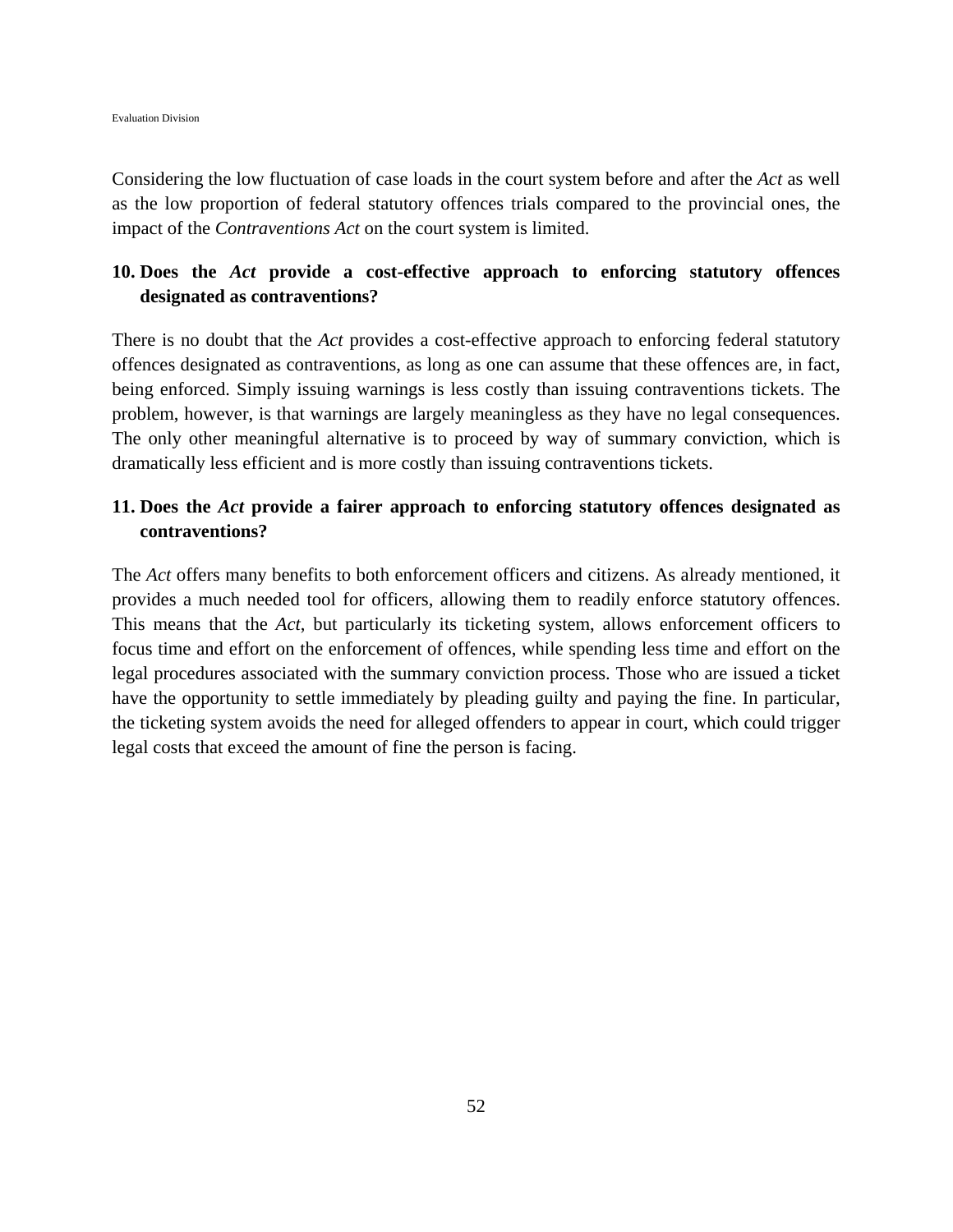Considering the low fluctuation of case loads in the court system before and after the *Act* as well as the low proportion of federal statutory offences trials compared to the provincial ones, the impact of the *Contraventions Act* on the court system is limited.

### 10. Does the *Act* provide a cost-effective approach to enforcing statutory offences designated as contraventions?

There is no doubt that the *Act* provides a cost-effective approach to enforcing federal statutory offences designated as contraventions, as long as one can assume that these offences are, in fact, being enforced. Simply issuing warnings is less costly than issuing contraventions tickets. The problem, however, is that warnings are largely meaningless as they have no legal consequences. The only other meaningful alternative is to proceed by way of summary conviction, which is dramatically less efficient and is more costly than issuing contraventions tickets.

### 11. Does the *Act* provide a fairer approach to enforcing statutory offences designated as contraventions?

The *Act* offers many benefits to both enforcement officers and citizens. As already mentioned, it provides a much needed tool for officers, allowing them to readily enforce statutory offences. This means that the *Act*, but particularly its ticketing system, allows enforcement officers to focus time and effort on the enforcement of offences, while spending less time and effort on the legal procedures associated with the summary conviction process. Those who are issued a ticket have the opportunity to settle immediately by pleading guilty and paying the fine. In particular, the ticketing system avoids the need for alleged offenders to appear in court, which could trigger legal costs that exceed the amount of fine the person is facing.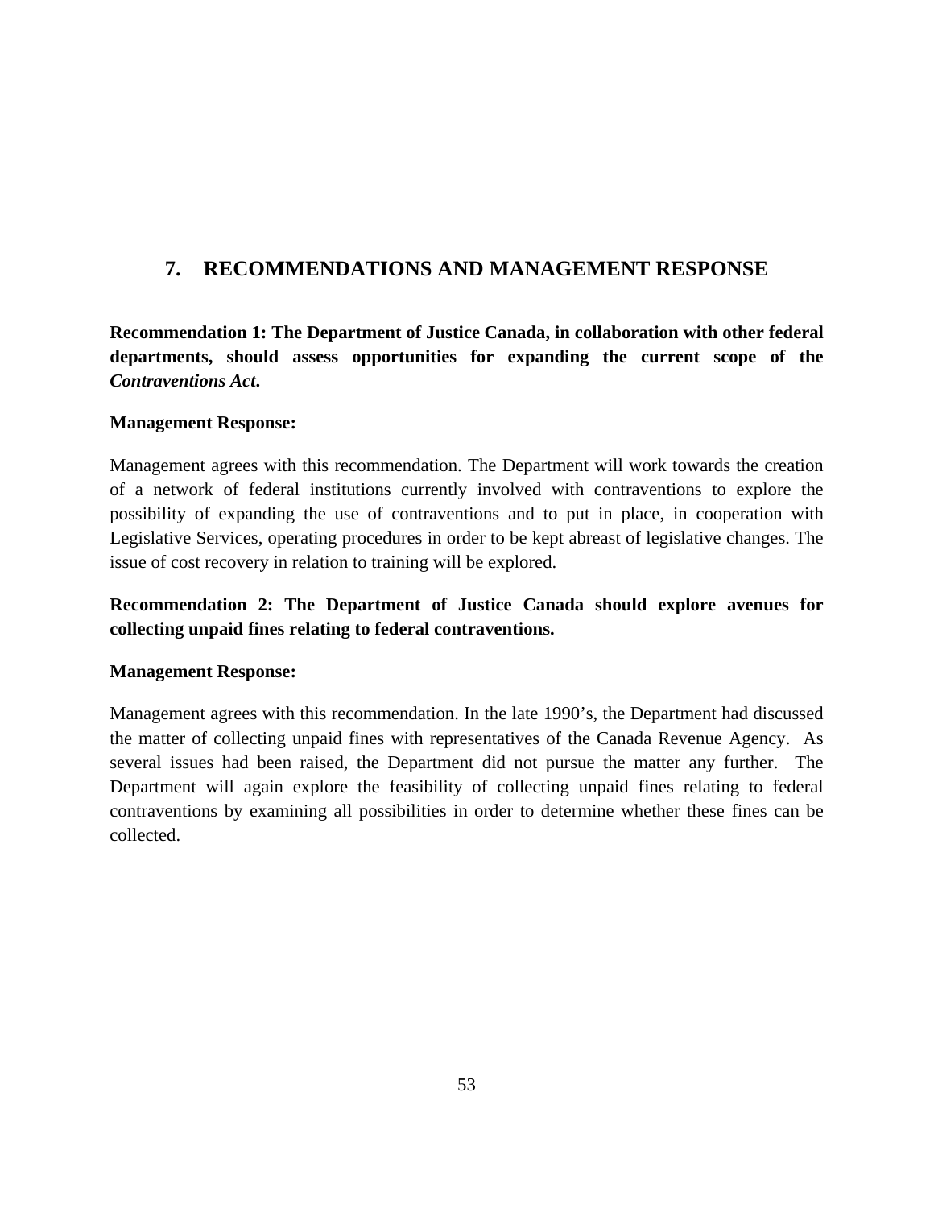## 7. RECOMMENDATIONS AND MANAGEMENT RESPONSE

**Recommendation 1: The Department of Justice Canada, in collaboration with other federal departments, should assess opportunities for expanding the current scope of the *Contraventions Act*.**

**Management Response:**

Management agrees with this recommendation. The Department will work towards the creation of a network of federal institutions currently involved with contraventions to explore the possibility of expanding the use of contraventions and to put in place, in cooperation with Legislative Services, operating procedures in order to be kept abreast of legislative changes. The issue of cost recovery in relation to training will be explored.

**Recommendation 2: The Department of Justice Canada should explore avenues for collecting unpaid fines relating to federal contraventions.**

**Management Response:**

Management agrees with this recommendation. In the late 1990's, the Department had discussed the matter of collecting unpaid fines with representatives of the Canada Revenue Agency. As several issues had been raised, the Department did not pursue the matter any further. The Department will again explore the feasibility of collecting unpaid fines relating to federal contraventions by examining all possibilities in order to determine whether these fines can be collected.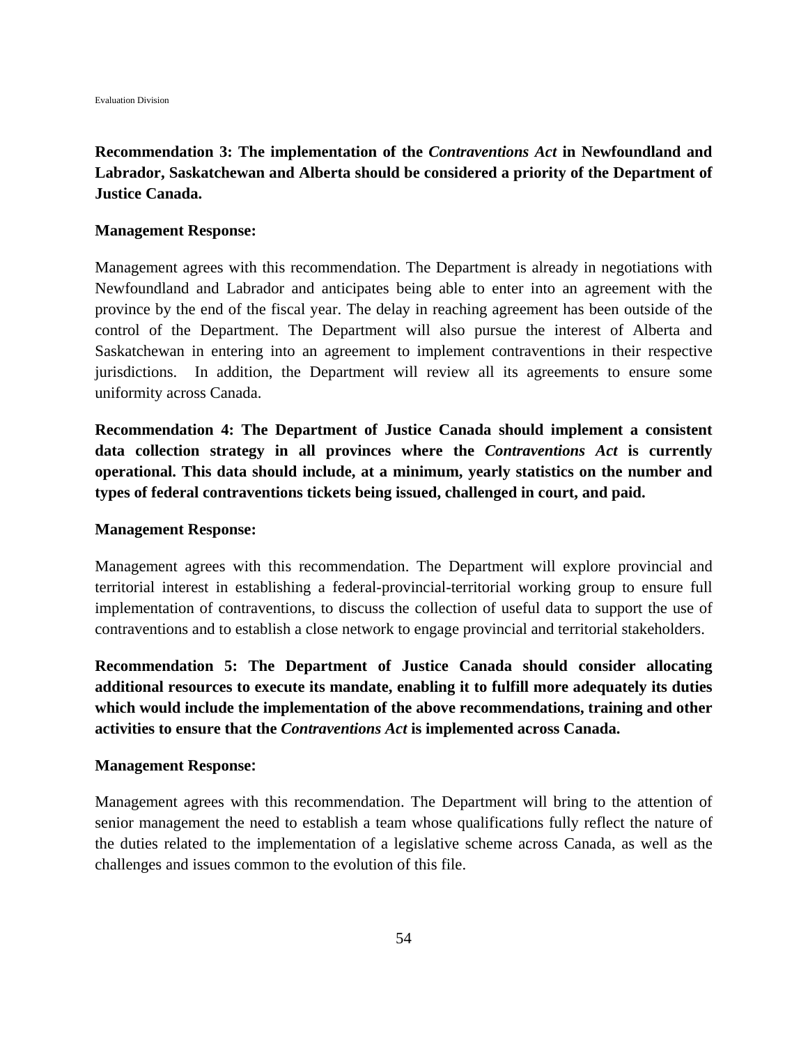**Recommendation 3: The implementation of the *Contraventions Act* in Newfoundland and Labrador, Saskatchewan and Alberta should be considered a priority of the Department of Justice Canada.**

**Management Response:**

Management agrees with this recommendation. The Department is already in negotiations with Newfoundland and Labrador and anticipates being able to enter into an agreement with the province by the end of the fiscal year. The delay in reaching agreement has been outside of the control of the Department. The Department will also pursue the interest of Alberta and Saskatchewan in entering into an agreement to implement contraventions in their respective jurisdictions. In addition, the Department will review all its agreements to ensure some uniformity across Canada.

**Recommendation 4: The Department of Justice Canada should implement a consistent data collection strategy in all provinces where the *Contraventions Act* is currently operational. This data should include, at a minimum, yearly statistics on the number and types of federal contraventions tickets being issued, challenged in court, and paid.**

**Management Response:**

Management agrees with this recommendation. The Department will explore provincial and territorial interest in establishing a federal-provincial-territorial working group to ensure full implementation of contraventions, to discuss the collection of useful data to support the use of contraventions and to establish a close network to engage provincial and territorial stakeholders.

**Recommendation 5: The Department of Justice Canada should consider allocating additional resources to execute its mandate, enabling it to fulfill more adequately its duties which would include the implementation of the above recommendations, training and other activities to ensure that the *Contraventions Act* is implemented across Canada.**

**Management Response:**

Management agrees with this recommendation. The Department will bring to the attention of senior management the need to establish a team whose qualifications fully reflect the nature of the duties related to the implementation of a legislative scheme across Canada, as well as the challenges and issues common to the evolution of this file.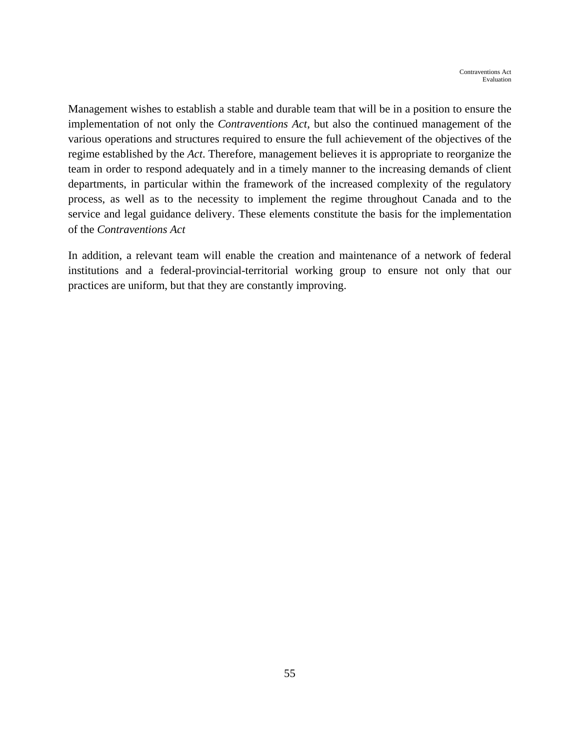Management wishes to establish a stable and durable team that will be in a position to ensure the implementation of not only the *Contraventions Act*, but also the continued management of the various operations and structures required to ensure the full achievement of the objectives of the regime established by the *Act*. Therefore, management believes it is appropriate to reorganize the team in order to respond adequately and in a timely manner to the increasing demands of client departments, in particular within the framework of the increased complexity of the regulatory process, as well as to the necessity to implement the regime throughout Canada and to the service and legal guidance delivery. These elements constitute the basis for the implementation of the *Contraventions Act*

In addition, a relevant team will enable the creation and maintenance of a network of federal institutions and a federal-provincial-territorial working group to ensure not only that our practices are uniform, but that they are constantly improving.